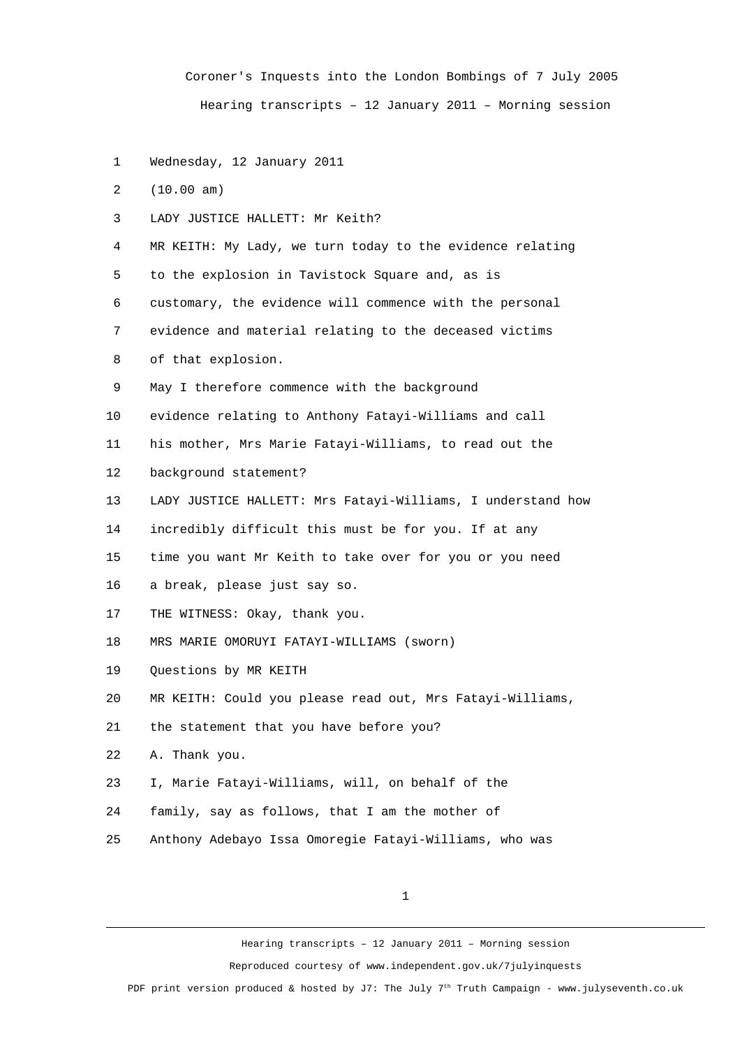Wednesday, 12 January 2011

(10.00 am)

LADY JUSTICE HALLETT: Mr Keith?

MR KEITH: My Lady, we turn today to the evidence relating to the explosion in Tavistock Square and, as is customary, the evidence will commence with the personal evidence and material relating to the deceased victims of that explosion.

May I therefore commence with the background evidence relating to Anthony Fatayi-Williams and call his mother, Mrs Marie Fatayi-Williams, to read out the background statement?

LADY JUSTICE HALLETT: Mrs Fatayi-Williams, I understand how incredibly difficult this must be for you. If at any time you want Mr Keith to take over for you or you need a break, please just say so.

THE WITNESS: Okay, thank you.

MRS MARIE OMORUYI FATAYI-WILLIAMS (sworn)

Questions by MR KEITH

MR KEITH: Could you please read out, Mrs Fatayi-Williams, the statement that you have before you?

A. Thank you.

I, Marie Fatayi-Williams, will, on behalf of the family, say as follows, that I am the mother of Anthony Adebayo Issa Omoregie Fatayi-Williams, who was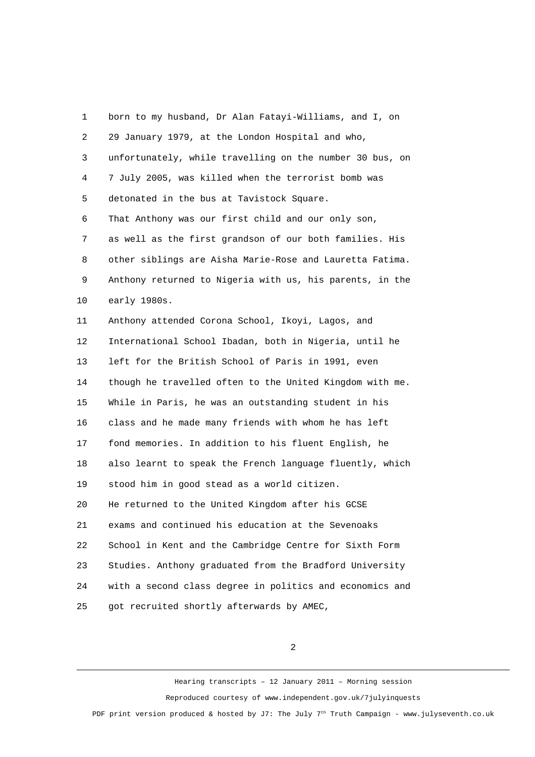born to my husband, Dr Alan Fatayi-Williams, and I, on 29 January 1979, at the London Hospital and who, unfortunately, while travelling on the number 30 bus, on 7 July 2005, was killed when the terrorist bomb was detonated in the bus at Tavistock Square.

That Anthony was our first child and our only son, as well as the first grandson of our both families. His other siblings are Aisha Marie-Rose and Lauretta Fatima. Anthony returned to Nigeria with us, his parents, in the early 1980s.

Anthony attended Corona School, Ikoyi, Lagos, and International School Ibadan, both in Nigeria, until he left for the British School of Paris in 1991, even though he travelled often to the United Kingdom with me. While in Paris, he was an outstanding student in his class and he made many friends with whom he has left fond memories. In addition to his fluent English, he also learnt to speak the French language fluently, which stood him in good stead as a world citizen.

He returned to the United Kingdom after his GCSE exams and continued his education at the Sevenoaks School in Kent and the Cambridge Centre for Sixth Form Studies. Anthony graduated from the Bradford University with a second class degree in politics and economics and got recruited shortly afterwards by AMEC,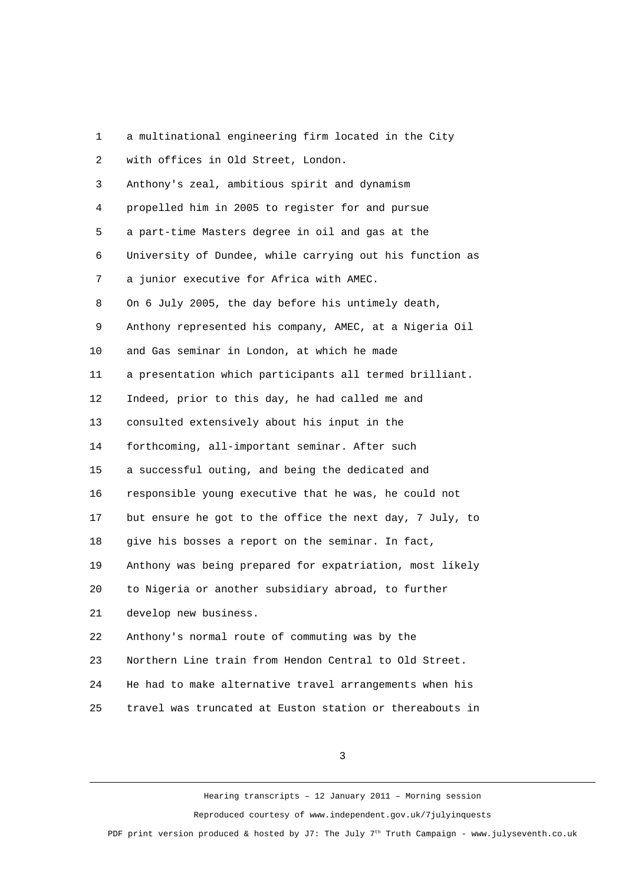a multinational engineering firm located in the City with offices in Old Street, London.

Anthony's zeal, ambitious spirit and dynamism propelled him in 2005 to register for and pursue a part-time Masters degree in oil and gas at the University of Dundee, while carrying out his function as a junior executive for Africa with AMEC.

On 6 July 2005, the day before his untimely death, Anthony represented his company, AMEC, at a Nigeria Oil and Gas seminar in London, at which he made a presentation which participants all termed brilliant. Indeed, prior to this day, he had called me and consulted extensively about his input in the forthcoming, all-important seminar. After such a successful outing, and being the dedicated and responsible young executive that he was, he could not but ensure he got to the office the next day, 7 July, to give his bosses a report on the seminar. In fact, Anthony was being prepared for expatriation, most likely to Nigeria or another subsidiary abroad, to further develop new business.

Anthony's normal route of commuting was by the Northern Line train from Hendon Central to Old Street. He had to make alternative travel arrangements when his travel was truncated at Euston station or thereabouts in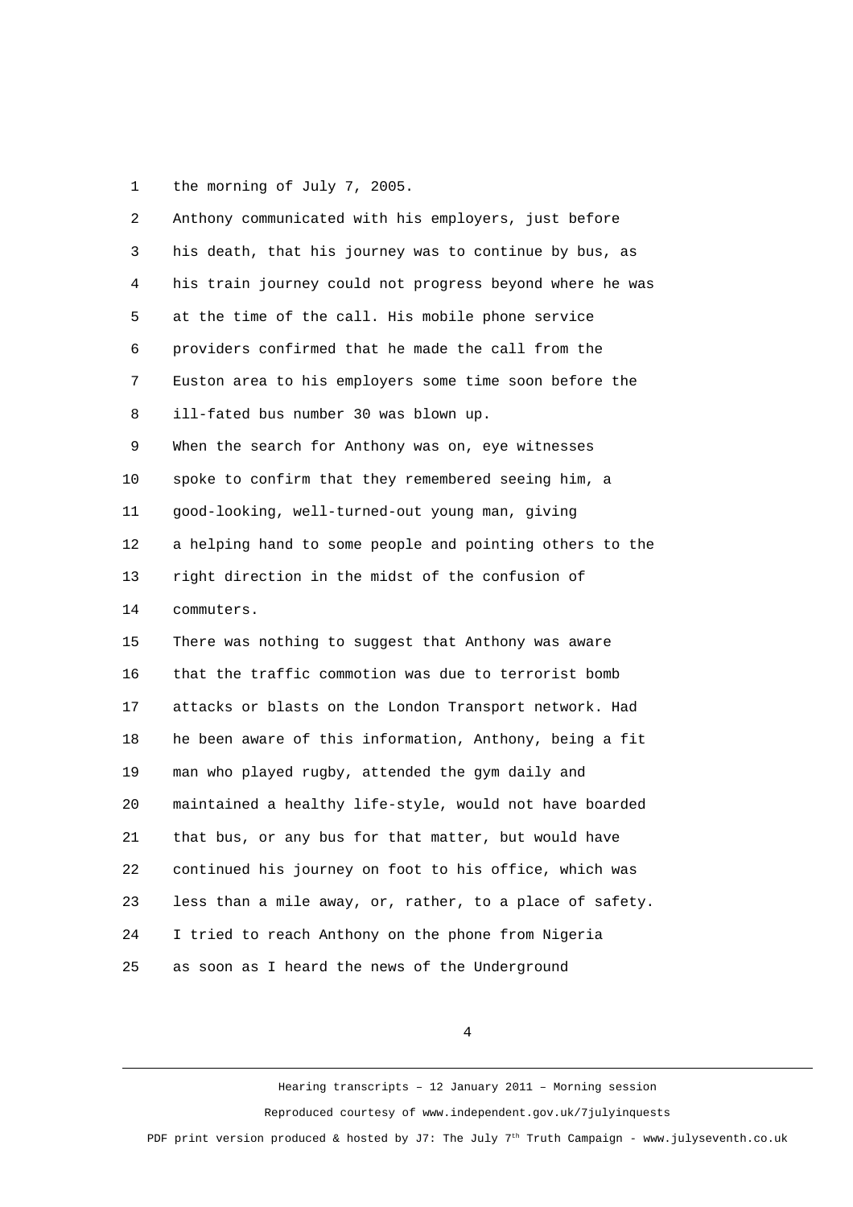the morning of July 7, 2005.

Anthony communicated with his employers, just before his death, that his journey was to continue by bus, as his train journey could not progress beyond where he was at the time of the call. His mobile phone service providers confirmed that he made the call from the Euston area to his employers some time soon before the ill-fated bus number 30 was blown up.

When the search for Anthony was on, eye witnesses spoke to confirm that they remembered seeing him, a good-looking, well-turned-out young man, giving a helping hand to some people and pointing others to the right direction in the midst of the confusion of commuters.

There was nothing to suggest that Anthony was aware that the traffic commotion was due to terrorist bomb attacks or blasts on the London Transport network. Had he been aware of this information, Anthony, being a fit man who played rugby, attended the gym daily and maintained a healthy life-style, would not have boarded that bus, or any bus for that matter, but would have continued his journey on foot to his office, which was less than a mile away, or, rather, to a place of safety.

I tried to reach Anthony on the phone from Nigeria as soon as I heard the news of the Underground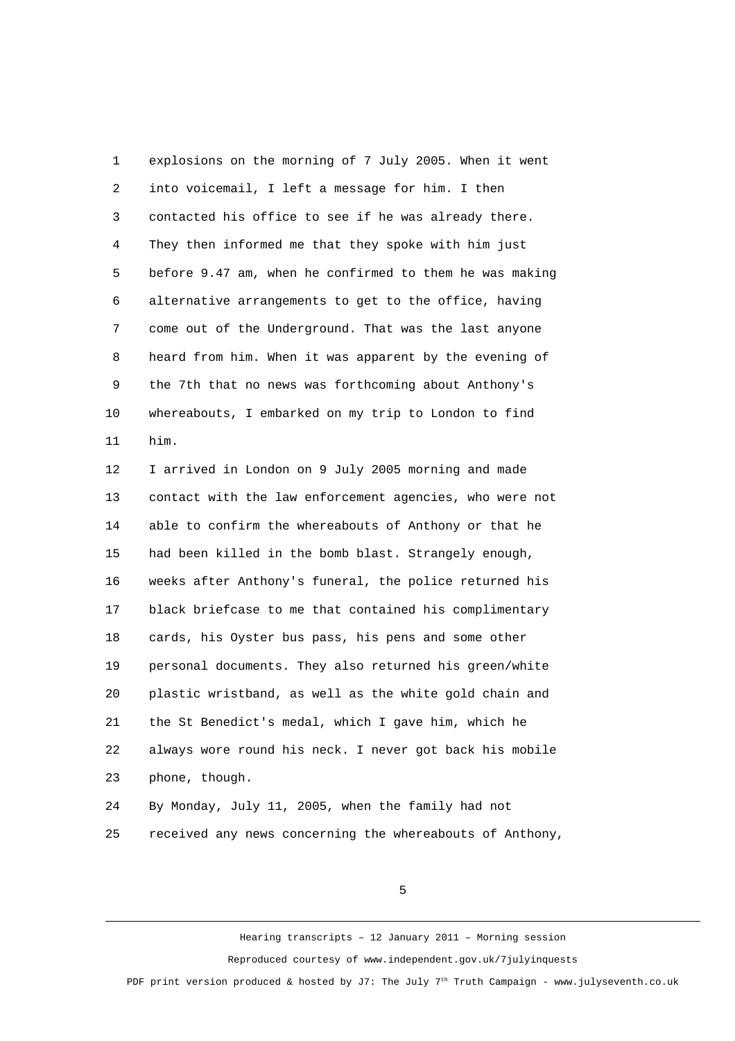explosions on the morning of 7 July 2005. When it went into voicemail, I left a message for him. I then contacted his office to see if he was already there. They then informed me that they spoke with him just before 9.47 am, when he confirmed to them he was making alternative arrangements to get to the office, having come out of the Underground. That was the last anyone heard from him. When it was apparent by the evening of the 7th that no news was forthcoming about Anthony's whereabouts, I embarked on my trip to London to find him.

I arrived in London on 9 July 2005 morning and made contact with the law enforcement agencies, who were not able to confirm the whereabouts of Anthony or that he had been killed in the bomb blast. Strangely enough, weeks after Anthony's funeral, the police returned his black briefcase to me that contained his complimentary cards, his Oyster bus pass, his pens and some other personal documents. They also returned his green/white plastic wristband, as well as the white gold chain and the St Benedict's medal, which I gave him, which he always wore round his neck. I never got back his mobile phone, though.

By Monday, July 11, 2005, when the family had not received any news concerning the whereabouts of Anthony,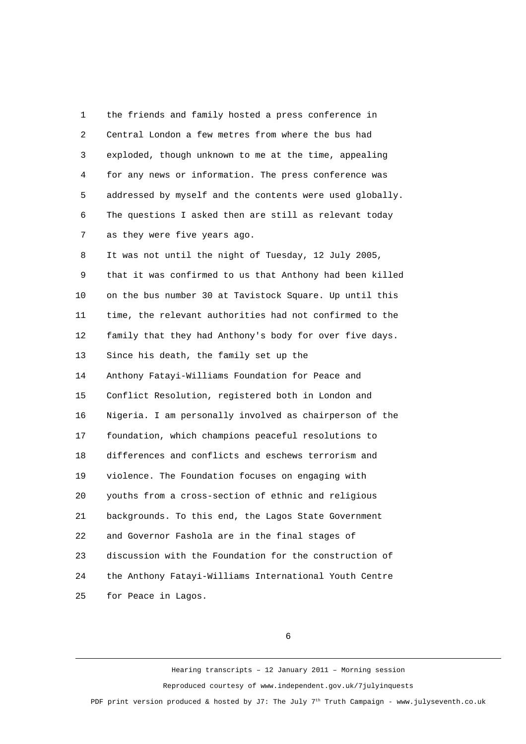the friends and family hosted a press conference in Central London a few metres from where the bus had exploded, though unknown to me at the time, appealing for any news or information. The press conference was addressed by myself and the contents were used globally. The questions I asked then are still as relevant today as they were five years ago.

It was not until the night of Tuesday, 12 July 2005, that it was confirmed to us that Anthony had been killed on the bus number 30 at Tavistock Square. Up until this time, the relevant authorities had not confirmed to the family that they had Anthony's body for over five days.

Since his death, the family set up the Anthony Fatayi-Williams Foundation for Peace and Conflict Resolution, registered both in London and Nigeria. I am personally involved as chairperson of the foundation, which champions peaceful resolutions to differences and conflicts and eschews terrorism and violence. The Foundation focuses on engaging with youths from a cross-section of ethnic and religious backgrounds. To this end, the Lagos State Government and Governor Fashola are in the final stages of discussion with the Foundation for the construction of the Anthony Fatayi-Williams International Youth Centre for Peace in Lagos.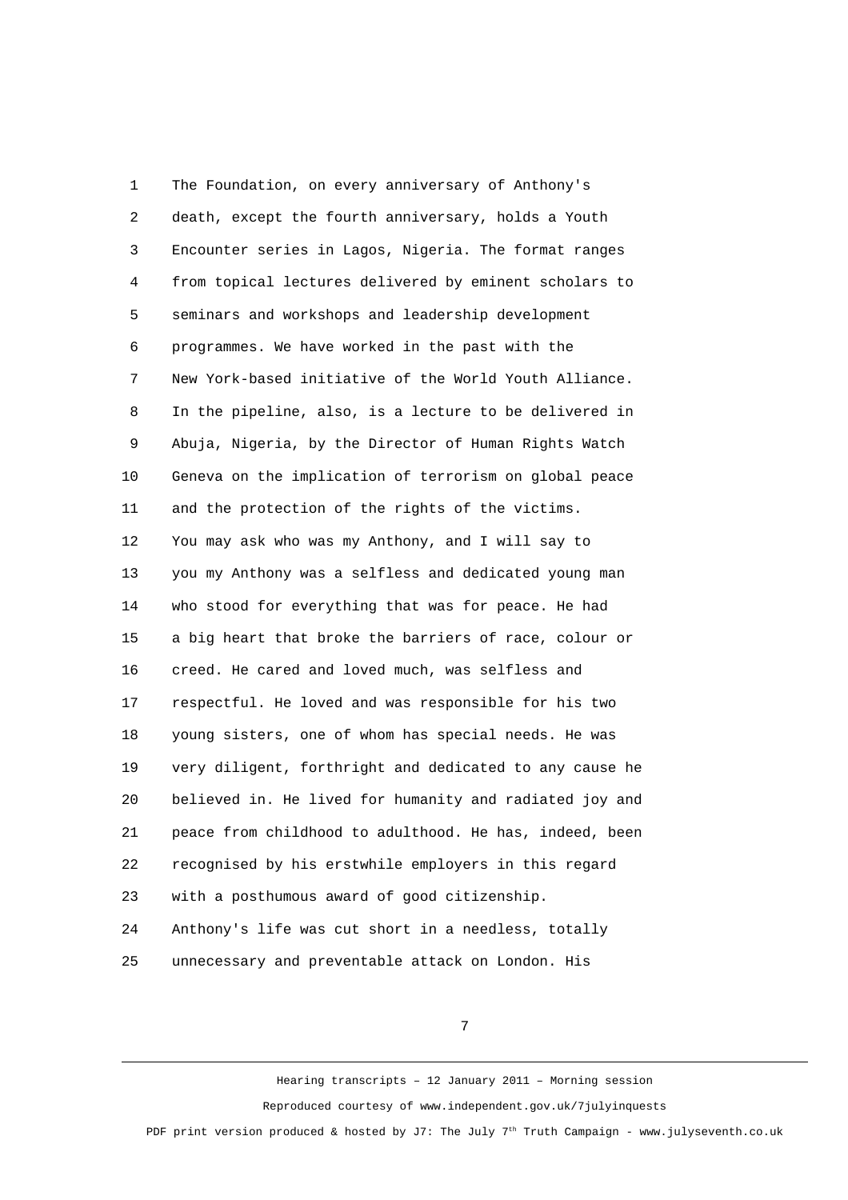The Foundation, on every anniversary of Anthony's death, except the fourth anniversary, holds a Youth Encounter series in Lagos, Nigeria. The format ranges from topical lectures delivered by eminent scholars to seminars and workshops and leadership development programmes. We have worked in the past with the New York-based initiative of the World Youth Alliance. In the pipeline, also, is a lecture to be delivered in Abuja, Nigeria, by the Director of Human Rights Watch Geneva on the implication of terrorism on global peace and the protection of the rights of the victims.

You may ask who was my Anthony, and I will say to you my Anthony was a selfless and dedicated young man who stood for everything that was for peace. He had a big heart that broke the barriers of race, colour or creed. He cared and loved much, was selfless and respectful. He loved and was responsible for his two young sisters, one of whom has special needs. He was very diligent, forthright and dedicated to any cause he believed in. He lived for humanity and radiated joy and peace from childhood to adulthood. He has, indeed, been recognised by his erstwhile employers in this regard with a posthumous award of good citizenship.

Anthony's life was cut short in a needless, totally unnecessary and preventable attack on London. His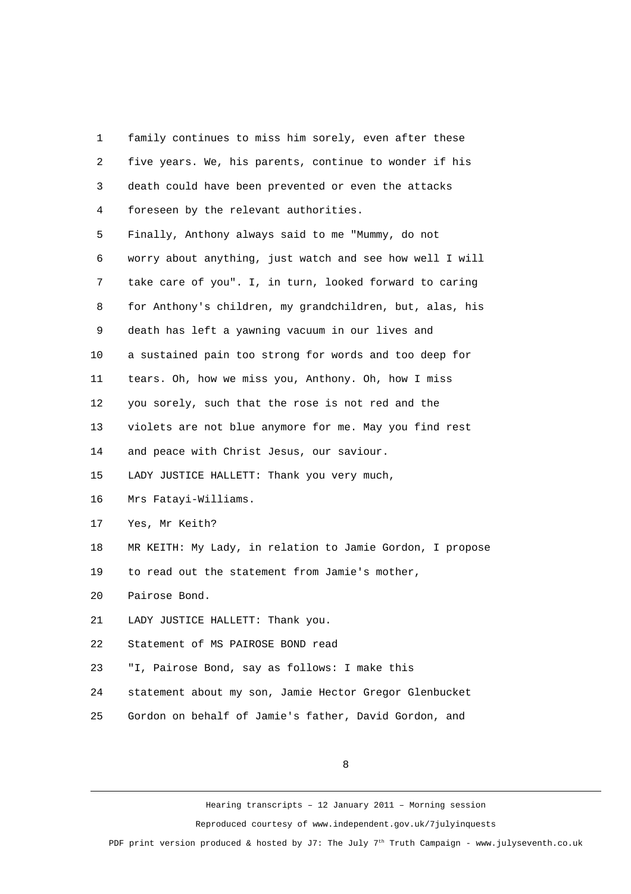family continues to miss him sorely, even after these five years. We, his parents, continue to wonder if his death could have been prevented or even the attacks foreseen by the relevant authorities.

Finally, Anthony always said to me "Mummy, do not worry about anything, just watch and see how well I will take care of you". I, in turn, looked forward to caring for Anthony's children, my grandchildren, but, alas, his death has left a yawning vacuum in our lives and a sustained pain too strong for words and too deep for tears. Oh, how we miss you, Anthony. Oh, how I miss you sorely, such that the rose is not red and the violets are not blue anymore for me. May you find rest and peace with Christ Jesus, our saviour.

LADY JUSTICE HALLETT: Thank you very much, Mrs Fatayi-Williams.

Yes, Mr Keith?

MR KEITH: My Lady, in relation to Jamie Gordon, I propose to read out the statement from Jamie's mother, Pairose Bond.

LADY JUSTICE HALLETT: Thank you.

Statement of MS PAIROSE BOND read

"I, Pairose Bond, say as follows: I make this statement about my son, Jamie Hector Gregor Glenbucket Gordon on behalf of Jamie's father, David Gordon, and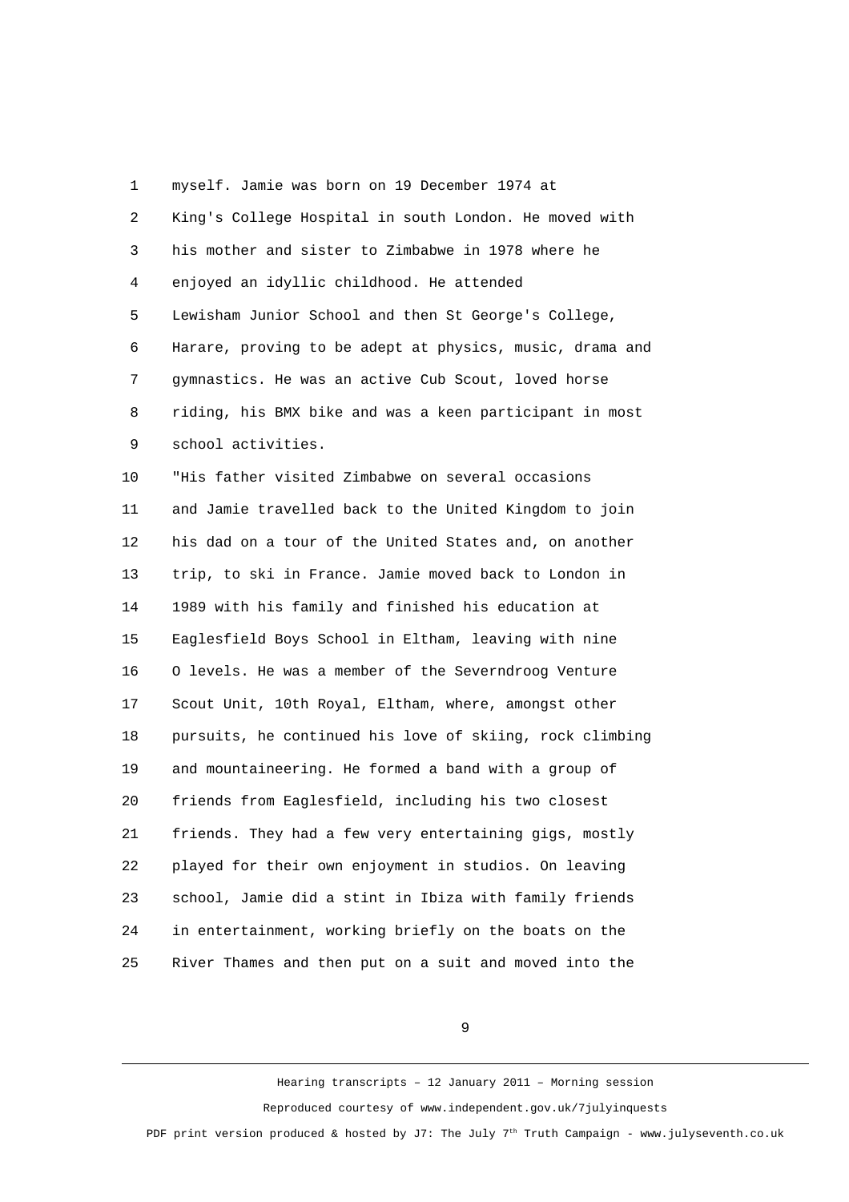myself. Jamie was born on 19 December 1974 at King's College Hospital in south London. He moved with his mother and sister to Zimbabwe in 1978 where he enjoyed an idyllic childhood. He attended Lewisham Junior School and then St George's College, Harare, proving to be adept at physics, music, drama and gymnastics. He was an active Cub Scout, loved horse riding, his BMX bike and was a keen participant in most school activities.

"His father visited Zimbabwe on several occasions and Jamie travelled back to the United Kingdom to join his dad on a tour of the United States and, on another trip, to ski in France. Jamie moved back to London in 1989 with his family and finished his education at Eaglesfield Boys School in Eltham, leaving with nine O levels. He was a member of the Severndroog Venture Scout Unit, 10th Royal, Eltham, where, amongst other pursuits, he continued his love of skiing, rock climbing and mountaineering. He formed a band with a group of friends from Eaglesfield, including his two closest friends. They had a few very entertaining gigs, mostly played for their own enjoyment in studios. On leaving school, Jamie did a stint in Ibiza with family friends in entertainment, working briefly on the boats on the River Thames and then put on a suit and moved into the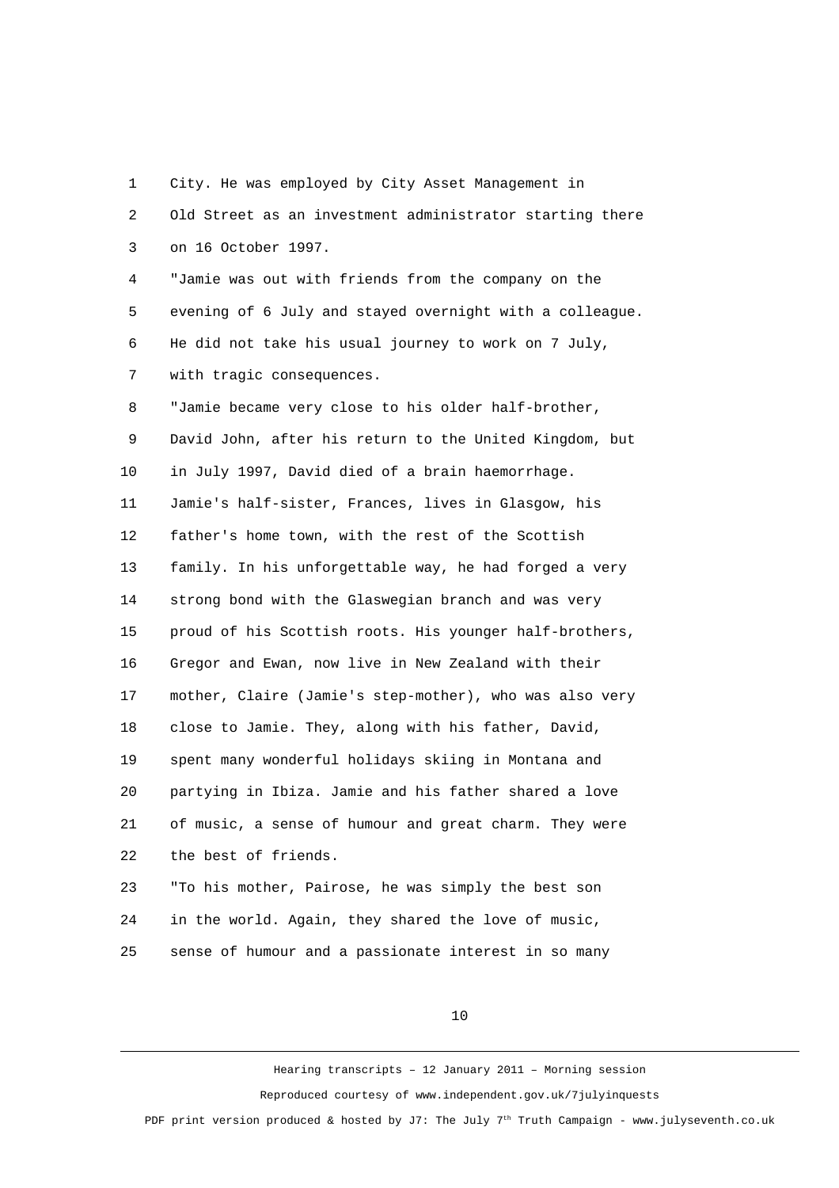City. He was employed by City Asset Management in Old Street as an investment administrator starting there on 16 October 1997.

"Jamie was out with friends from the company on the evening of 6 July and stayed overnight with a colleague. He did not take his usual journey to work on 7 July, with tragic consequences.

"Jamie became very close to his older half-brother, David John, after his return to the United Kingdom, but in July 1997, David died of a brain haemorrhage. Jamie's half-sister, Frances, lives in Glasgow, his father's home town, with the rest of the Scottish family. In his unforgettable way, he had forged a very strong bond with the Glaswegian branch and was very proud of his Scottish roots. His younger half-brothers, Gregor and Ewan, now live in New Zealand with their mother, Claire (Jamie's step-mother), who was also very close to Jamie. They, along with his father, David, spent many wonderful holidays skiing in Montana and partying in Ibiza. Jamie and his father shared a love of music, a sense of humour and great charm. They were the best of friends.

"To his mother, Pairose, he was simply the best son in the world. Again, they shared the love of music, sense of humour and a passionate interest in so many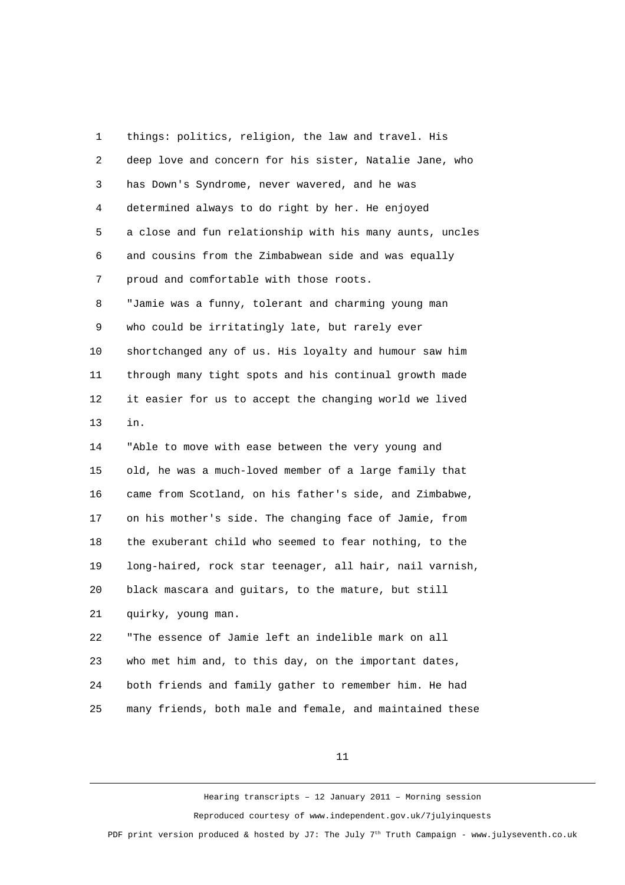things: politics, religion, the law and travel. His deep love and concern for his sister, Natalie Jane, who has Down's Syndrome, never wavered, and he was determined always to do right by her. He enjoyed a close and fun relationship with his many aunts, uncles and cousins from the Zimbabwean side and was equally proud and comfortable with those roots.

"Jamie was a funny, tolerant and charming young man who could be irritatingly late, but rarely ever shortchanged any of us. His loyalty and humour saw him through many tight spots and his continual growth made it easier for us to accept the changing world we lived in.

"Able to move with ease between the very young and old, he was a much-loved member of a large family that came from Scotland, on his father's side, and Zimbabwe, on his mother's side. The changing face of Jamie, from the exuberant child who seemed to fear nothing, to the long-haired, rock star teenager, all hair, nail varnish, black mascara and guitars, to the mature, but still quirky, young man.

"The essence of Jamie left an indelible mark on all who met him and, to this day, on the important dates, both friends and family gather to remember him. He had many friends, both male and female, and maintained these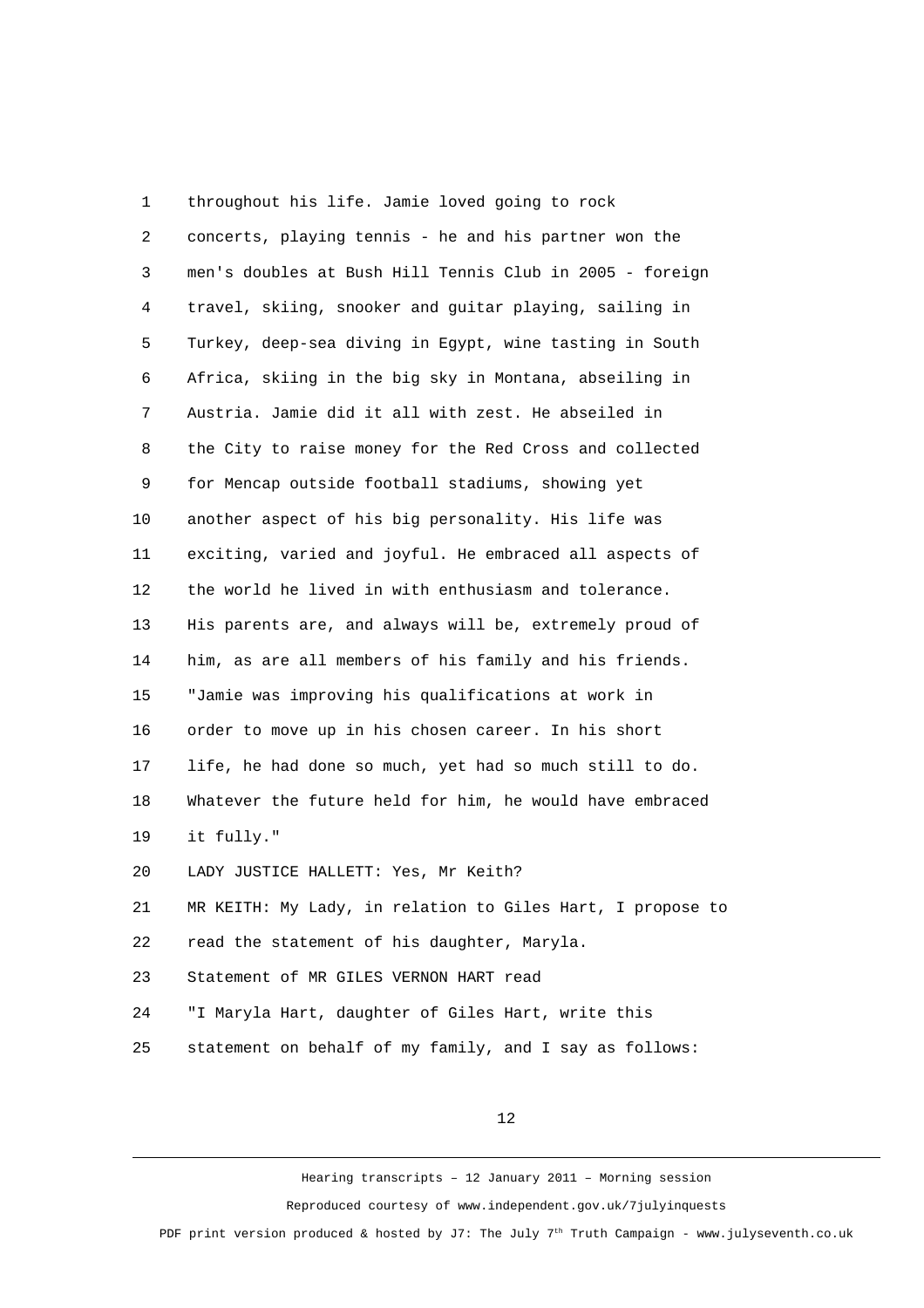1 throughout his life. Jamie loved going to rock
2 concerts, playing tennis - he and his partner won the
3 men's doubles at Bush Hill Tennis Club in 2005 - foreign
4 travel, skiing, snooker and guitar playing, sailing in
5 Turkey, deep-sea diving in Egypt, wine tasting in South
6 Africa, skiing in the big sky in Montana, abseiling in
7 Austria. Jamie did it all with zest. He abseiled in
8 the City to raise money for the Red Cross and collected
9 for Mencap outside football stadiums, showing yet
10 another aspect of his big personality. His life was
11 exciting, varied and joyful. He embraced all aspects of
12 the world he lived in with enthusiasm and tolerance.
13 His parents are, and always will be, extremely proud of
14 him, as are all members of his family and his friends.
15 "Jamie was improving his qualifications at work in
16 order to move up in his chosen career. In his short
17 life, he had done so much, yet had so much still to do.
18 Whatever the future held for him, he would have embraced
19 it fully."
20 LADY JUSTICE HALLETT: Yes, Mr Keith?
21 MR KEITH: My Lady, in relation to Giles Hart, I propose to
22 read the statement of his daughter, Maryla.
23 Statement of MR GILES VERNON HART read
24 "I Maryla Hart, daughter of Giles Hart, write this
25 statement on behalf of my family, and I say as follows: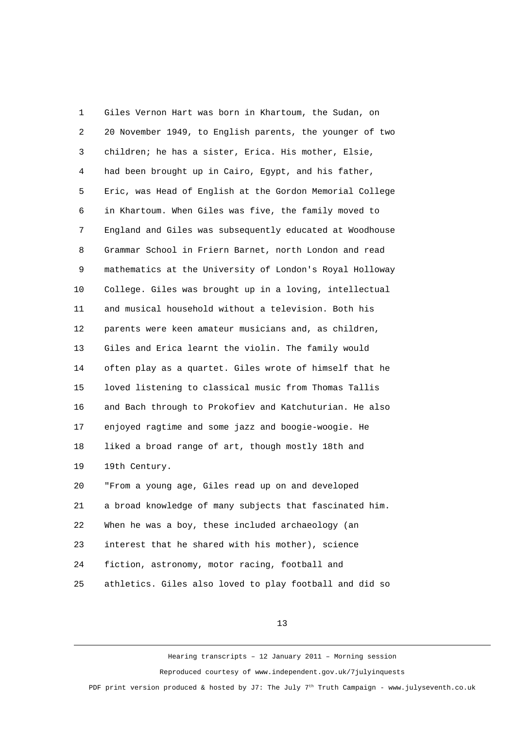Giles Vernon Hart was born in Khartoum, the Sudan, on 20 November 1949, to English parents, the younger of two children; he has a sister, Erica. His mother, Elsie, had been brought up in Cairo, Egypt, and his father, Eric, was Head of English at the Gordon Memorial College in Khartoum. When Giles was five, the family moved to England and Giles was subsequently educated at Woodhouse Grammar School in Friern Barnet, north London and read mathematics at the University of London's Royal Holloway College. Giles was brought up in a loving, intellectual and musical household without a television. Both his parents were keen amateur musicians and, as children, Giles and Erica learnt the violin. The family would often play as a quartet. Giles wrote of himself that he loved listening to classical music from Thomas Tallis and Bach through to Prokofiev and Katchuturian. He also enjoyed ragtime and some jazz and boogie-woogie. He liked a broad range of art, though mostly 18th and 19th Century.

"From a young age, Giles read up on and developed a broad knowledge of many subjects that fascinated him. When he was a boy, these included archaeology (an interest that he shared with his mother), science fiction, astronomy, motor racing, football and athletics. Giles also loved to play football and did so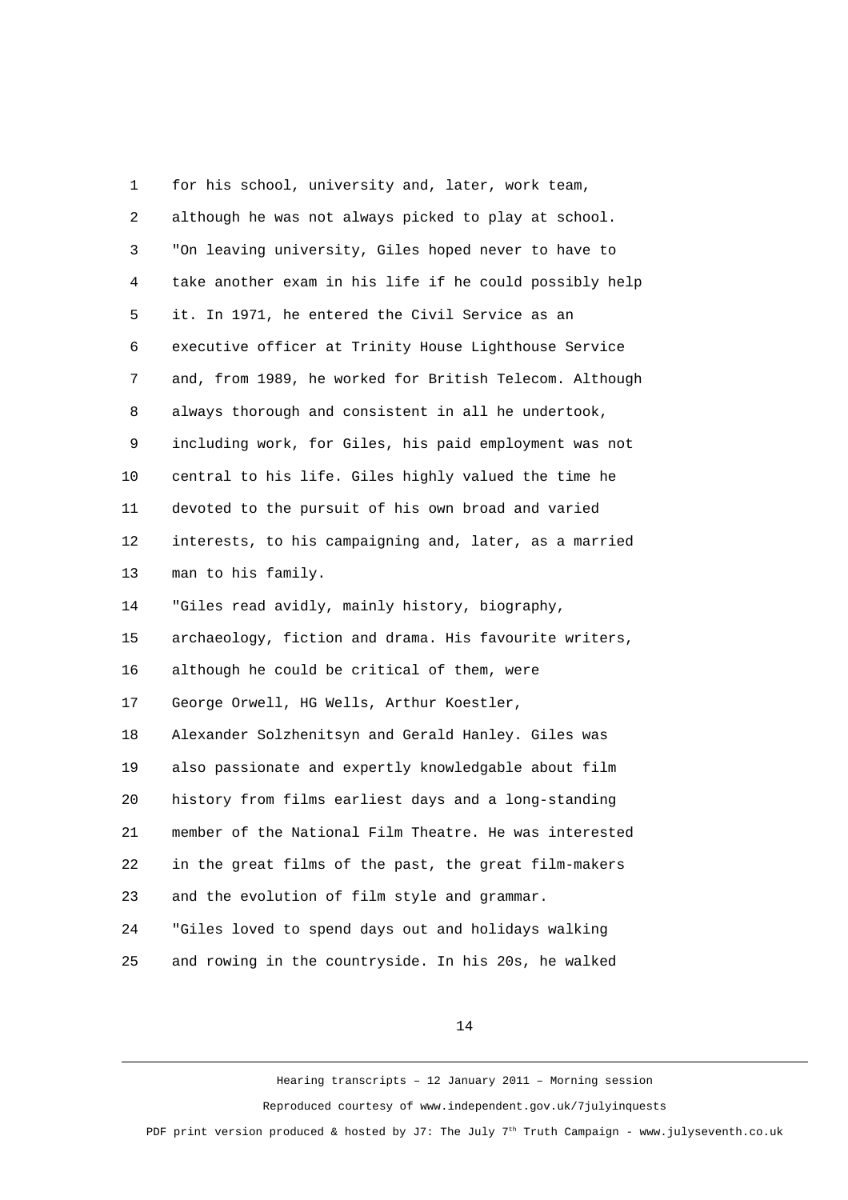1 for his school, university and, later, work team,
2 although he was not always picked to play at school.
3 "On leaving university, Giles hoped never to have to
4 take another exam in his life if he could possibly help
5 it. In 1971, he entered the Civil Service as an
6 executive officer at Trinity House Lighthouse Service
7 and, from 1989, he worked for British Telecom. Although
8 always thorough and consistent in all he undertook,
9 including work, for Giles, his paid employment was not
10 central to his life. Giles highly valued the time he
11 devoted to the pursuit of his own broad and varied
12 interests, to his campaigning and, later, as a married
13 man to his family.
14 "Giles read avidly, mainly history, biography,
15 archaeology, fiction and drama. His favourite writers,
16 although he could be critical of them, were
17 George Orwell, HG Wells, Arthur Koestler,
18 Alexander Solzhenitsyn and Gerald Hanley. Giles was
19 also passionate and expertly knowledgable about film
20 history from films earliest days and a long-standing
21 member of the National Film Theatre. He was interested
22 in the great films of the past, the great film-makers
23 and the evolution of film style and grammar.
24 "Giles loved to spend days out and holidays walking
25 and rowing in the countryside. In his 20s, he walked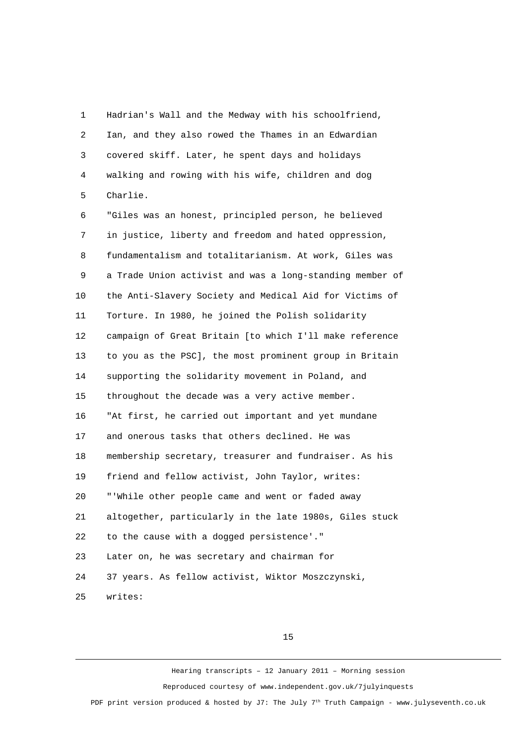Hadrian's Wall and the Medway with his schoolfriend, Ian, and they also rowed the Thames in an Edwardian covered skiff. Later, he spent days and holidays walking and rowing with his wife, children and dog Charlie.

"Giles was an honest, principled person, he believed in justice, liberty and freedom and hated oppression, fundamentalism and totalitarianism. At work, Giles was a Trade Union activist and was a long-standing member of the Anti-Slavery Society and Medical Aid for Victims of Torture. In 1980, he joined the Polish solidarity campaign of Great Britain [to which I'll make reference to you as the PSC], the most prominent group in Britain supporting the solidarity movement in Poland, and throughout the decade was a very active member.

"At first, he carried out important and yet mundane and onerous tasks that others declined. He was membership secretary, treasurer and fundraiser. As his friend and fellow activist, John Taylor, writes:

"'While other people came and went or faded away altogether, particularly in the late 1980s, Giles stuck to the cause with a dogged persistence'."

Later on, he was secretary and chairman for 37 years. As fellow activist, Wiktor Moszczynski, writes: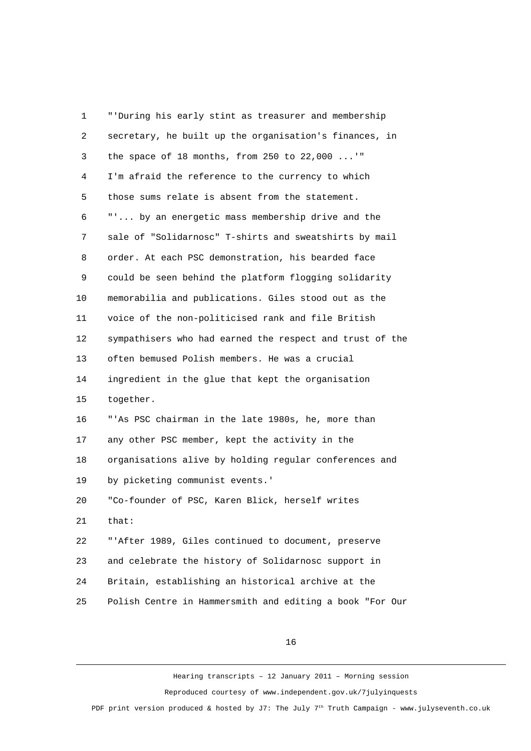1 "'During his early stint as treasurer and membership
2 secretary, he built up the organisation's finances, in
3 the space of 18 months, from 250 to 22,000 ...'"
4 I'm afraid the reference to the currency to which
5 those sums relate is absent from the statement.
6 "'... by an energetic mass membership drive and the
7 sale of "Solidarnosc" T-shirts and sweatshirts by mail
8 order. At each PSC demonstration, his bearded face
9 could be seen behind the platform flogging solidarity
10 memorabilia and publications. Giles stood out as the
11 voice of the non-politicised rank and file British
12 sympathisers who had earned the respect and trust of the
13 often bemused Polish members. He was a crucial
14 ingredient in the glue that kept the organisation
15 together.
16 "'As PSC chairman in the late 1980s, he, more than
17 any other PSC member, kept the activity in the
18 organisations alive by holding regular conferences and
19 by picketing communist events.'
20 "Co-founder of PSC, Karen Blick, herself writes
21 that:
22 "'After 1989, Giles continued to document, preserve
23 and celebrate the history of Solidarnosc support in
24 Britain, establishing an historical archive at the
25 Polish Centre in Hammersmith and editing a book "For Our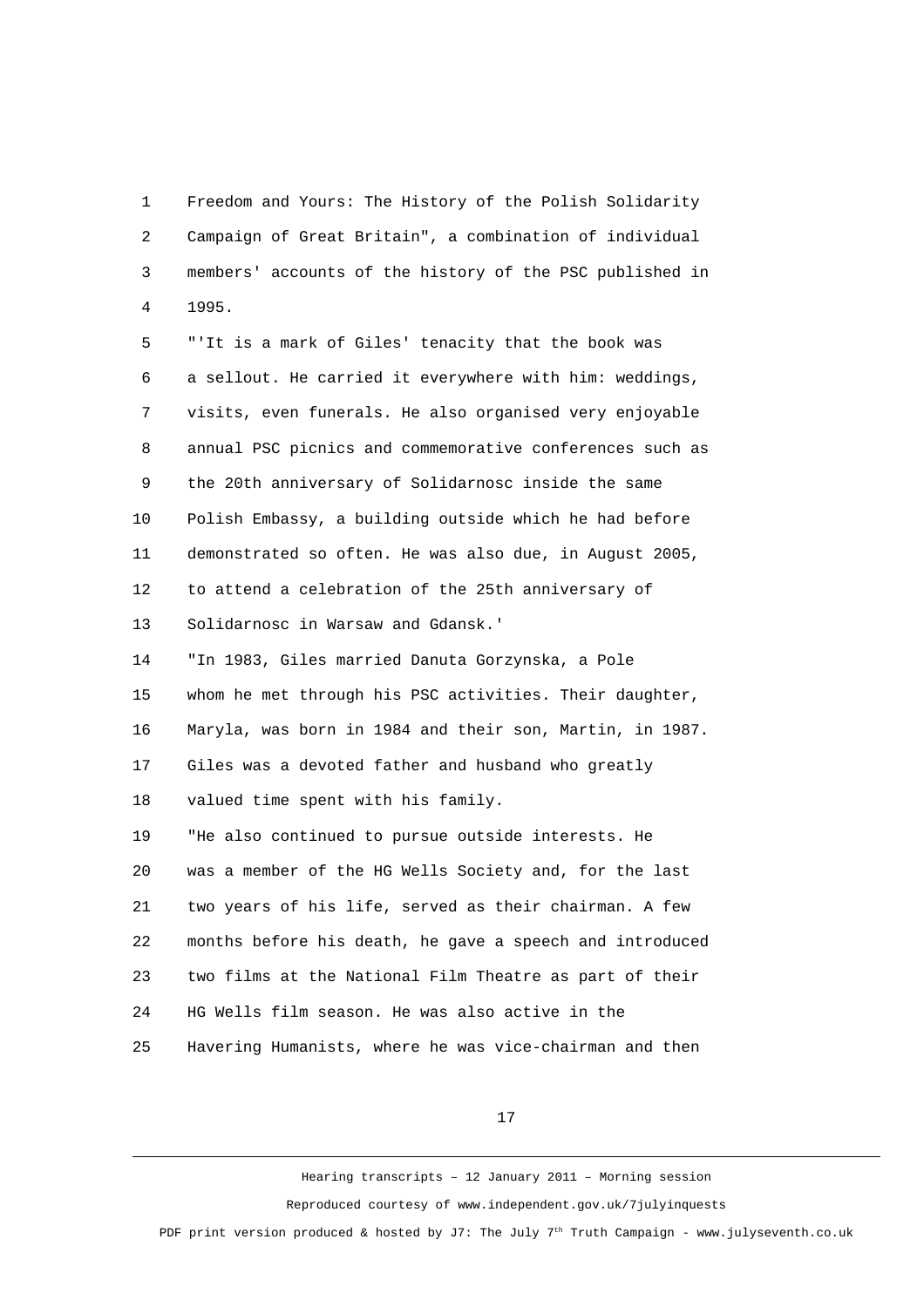Freedom and Yours: The History of the Polish Solidarity Campaign of Great Britain", a combination of individual members' accounts of the history of the PSC published in 1995.

"'It is a mark of Giles' tenacity that the book was a sellout. He carried it everywhere with him: weddings, visits, even funerals. He also organised very enjoyable annual PSC picnics and commemorative conferences such as the 20th anniversary of Solidarnosc inside the same Polish Embassy, a building outside which he had before demonstrated so often. He was also due, in August 2005, to attend a celebration of the 25th anniversary of Solidarnosc in Warsaw and Gdansk.'

"In 1983, Giles married Danuta Gorzynska, a Pole whom he met through his PSC activities. Their daughter, Maryla, was born in 1984 and their son, Martin, in 1987. Giles was a devoted father and husband who greatly valued time spent with his family.

"He also continued to pursue outside interests. He was a member of the HG Wells Society and, for the last two years of his life, served as their chairman. A few months before his death, he gave a speech and introduced two films at the National Film Theatre as part of their HG Wells film season. He was also active in the Havering Humanists, where he was vice-chairman and then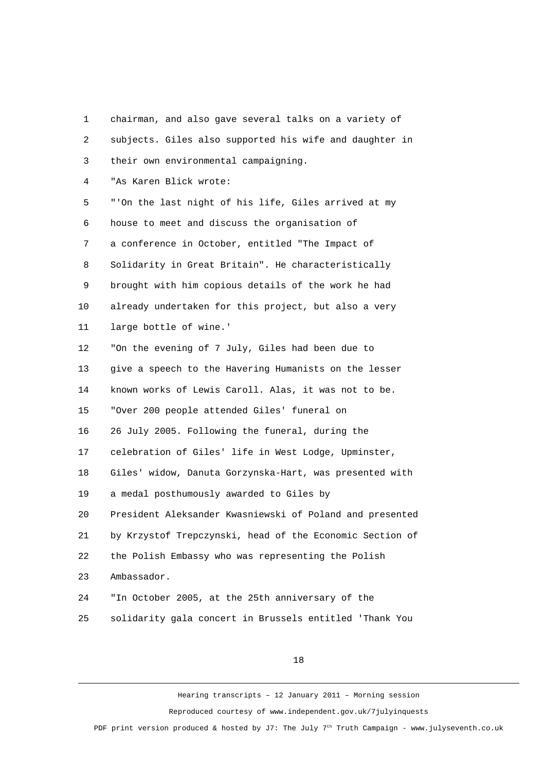chairman, and also gave several talks on a variety of subjects. Giles also supported his wife and daughter in their own environmental campaigning.

"As Karen Blick wrote:

"'On the last night of his life, Giles arrived at my house to meet and discuss the organisation of a conference in October, entitled "The Impact of Solidarity in Great Britain". He characteristically brought with him copious details of the work he had already undertaken for this project, but also a very large bottle of wine.'

"On the evening of 7 July, Giles had been due to give a speech to the Havering Humanists on the lesser known works of Lewis Caroll. Alas, it was not to be.

"Over 200 people attended Giles' funeral on 26 July 2005. Following the funeral, during the celebration of Giles' life in West Lodge, Upminster, Giles' widow, Danuta Gorzynska-Hart, was presented with a medal posthumously awarded to Giles by President Aleksander Kwasniewski of Poland and presented by Krzystof Trepczynski, head of the Economic Section of the Polish Embassy who was representing the Polish Ambassador.

"In October 2005, at the 25th anniversary of the solidarity gala concert in Brussels entitled 'Thank You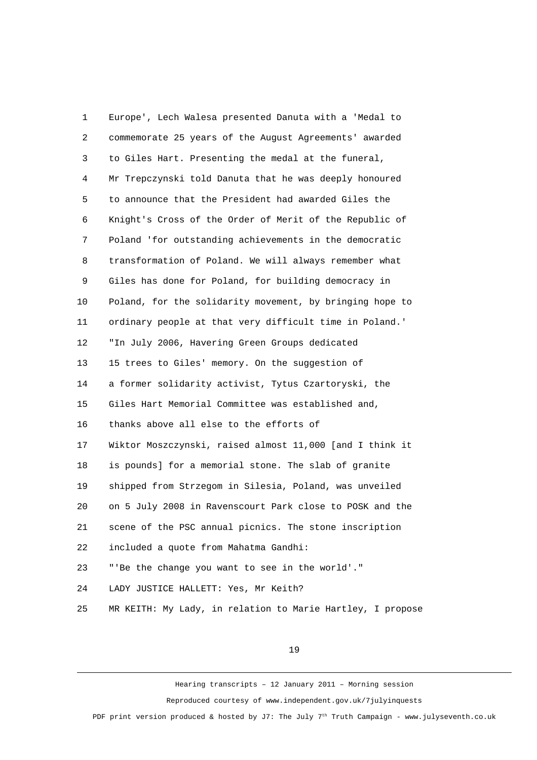Europe', Lech Walesa presented Danuta with a 'Medal to commemorate 25 years of the August Agreements' awarded to Giles Hart. Presenting the medal at the funeral, Mr Trepczynski told Danuta that he was deeply honoured to announce that the President had awarded Giles the Knight's Cross of the Order of Merit of the Republic of Poland 'for outstanding achievements in the democratic transformation of Poland. We will always remember what Giles has done for Poland, for building democracy in Poland, for the solidarity movement, by bringing hope to ordinary people at that very difficult time in Poland.'

"In July 2006, Havering Green Groups dedicated 15 trees to Giles' memory. On the suggestion of a former solidarity activist, Tytus Czartoryski, the Giles Hart Memorial Committee was established and, thanks above all else to the efforts of Wiktor Moszczynski, raised almost 11,000 [and I think it is pounds] for a memorial stone. The slab of granite shipped from Strzegom in Silesia, Poland, was unveiled on 5 July 2008 in Ravenscourt Park close to POSK and the scene of the PSC annual picnics. The stone inscription included a quote from Mahatma Gandhi:

"'Be the change you want to see in the world'."

LADY JUSTICE HALLETT: Yes, Mr Keith?

MR KEITH: My Lady, in relation to Marie Hartley, I propose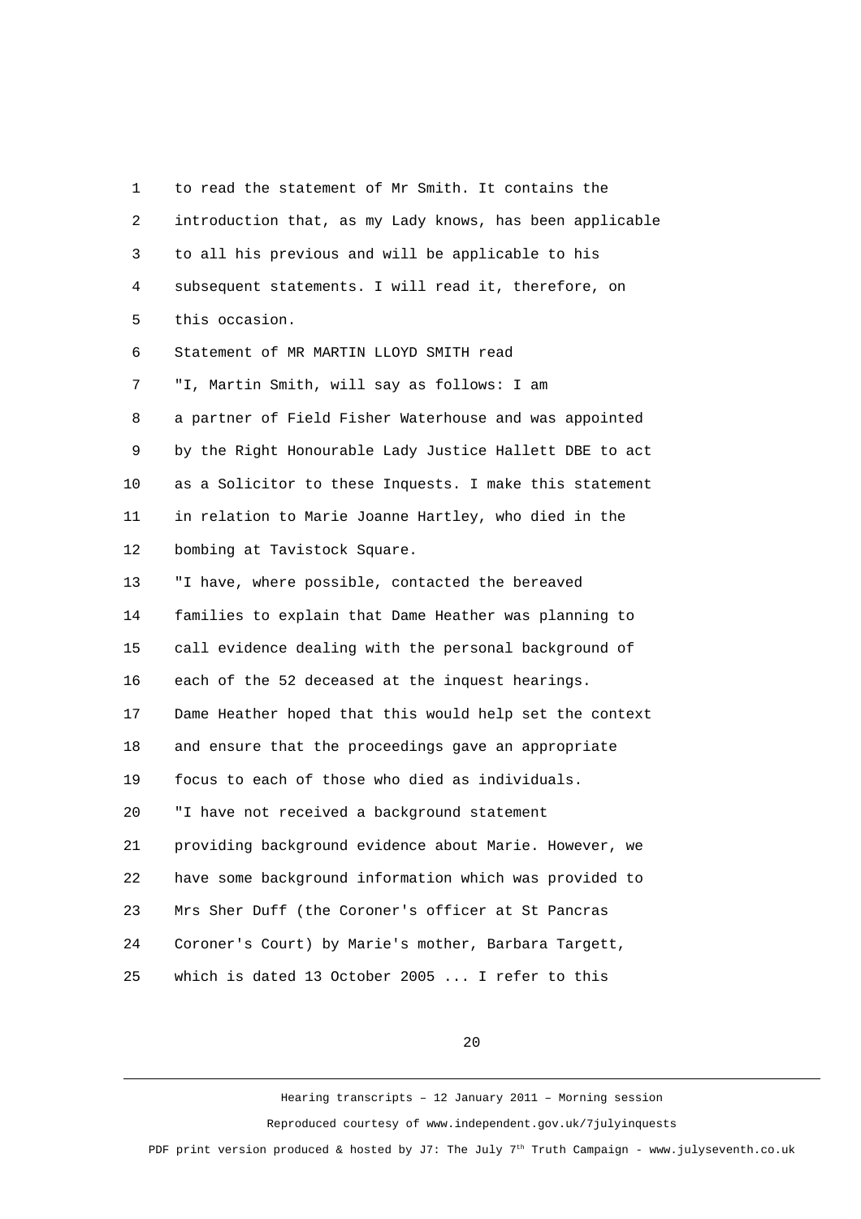to read the statement of Mr Smith. It contains the introduction that, as my Lady knows, has been applicable to all his previous and will be applicable to his subsequent statements. I will read it, therefore, on this occasion.

Statement of MR MARTIN LLOYD SMITH read

"I, Martin Smith, will say as follows: I am a partner of Field Fisher Waterhouse and was appointed by the Right Honourable Lady Justice Hallett DBE to act as a Solicitor to these Inquests. I make this statement in relation to Marie Joanne Hartley, who died in the bombing at Tavistock Square.

"I have, where possible, contacted the bereaved families to explain that Dame Heather was planning to call evidence dealing with the personal background of each of the 52 deceased at the inquest hearings. Dame Heather hoped that this would help set the context and ensure that the proceedings gave an appropriate focus to each of those who died as individuals.

"I have not received a background statement providing background evidence about Marie. However, we have some background information which was provided to Mrs Sher Duff (the Coroner's officer at St Pancras Coroner's Court) by Marie's mother, Barbara Targett, which is dated 13 October 2005 ... I refer to this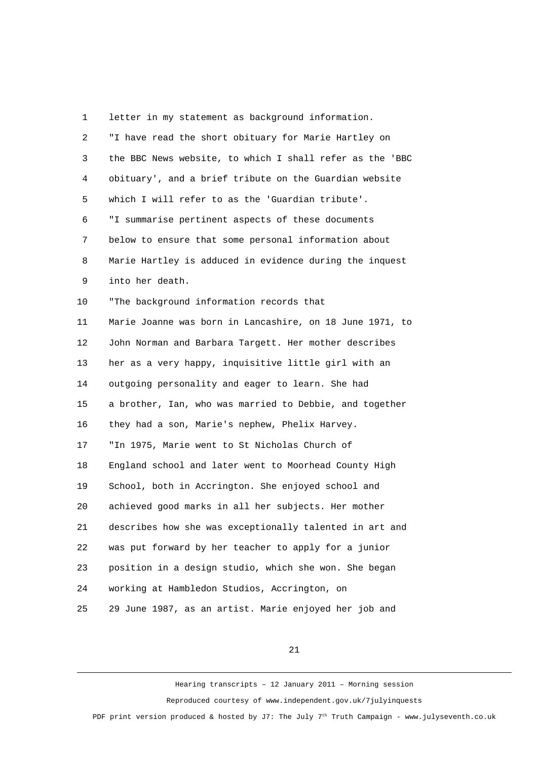1 letter in my statement as background information.

2 "I have read the short obituary for Marie Hartley on

3 the BBC News website, to which I shall refer as the 'BBC

4 obituary', and a brief tribute on the Guardian website

5 which I will refer to as the 'Guardian tribute'.

6 "I summarise pertinent aspects of these documents

7 below to ensure that some personal information about

8 Marie Hartley is adduced in evidence during the inquest

9 into her death.

10 "The background information records that

11 Marie Joanne was born in Lancashire, on 18 June 1971, to

12 John Norman and Barbara Targett. Her mother describes

13 her as a very happy, inquisitive little girl with an

14 outgoing personality and eager to learn. She had

15 a brother, Ian, who was married to Debbie, and together

16 they had a son, Marie's nephew, Phelix Harvey.

17 "In 1975, Marie went to St Nicholas Church of

18 England school and later went to Moorhead County High

19 School, both in Accrington. She enjoyed school and

20 achieved good marks in all her subjects. Her mother

21 describes how she was exceptionally talented in art and

22 was put forward by her teacher to apply for a junior

23 position in a design studio, which she won. She began

24 working at Hambledon Studios, Accrington, on

25 29 June 1987, as an artist. Marie enjoyed her job and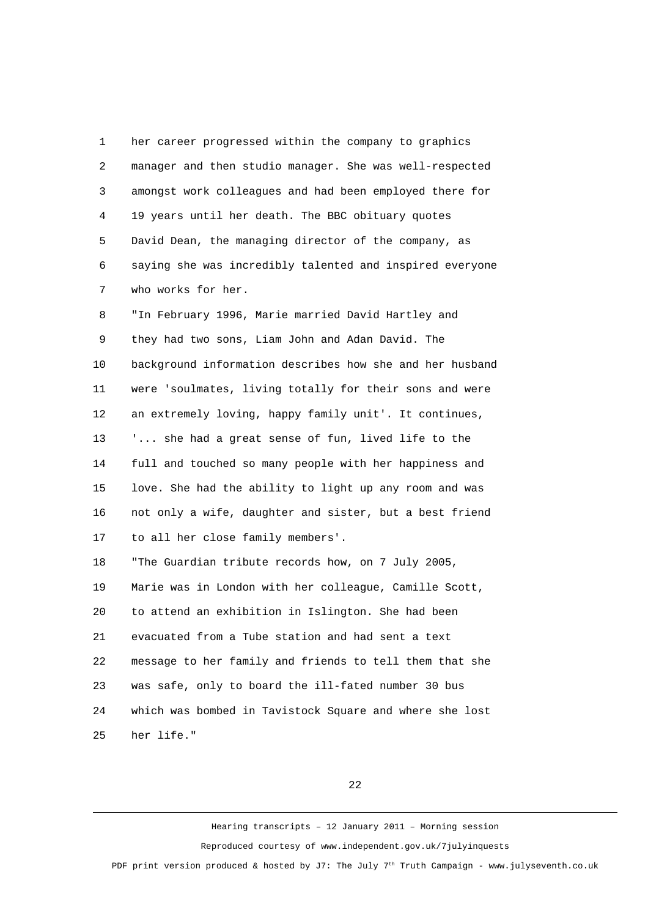her career progressed within the company to graphics manager and then studio manager. She was well-respected amongst work colleagues and had been employed there for 19 years until her death. The BBC obituary quotes David Dean, the managing director of the company, as saying she was incredibly talented and inspired everyone who works for her.

"In February 1996, Marie married David Hartley and they had two sons, Liam John and Adan David. The background information describes how she and her husband were 'soulmates, living totally for their sons and were an extremely loving, happy family unit'. It continues, '... she had a great sense of fun, lived life to the full and touched so many people with her happiness and love. She had the ability to light up any room and was not only a wife, daughter and sister, but a best friend to all her close family members'.

"The Guardian tribute records how, on 7 July 2005, Marie was in London with her colleague, Camille Scott, to attend an exhibition in Islington. She had been evacuated from a Tube station and had sent a text message to her family and friends to tell them that she was safe, only to board the ill-fated number 30 bus which was bombed in Tavistock Square and where she lost her life."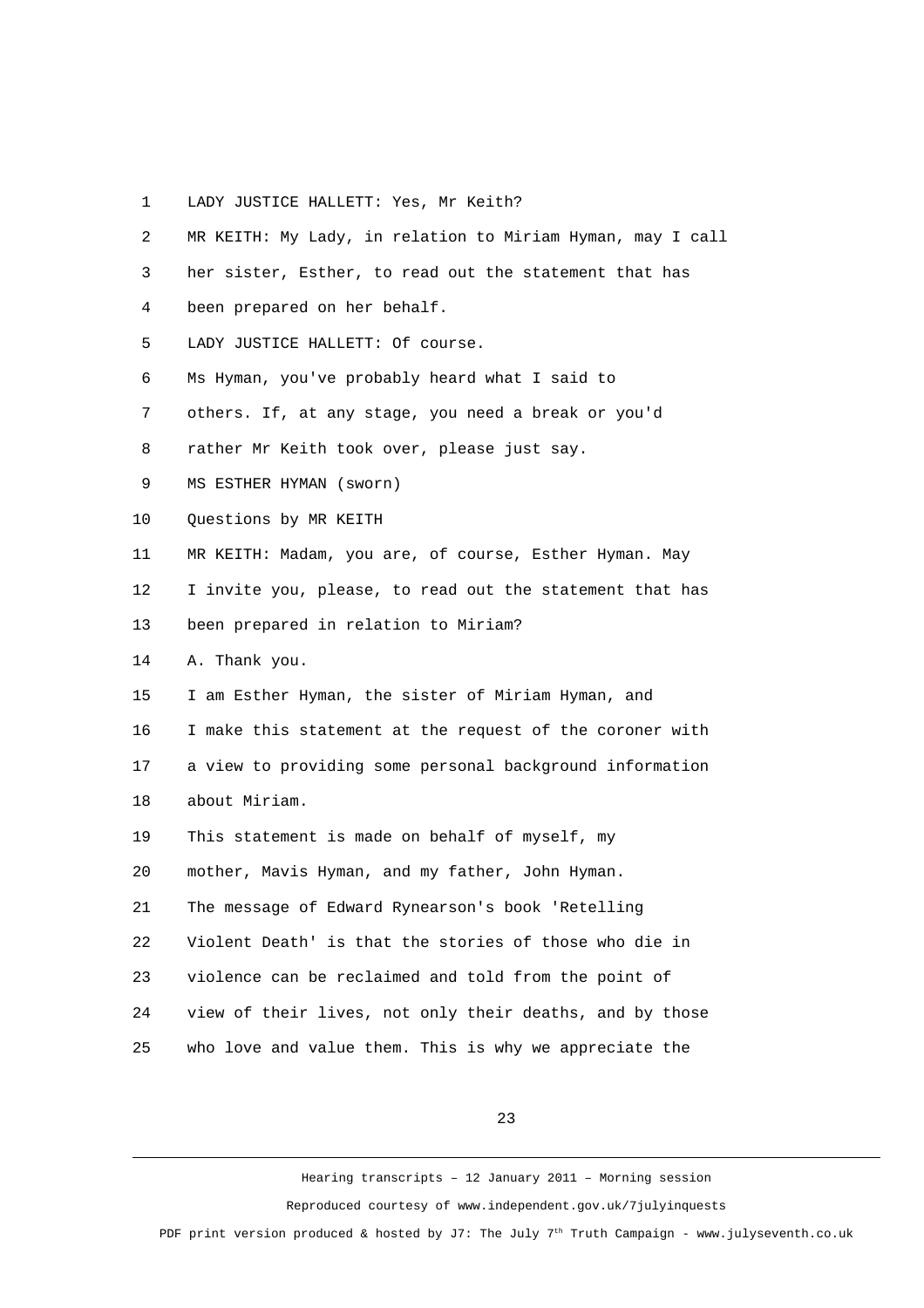LADY JUSTICE HALLETT: Yes, Mr Keith?

MR KEITH: My Lady, in relation to Miriam Hyman, may I call her sister, Esther, to read out the statement that has been prepared on her behalf.

LADY JUSTICE HALLETT: Of course.

Ms Hyman, you've probably heard what I said to others. If, at any stage, you need a break or you'd rather Mr Keith took over, please just say.

MS ESTHER HYMAN (sworn)

Questions by MR KEITH

MR KEITH: Madam, you are, of course, Esther Hyman. May I invite you, please, to read out the statement that has been prepared in relation to Miriam?

A. Thank you.

I am Esther Hyman, the sister of Miriam Hyman, and I make this statement at the request of the coroner with a view to providing some personal background information about Miriam.

This statement is made on behalf of myself, my mother, Mavis Hyman, and my father, John Hyman.

The message of Edward Rynearson's book 'Retelling Violent Death' is that the stories of those who die in violence can be reclaimed and told from the point of view of their lives, not only their deaths, and by those who love and value them. This is why we appreciate the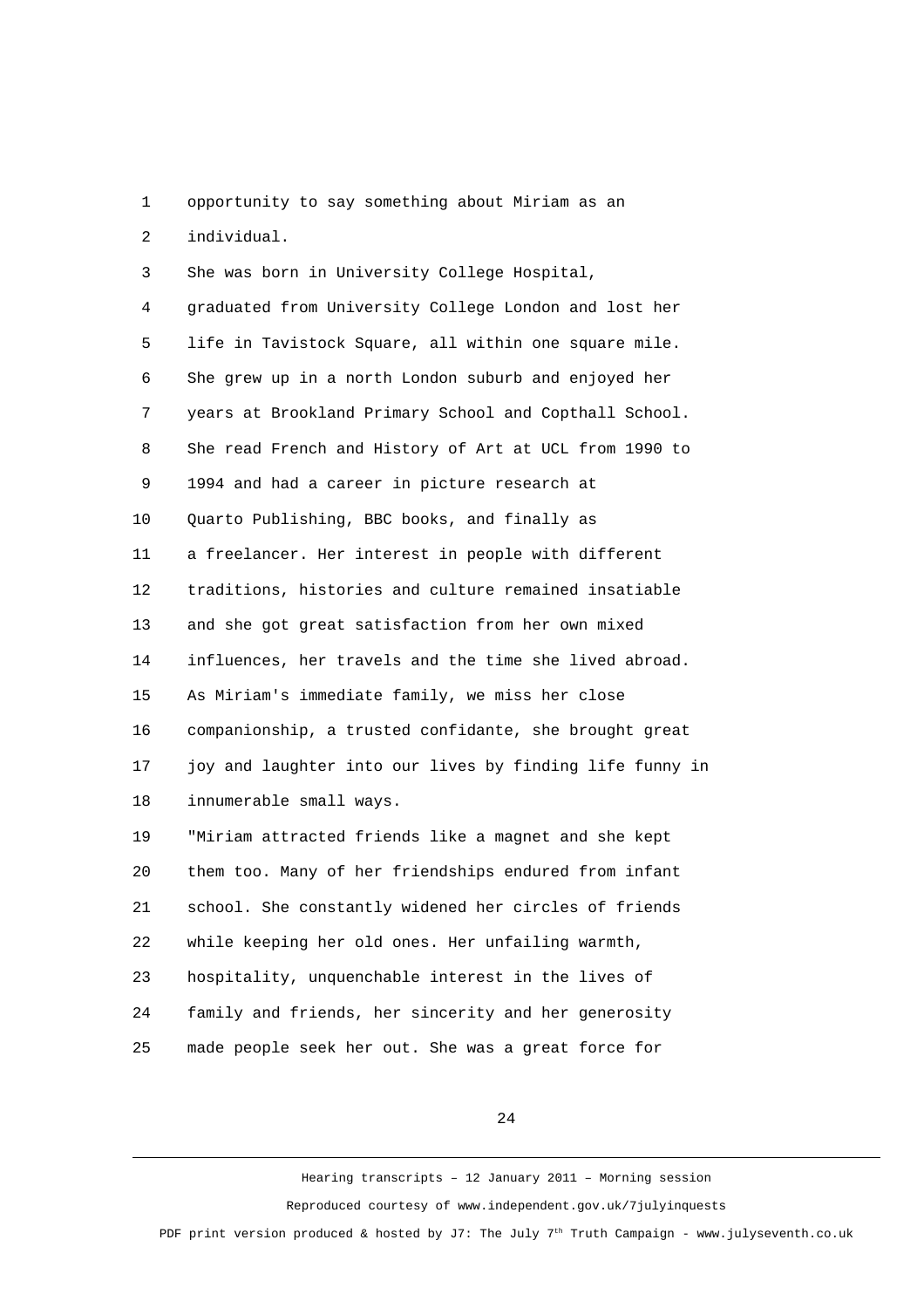opportunity to say something about Miriam as an individual.

She was born in University College Hospital, graduated from University College London and lost her life in Tavistock Square, all within one square mile. She grew up in a north London suburb and enjoyed her years at Brookland Primary School and Copthall School. She read French and History of Art at UCL from 1990 to 1994 and had a career in picture research at Quarto Publishing, BBC books, and finally as a freelancer. Her interest in people with different traditions, histories and culture remained insatiable and she got great satisfaction from her own mixed influences, her travels and the time she lived abroad. As Miriam's immediate family, we miss her close companionship, a trusted confidante, she brought great joy and laughter into our lives by finding life funny in innumerable small ways.

"Miriam attracted friends like a magnet and she kept them too. Many of her friendships endured from infant school. She constantly widened her circles of friends while keeping her old ones. Her unfailing warmth, hospitality, unquenchable interest in the lives of family and friends, her sincerity and her generosity made people seek her out. She was a great force for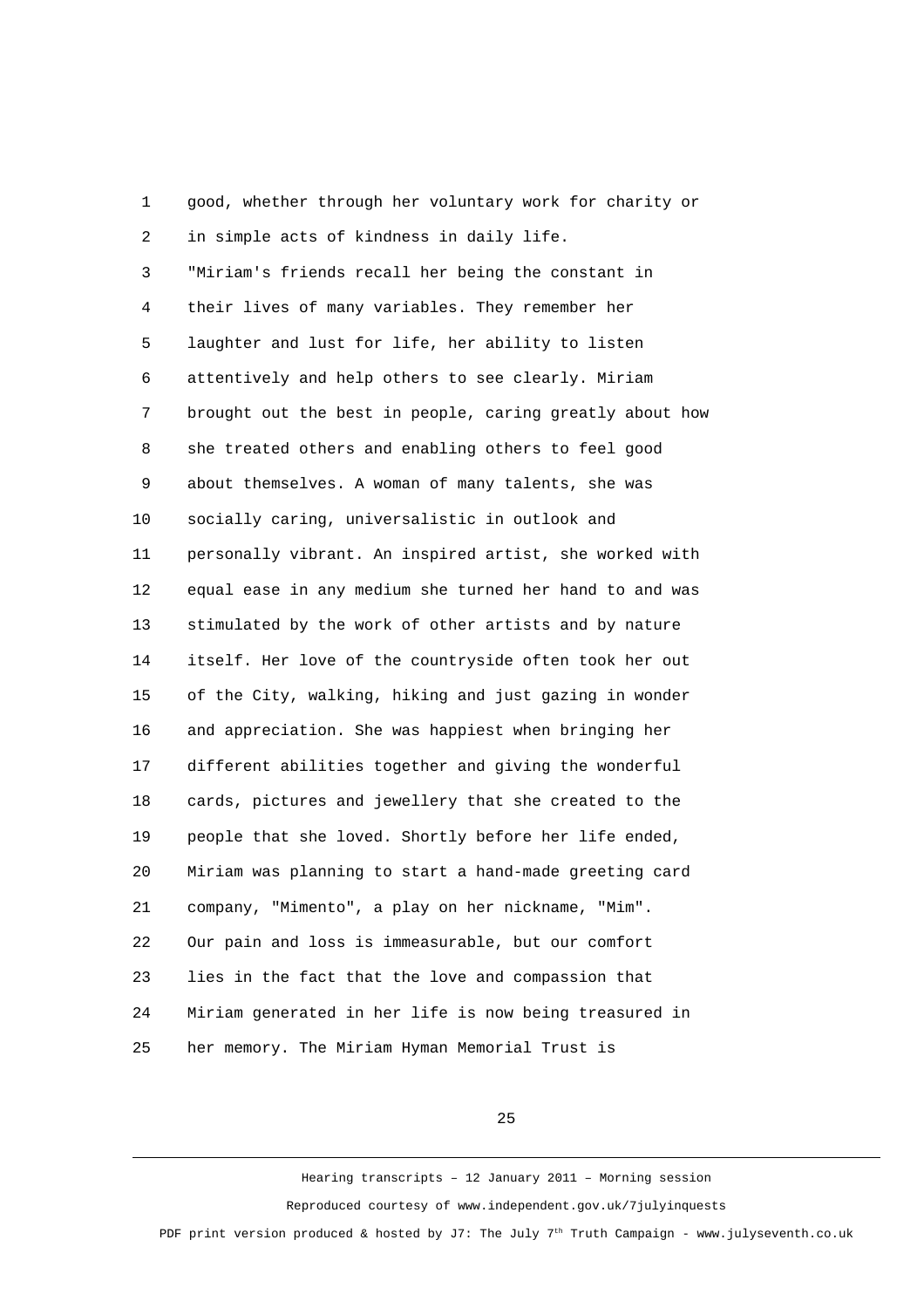good, whether through her voluntary work for charity or in simple acts of kindness in daily life.

"Miriam's friends recall her being the constant in their lives of many variables. They remember her laughter and lust for life, her ability to listen attentively and help others to see clearly. Miriam brought out the best in people, caring greatly about how she treated others and enabling others to feel good about themselves. A woman of many talents, she was socially caring, universalistic in outlook and personally vibrant. An inspired artist, she worked with equal ease in any medium she turned her hand to and was stimulated by the work of other artists and by nature itself. Her love of the countryside often took her out of the City, walking, hiking and just gazing in wonder and appreciation. She was happiest when bringing her different abilities together and giving the wonderful cards, pictures and jewellery that she created to the people that she loved. Shortly before her life ended, Miriam was planning to start a hand-made greeting card company, "Mimento", a play on her nickname, "Mim". Our pain and loss is immeasurable, but our comfort lies in the fact that the love and compassion that Miriam generated in her life is now being treasured in her memory. The Miriam Hyman Memorial Trust is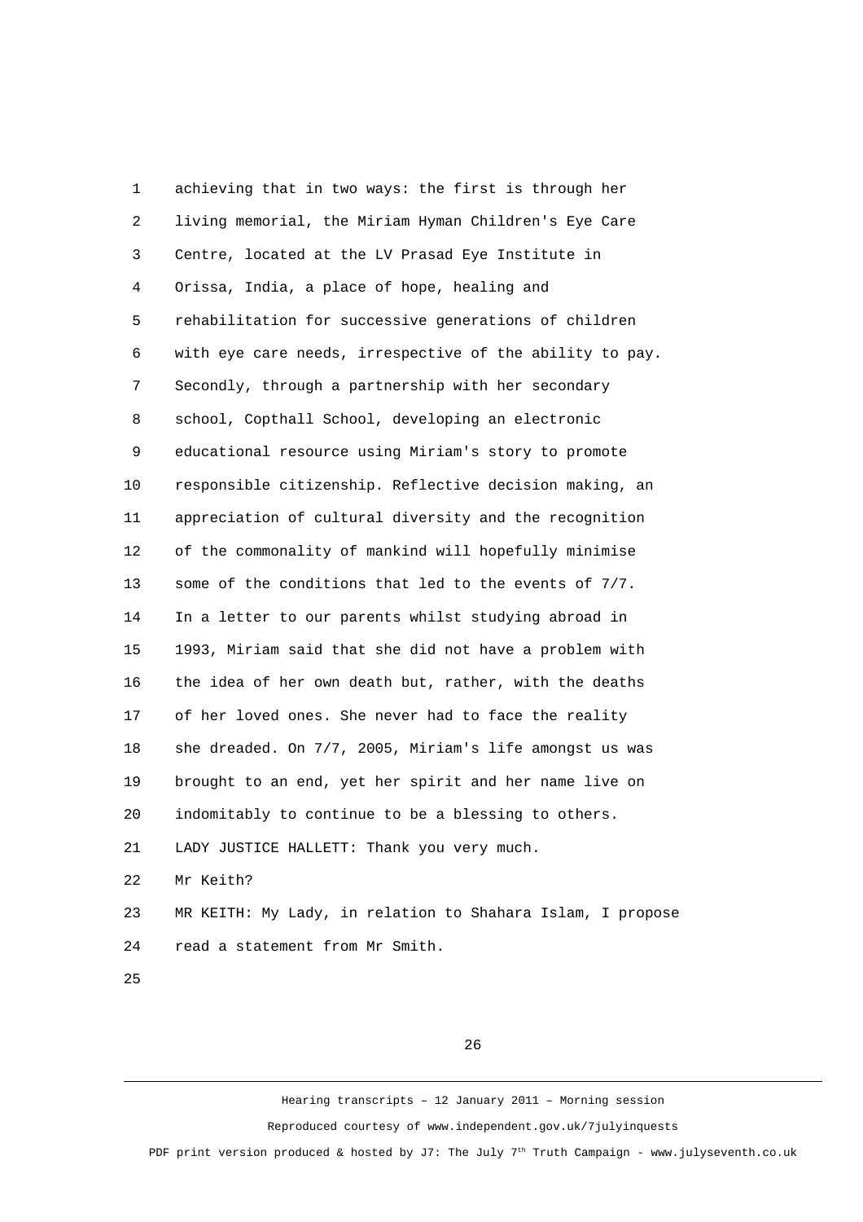achieving that in two ways: the first is through her living memorial, the Miriam Hyman Children's Eye Care Centre, located at the LV Prasad Eye Institute in Orissa, India, a place of hope, healing and rehabilitation for successive generations of children with eye care needs, irrespective of the ability to pay. Secondly, through a partnership with her secondary school, Copthall School, developing an electronic educational resource using Miriam's story to promote responsible citizenship. Reflective decision making, an appreciation of cultural diversity and the recognition of the commonality of mankind will hopefully minimise some of the conditions that led to the events of 7/7. In a letter to our parents whilst studying abroad in 1993, Miriam said that she did not have a problem with the idea of her own death but, rather, with the deaths of her loved ones. She never had to face the reality she dreaded. On 7/7, 2005, Miriam's life amongst us was brought to an end, yet her spirit and her name live on indomitably to continue to be a blessing to others.

LADY JUSTICE HALLETT: Thank you very much.

Mr Keith?

MR KEITH: My Lady, in relation to Shahara Islam, I propose read a statement from Mr Smith.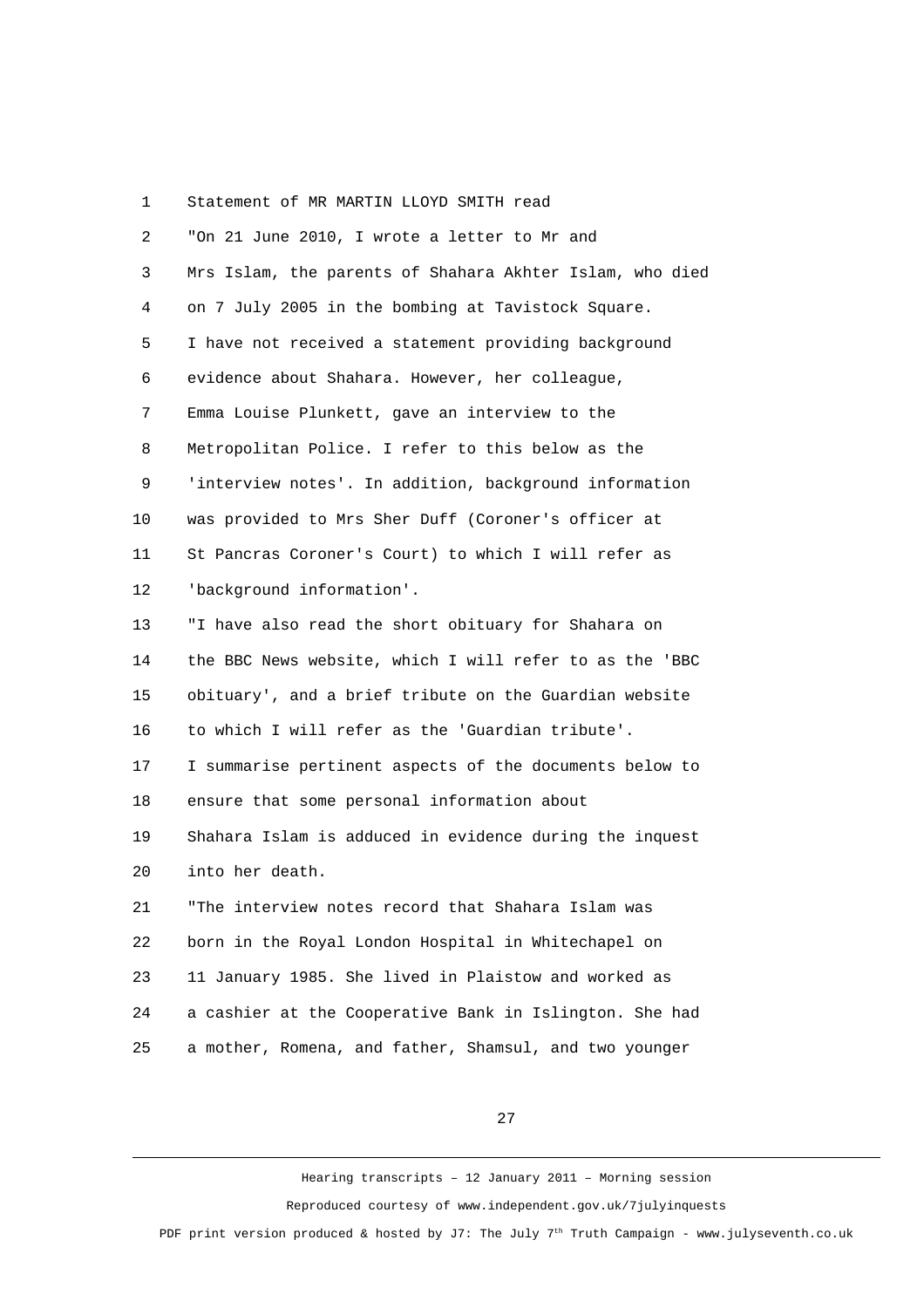Statement of MR MARTIN LLOYD SMITH read

"On 21 June 2010, I wrote a letter to Mr and Mrs Islam, the parents of Shahara Akhter Islam, who died on 7 July 2005 in the bombing at Tavistock Square. I have not received a statement providing background evidence about Shahara. However, her colleague, Emma Louise Plunkett, gave an interview to the Metropolitan Police. I refer to this below as the 'interview notes'. In addition, background information was provided to Mrs Sher Duff (Coroner's officer at St Pancras Coroner's Court) to which I will refer as 'background information'.

"I have also read the short obituary for Shahara on the BBC News website, which I will refer to as the 'BBC obituary', and a brief tribute on the Guardian website to which I will refer as the 'Guardian tribute'. I summarise pertinent aspects of the documents below to ensure that some personal information about Shahara Islam is adduced in evidence during the inquest into her death.

"The interview notes record that Shahara Islam was born in the Royal London Hospital in Whitechapel on 11 January 1985. She lived in Plaistow and worked as a cashier at the Cooperative Bank in Islington. She had a mother, Romena, and father, Shamsul, and two younger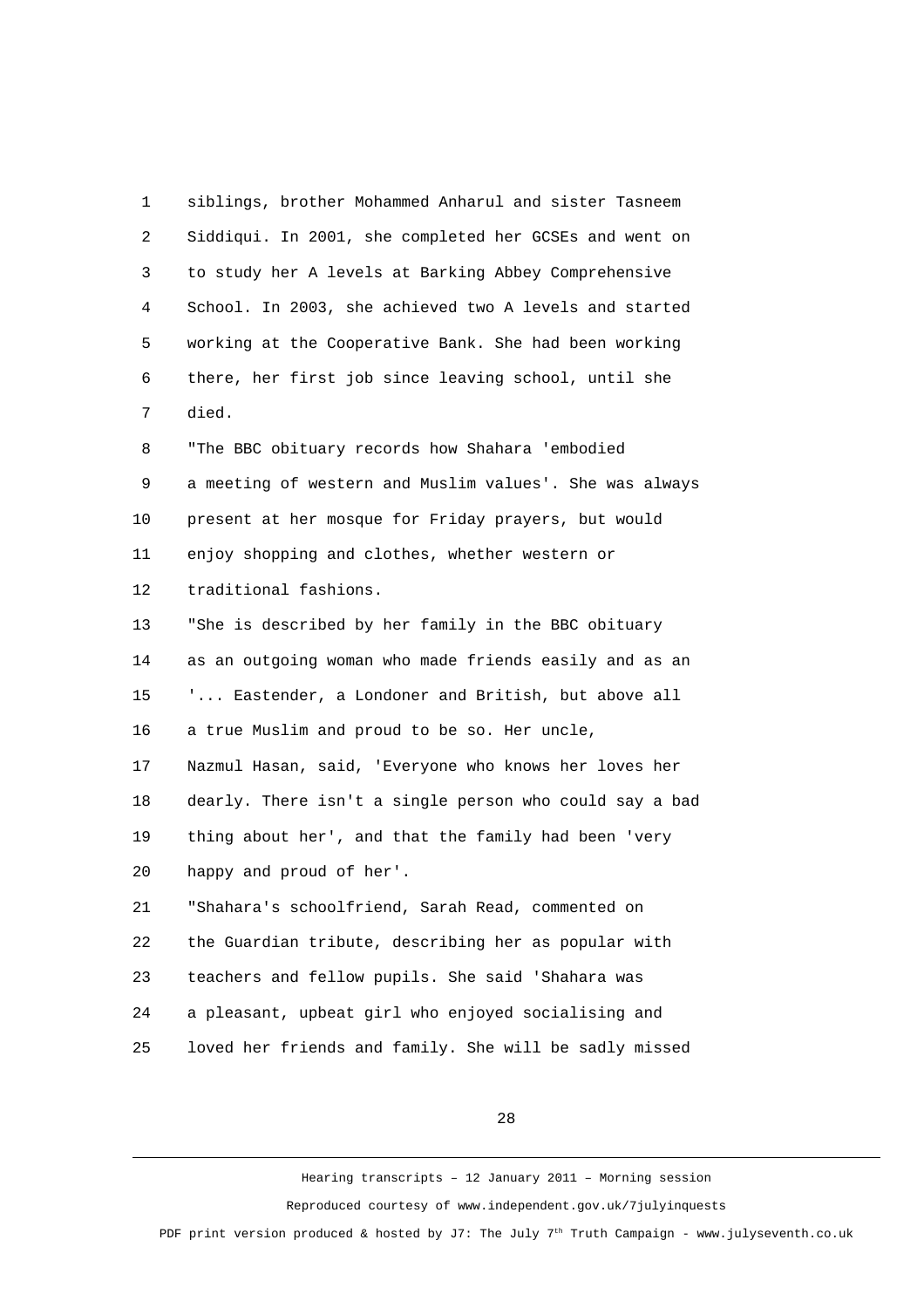siblings, brother Mohammed Anharul and sister Tasneem Siddiqui. In 2001, she completed her GCSEs and went on to study her A levels at Barking Abbey Comprehensive School. In 2003, she achieved two A levels and started working at the Cooperative Bank. She had been working there, her first job since leaving school, until she died.

"The BBC obituary records how Shahara 'embodied a meeting of western and Muslim values'. She was always present at her mosque for Friday prayers, but would enjoy shopping and clothes, whether western or traditional fashions.

"She is described by her family in the BBC obituary as an outgoing woman who made friends easily and as an '... Eastender, a Londoner and British, but above all a true Muslim and proud to be so. Her uncle, Nazmul Hasan, said, 'Everyone who knows her loves her dearly. There isn't a single person who could say a bad thing about her', and that the family had been 'very happy and proud of her'.

"Shahara's schoolfriend, Sarah Read, commented on the Guardian tribute, describing her as popular with teachers and fellow pupils. She said 'Shahara was a pleasant, upbeat girl who enjoyed socialising and loved her friends and family. She will be sadly missed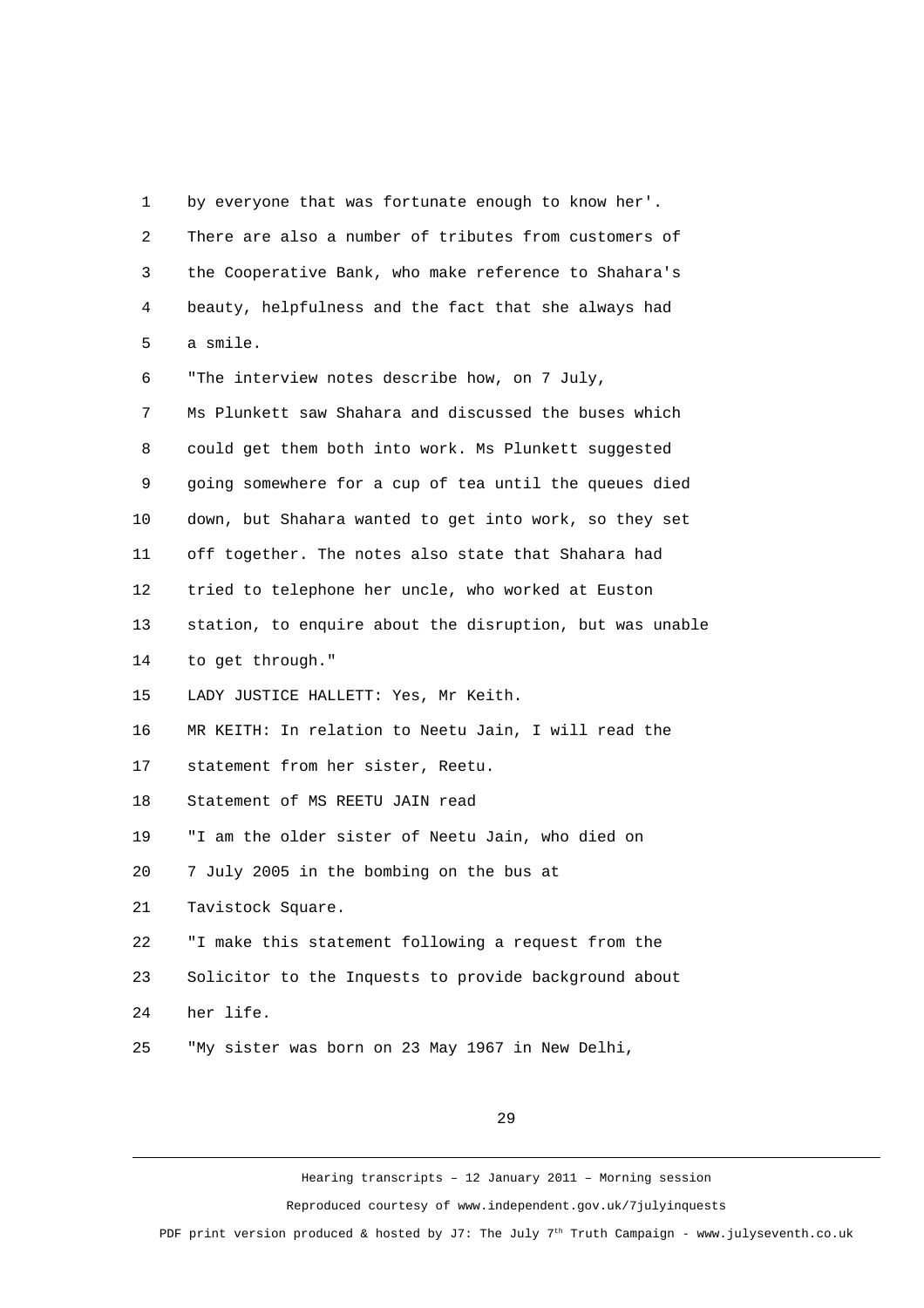by everyone that was fortunate enough to know her'. There are also a number of tributes from customers of the Cooperative Bank, who make reference to Shahara's beauty, helpfulness and the fact that she always had a smile.

"The interview notes describe how, on 7 July, Ms Plunkett saw Shahara and discussed the buses which could get them both into work. Ms Plunkett suggested going somewhere for a cup of tea until the queues died down, but Shahara wanted to get into work, so they set off together. The notes also state that Shahara had tried to telephone her uncle, who worked at Euston station, to enquire about the disruption, but was unable to get through."

LADY JUSTICE HALLETT: Yes, Mr Keith.

MR KEITH: In relation to Neetu Jain, I will read the statement from her sister, Reetu.

Statement of MS REETU JAIN read

"I am the older sister of Neetu Jain, who died on 7 July 2005 in the bombing on the bus at Tavistock Square.

"I make this statement following a request from the Solicitor to the Inquests to provide background about her life.

"My sister was born on 23 May 1967 in New Delhi,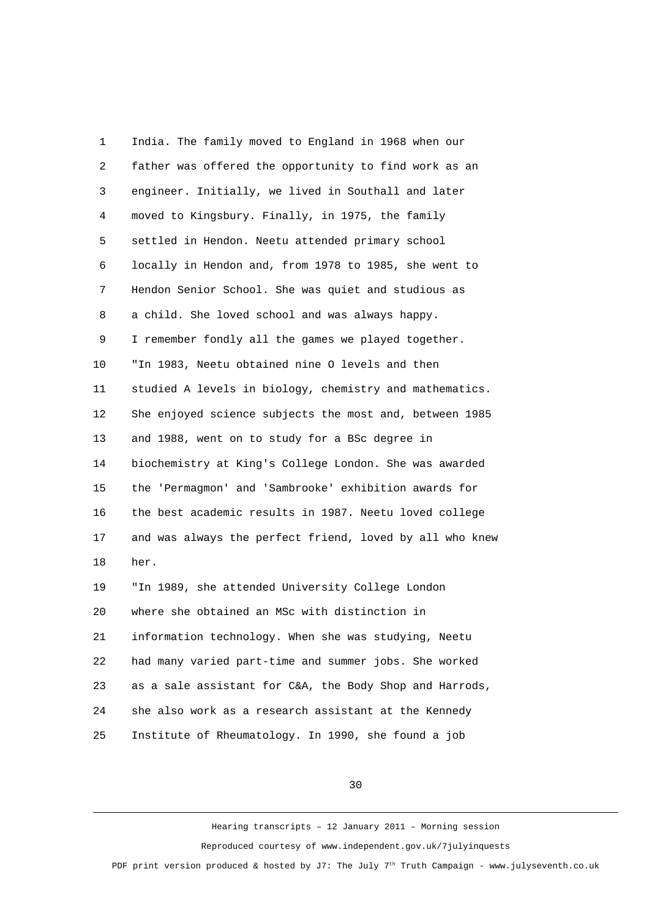India. The family moved to England in 1968 when our father was offered the opportunity to find work as an engineer. Initially, we lived in Southall and later moved to Kingsbury. Finally, in 1975, the family settled in Hendon. Neetu attended primary school locally in Hendon and, from 1978 to 1985, she went to Hendon Senior School. She was quiet and studious as a child. She loved school and was always happy. I remember fondly all the games we played together.

"In 1983, Neetu obtained nine O levels and then studied A levels in biology, chemistry and mathematics. She enjoyed science subjects the most and, between 1985 and 1988, went on to study for a BSc degree in biochemistry at King's College London. She was awarded the 'Permagmon' and 'Sambrooke' exhibition awards for the best academic results in 1987. Neetu loved college and was always the perfect friend, loved by all who knew her.

"In 1989, she attended University College London where she obtained an MSc with distinction in information technology. When she was studying, Neetu had many varied part-time and summer jobs. She worked as a sale assistant for C&A, the Body Shop and Harrods, she also work as a research assistant at the Kennedy Institute of Rheumatology. In 1990, she found a job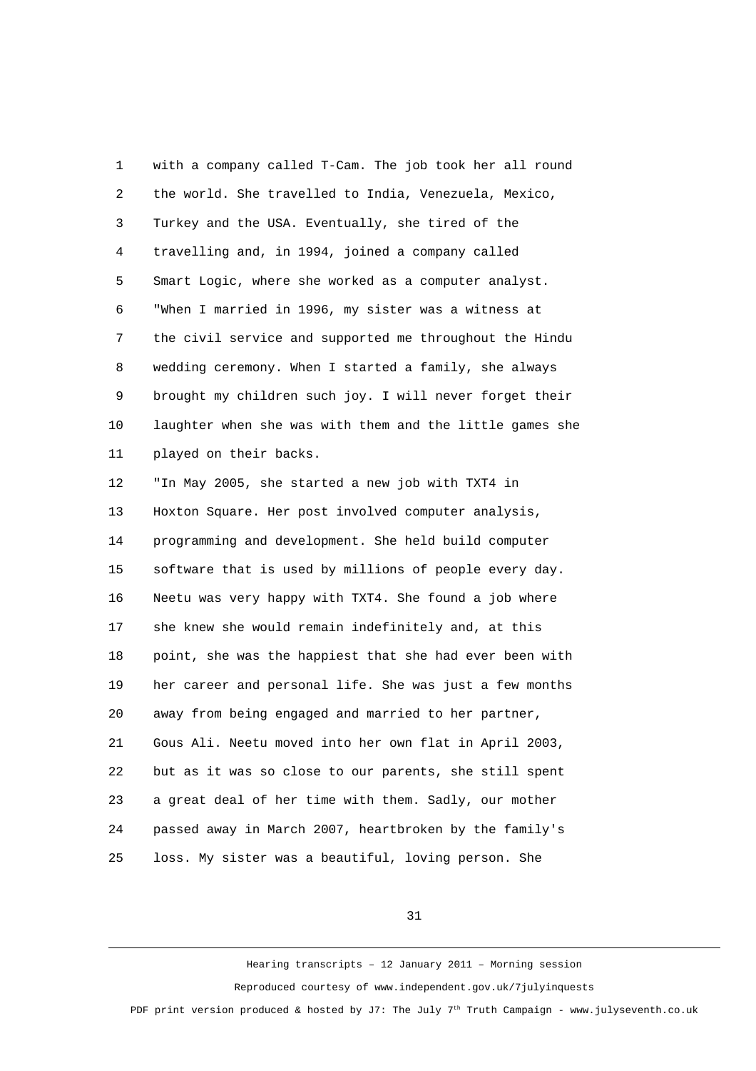1 with a company called T-Cam. The job took her all round
2 the world. She travelled to India, Venezuela, Mexico,
3 Turkey and the USA. Eventually, she tired of the
4 travelling and, in 1994, joined a company called
5 Smart Logic, where she worked as a computer analyst.
6 "When I married in 1996, my sister was a witness at
7 the civil service and supported me throughout the Hindu
8 wedding ceremony. When I started a family, she always
9 brought my children such joy. I will never forget their
10 laughter when she was with them and the little games she
11 played on their backs.
12 "In May 2005, she started a new job with TXT4 in
13 Hoxton Square. Her post involved computer analysis,
14 programming and development. She held build computer
15 software that is used by millions of people every day.
16 Neetu was very happy with TXT4. She found a job where
17 she knew she would remain indefinitely and, at this
18 point, she was the happiest that she had ever been with
19 her career and personal life. She was just a few months
20 away from being engaged and married to her partner,
21 Gous Ali. Neetu moved into her own flat in April 2003,
22 but as it was so close to our parents, she still spent
23 a great deal of her time with them. Sadly, our mother
24 passed away in March 2007, heartbroken by the family's
25 loss. My sister was a beautiful, loving person. She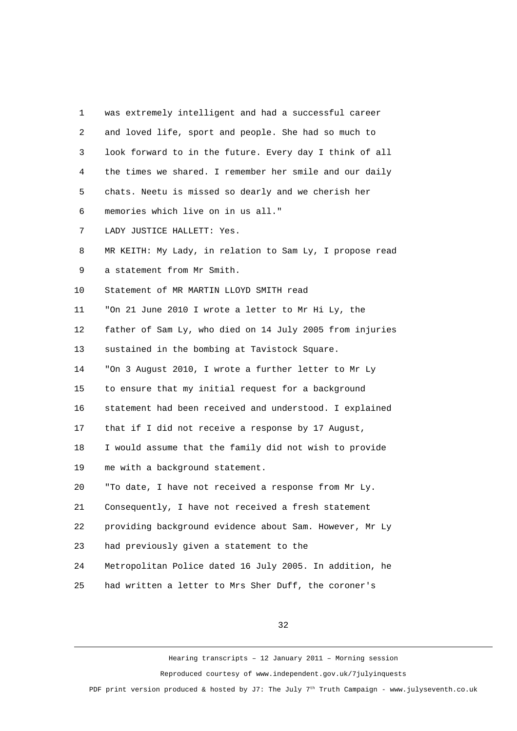was extremely intelligent and had a successful career and loved life, sport and people. She had so much to look forward to in the future. Every day I think of all the times we shared. I remember her smile and our daily chats. Neetu is missed so dearly and we cherish her memories which live on in us all."

LADY JUSTICE HALLETT: Yes.

MR KEITH: My Lady, in relation to Sam Ly, I propose read a statement from Mr Smith.

Statement of MR MARTIN LLOYD SMITH read

"On 21 June 2010 I wrote a letter to Mr Hi Ly, the father of Sam Ly, who died on 14 July 2005 from injuries sustained in the bombing at Tavistock Square.

"On 3 August 2010, I wrote a further letter to Mr Ly to ensure that my initial request for a background statement had been received and understood. I explained that if I did not receive a response by 17 August, I would assume that the family did not wish to provide me with a background statement.

"To date, I have not received a response from Mr Ly. Consequently, I have not received a fresh statement providing background evidence about Sam. However, Mr Ly had previously given a statement to the Metropolitan Police dated 16 July 2005. In addition, he had written a letter to Mrs Sher Duff, the coroner's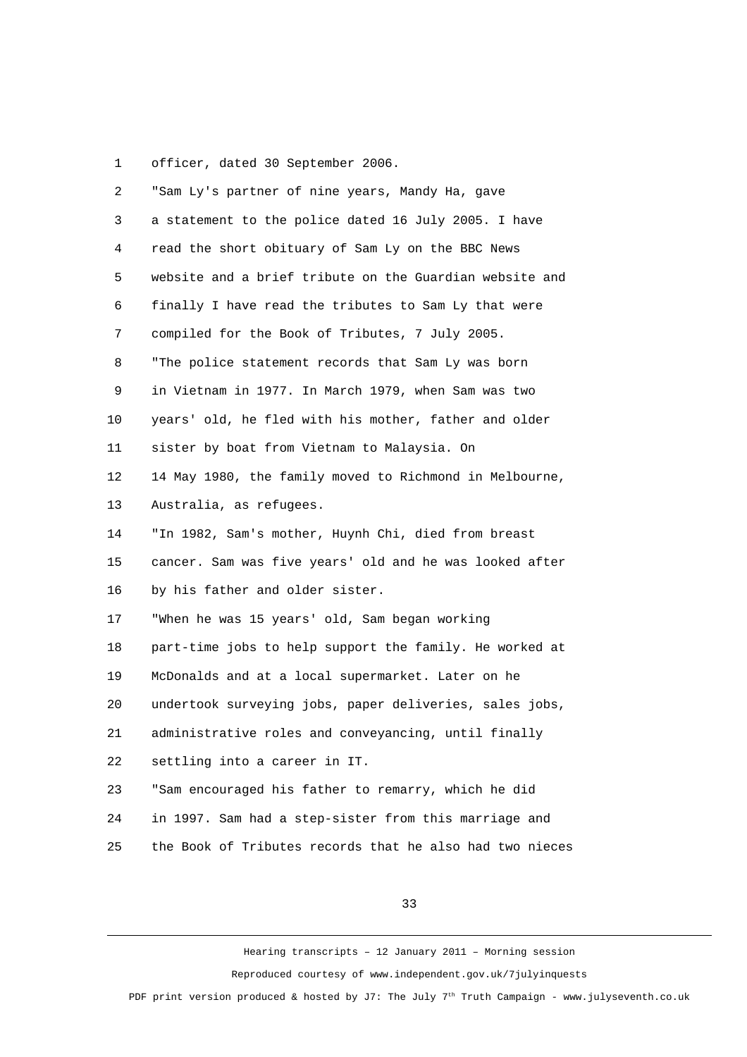officer, dated 30 September 2006.

"Sam Ly's partner of nine years, Mandy Ha, gave a statement to the police dated 16 July 2005. I have read the short obituary of Sam Ly on the BBC News website and a brief tribute on the Guardian website and finally I have read the tributes to Sam Ly that were compiled for the Book of Tributes, 7 July 2005.

"The police statement records that Sam Ly was born in Vietnam in 1977. In March 1979, when Sam was two years' old, he fled with his mother, father and older sister by boat from Vietnam to Malaysia. On 14 May 1980, the family moved to Richmond in Melbourne, Australia, as refugees.

"In 1982, Sam's mother, Huynh Chi, died from breast cancer. Sam was five years' old and he was looked after by his father and older sister.

"When he was 15 years' old, Sam began working part-time jobs to help support the family. He worked at McDonalds and at a local supermarket. Later on he undertook surveying jobs, paper deliveries, sales jobs, administrative roles and conveyancing, until finally settling into a career in IT.

"Sam encouraged his father to remarry, which he did in 1997. Sam had a step-sister from this marriage and the Book of Tributes records that he also had two nieces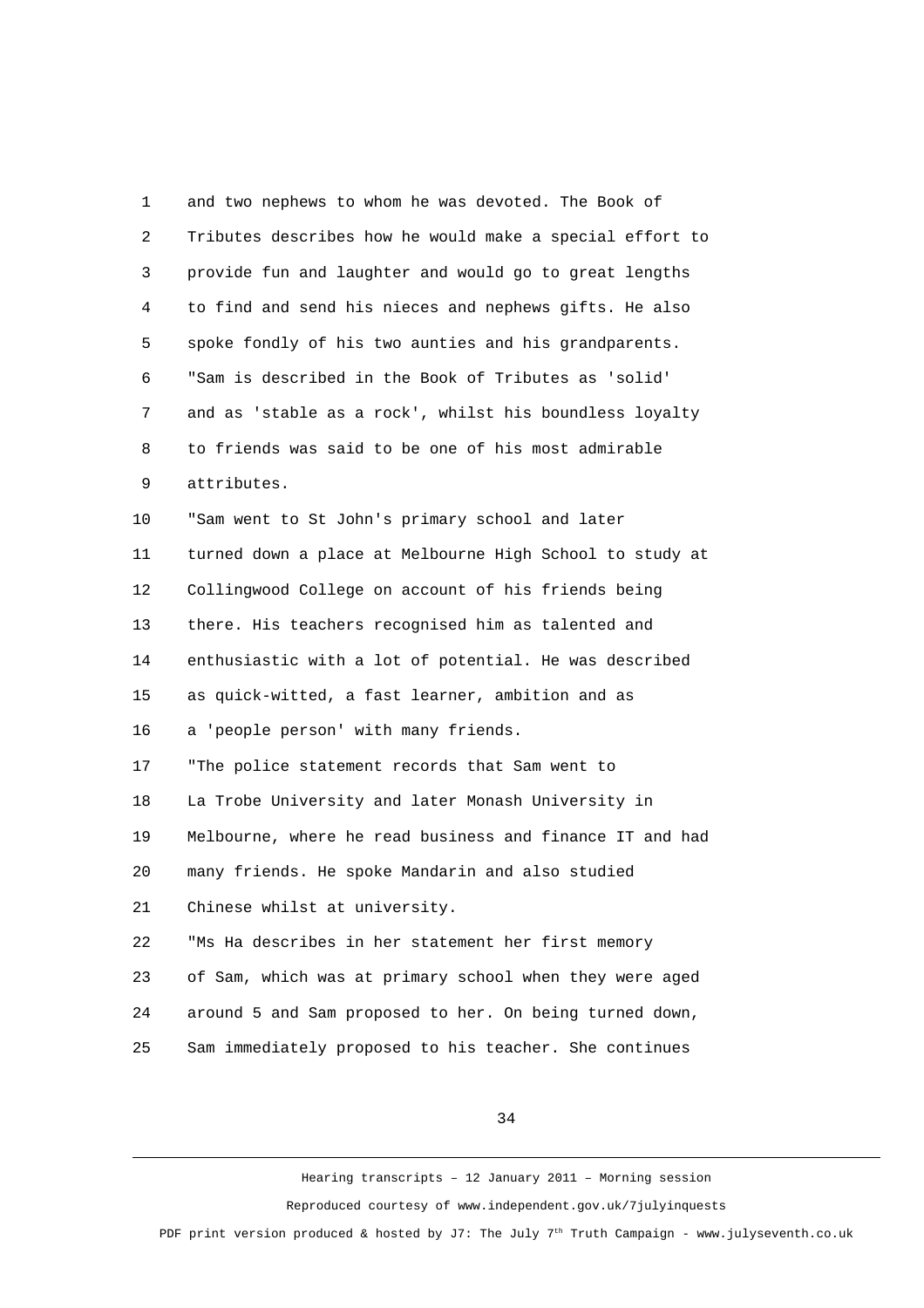and two nephews to whom he was devoted. The Book of Tributes describes how he would make a special effort to provide fun and laughter and would go to great lengths to find and send his nieces and nephews gifts. He also spoke fondly of his two aunties and his grandparents.

"Sam is described in the Book of Tributes as 'solid' and as 'stable as a rock', whilst his boundless loyalty to friends was said to be one of his most admirable attributes.

"Sam went to St John's primary school and later turned down a place at Melbourne High School to study at Collingwood College on account of his friends being there. His teachers recognised him as talented and enthusiastic with a lot of potential. He was described as quick-witted, a fast learner, ambition and as a 'people person' with many friends.

"The police statement records that Sam went to La Trobe University and later Monash University in Melbourne, where he read business and finance IT and had many friends. He spoke Mandarin and also studied Chinese whilst at university.

"Ms Ha describes in her statement her first memory of Sam, which was at primary school when they were aged around 5 and Sam proposed to her. On being turned down, Sam immediately proposed to his teacher. She continues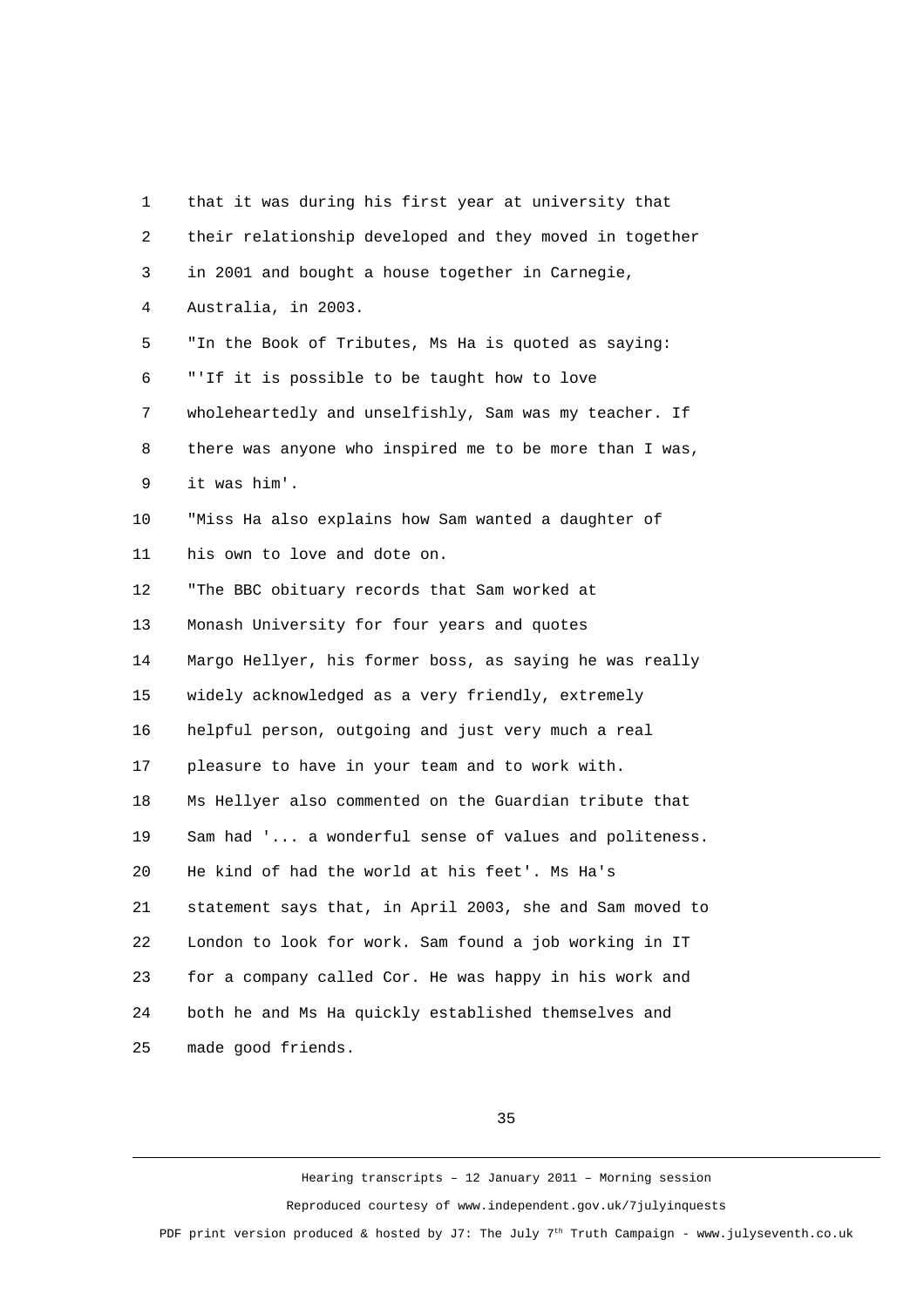that it was during his first year at university that their relationship developed and they moved in together in 2001 and bought a house together in Carnegie, Australia, in 2003.

"In the Book of Tributes, Ms Ha is quoted as saying:

"'If it is possible to be taught how to love wholeheartedly and unselfishly, Sam was my teacher. If there was anyone who inspired me to be more than I was, it was him'.

"Miss Ha also explains how Sam wanted a daughter of his own to love and dote on.

"The BBC obituary records that Sam worked at Monash University for four years and quotes Margo Hellyer, his former boss, as saying he was really widely acknowledged as a very friendly, extremely helpful person, outgoing and just very much a real pleasure to have in your team and to work with. Ms Hellyer also commented on the Guardian tribute that Sam had '... a wonderful sense of values and politeness. He kind of had the world at his feet'. Ms Ha's statement says that, in April 2003, she and Sam moved to London to look for work. Sam found a job working in IT for a company called Cor. He was happy in his work and both he and Ms Ha quickly established themselves and made good friends.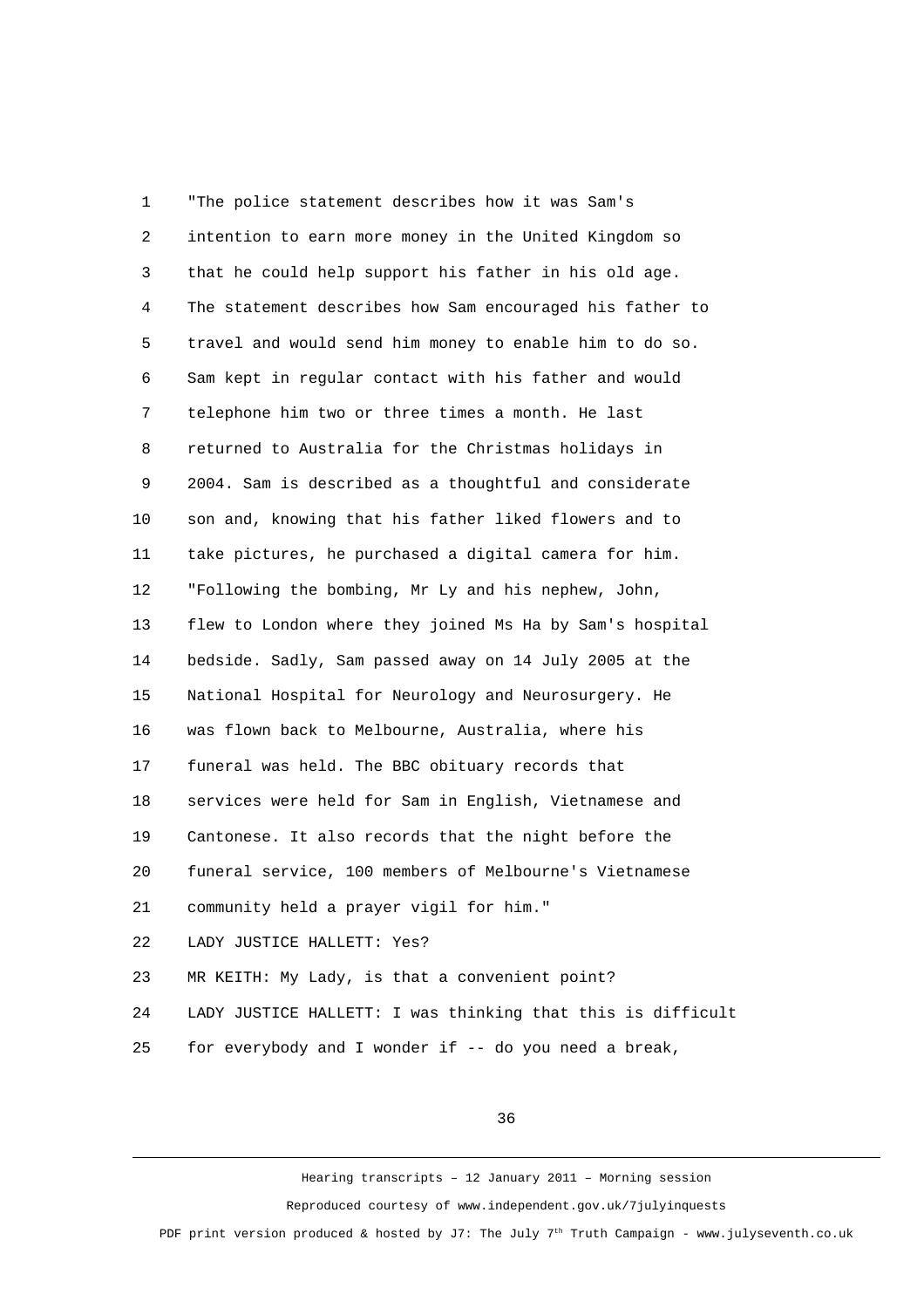"The police statement describes how it was Sam's intention to earn more money in the United Kingdom so that he could help support his father in his old age. The statement describes how Sam encouraged his father to travel and would send him money to enable him to do so. Sam kept in regular contact with his father and would telephone him two or three times a month. He last returned to Australia for the Christmas holidays in 2004. Sam is described as a thoughtful and considerate son and, knowing that his father liked flowers and to take pictures, he purchased a digital camera for him.

"Following the bombing, Mr Ly and his nephew, John, flew to London where they joined Ms Ha by Sam's hospital bedside. Sadly, Sam passed away on 14 July 2005 at the National Hospital for Neurology and Neurosurgery. He was flown back to Melbourne, Australia, where his funeral was held. The BBC obituary records that services were held for Sam in English, Vietnamese and Cantonese. It also records that the night before the funeral service, 100 members of Melbourne's Vietnamese community held a prayer vigil for him."

LADY JUSTICE HALLETT: Yes?

MR KEITH: My Lady, is that a convenient point?

LADY JUSTICE HALLETT: I was thinking that this is difficult for everybody and I wonder if -- do you need a break,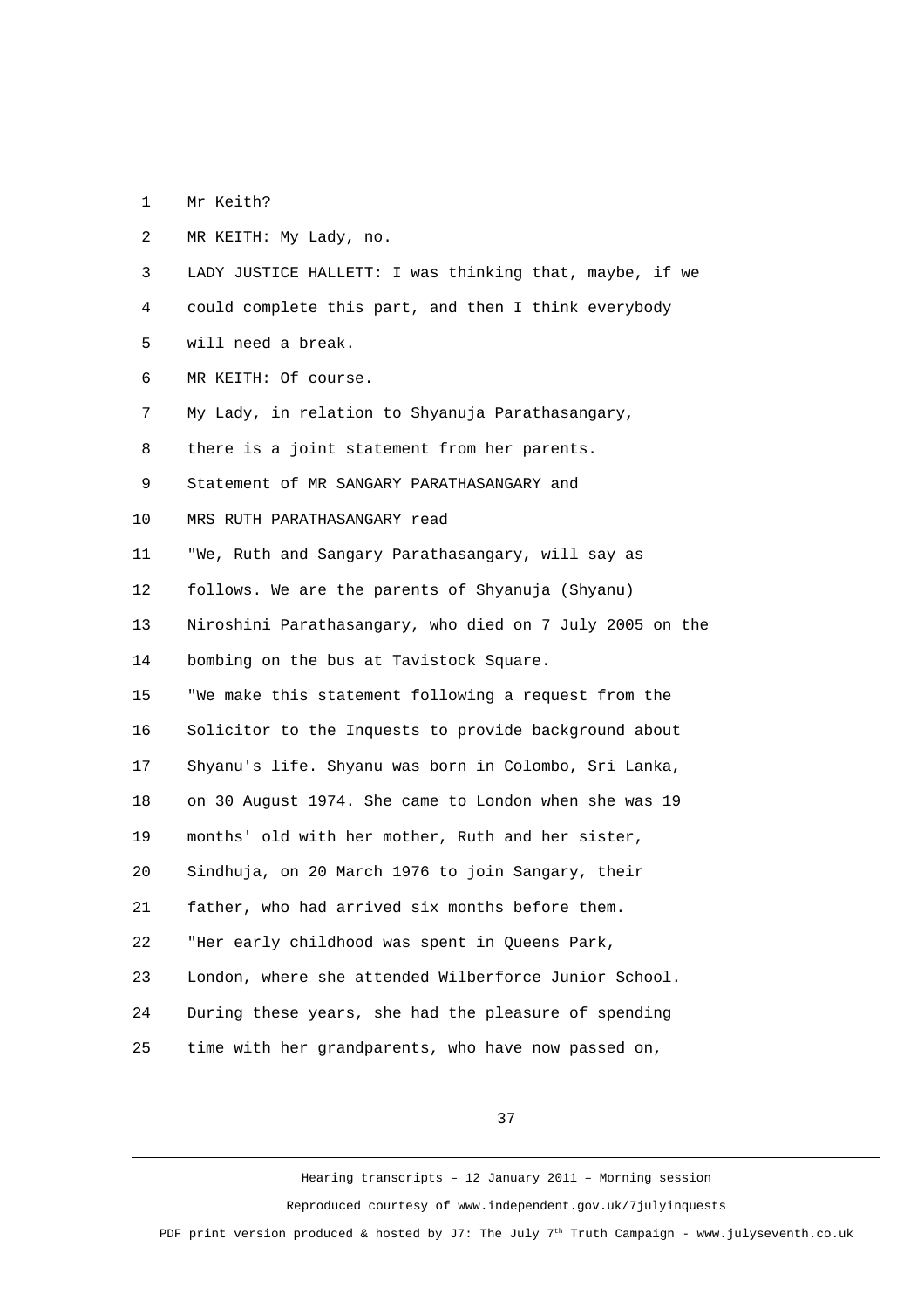Mr Keith?

MR KEITH: My Lady, no.

LADY JUSTICE HALLETT: I was thinking that, maybe, if we could complete this part, and then I think everybody will need a break.

MR KEITH: Of course.

My Lady, in relation to Shyanuja Parathasangary, there is a joint statement from her parents.

Statement of MR SANGARY PARATHASANGARY and MRS RUTH PARATHASANGARY read

"We, Ruth and Sangary Parathasangary, will say as follows. We are the parents of Shyanuja (Shyanu) Niroshini Parathasangary, who died on 7 July 2005 on the bombing on the bus at Tavistock Square.

"We make this statement following a request from the Solicitor to the Inquests to provide background about Shyanu's life. Shyanu was born in Colombo, Sri Lanka, on 30 August 1974. She came to London when she was 19 months' old with her mother, Ruth and her sister, Sindhuja, on 20 March 1976 to join Sangary, their father, who had arrived six months before them.

"Her early childhood was spent in Queens Park, London, where she attended Wilberforce Junior School. During these years, she had the pleasure of spending time with her grandparents, who have now passed on,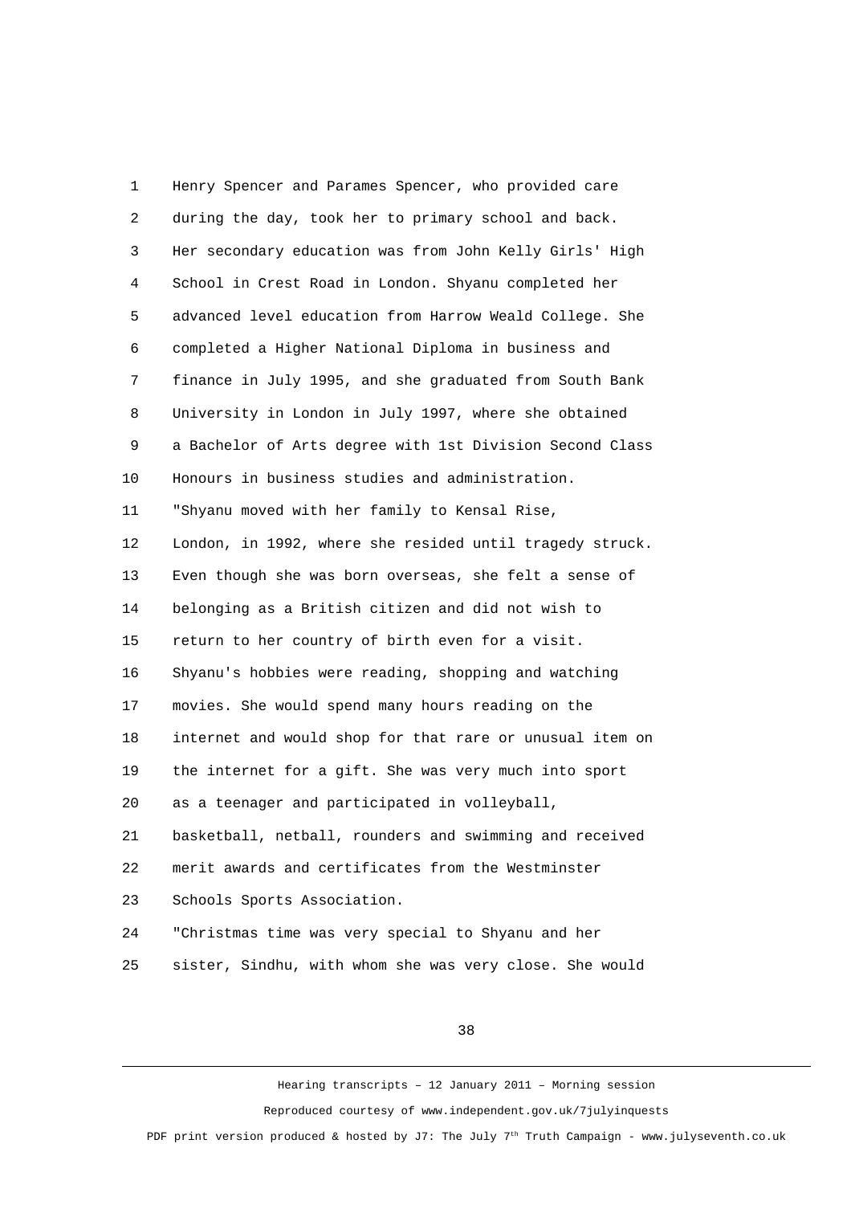Henry Spencer and Parames Spencer, who provided care during the day, took her to primary school and back. Her secondary education was from John Kelly Girls' High School in Crest Road in London. Shyanu completed her advanced level education from Harrow Weald College. She completed a Higher National Diploma in business and finance in July 1995, and she graduated from South Bank University in London in July 1997, where she obtained a Bachelor of Arts degree with 1st Division Second Class Honours in business studies and administration.

"Shyanu moved with her family to Kensal Rise, London, in 1992, where she resided until tragedy struck. Even though she was born overseas, she felt a sense of belonging as a British citizen and did not wish to return to her country of birth even for a visit. Shyanu's hobbies were reading, shopping and watching movies. She would spend many hours reading on the internet and would shop for that rare or unusual item on the internet for a gift. She was very much into sport as a teenager and participated in volleyball, basketball, netball, rounders and swimming and received merit awards and certificates from the Westminster Schools Sports Association.

"Christmas time was very special to Shyanu and her sister, Sindhu, with whom she was very close. She would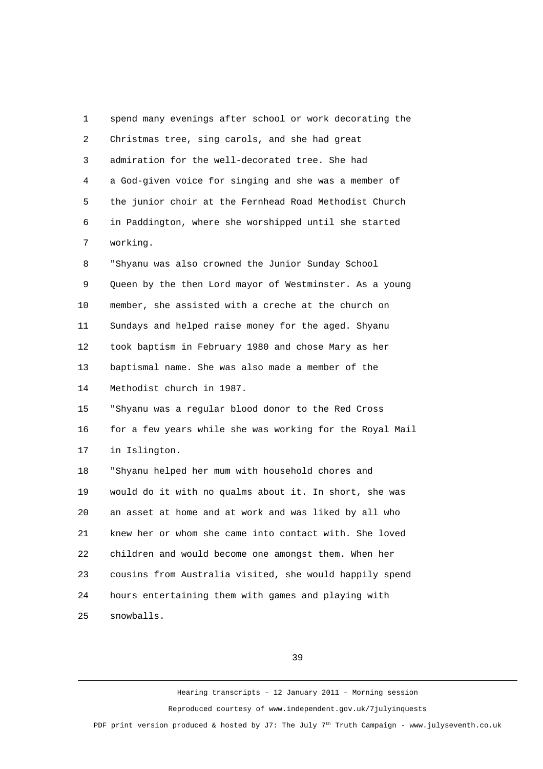spend many evenings after school or work decorating the Christmas tree, sing carols, and she had great admiration for the well-decorated tree. She had a God-given voice for singing and she was a member of the junior choir at the Fernhead Road Methodist Church in Paddington, where she worshipped until she started working.

"Shyanu was also crowned the Junior Sunday School Queen by the then Lord mayor of Westminster. As a young member, she assisted with a creche at the church on Sundays and helped raise money for the aged. Shyanu took baptism in February 1980 and chose Mary as her baptismal name. She was also made a member of the Methodist church in 1987.

"Shyanu was a regular blood donor to the Red Cross for a few years while she was working for the Royal Mail in Islington.

"Shyanu helped her mum with household chores and would do it with no qualms about it. In short, she was an asset at home and at work and was liked by all who knew her or whom she came into contact with. She loved children and would become one amongst them. When her cousins from Australia visited, she would happily spend hours entertaining them with games and playing with snowballs.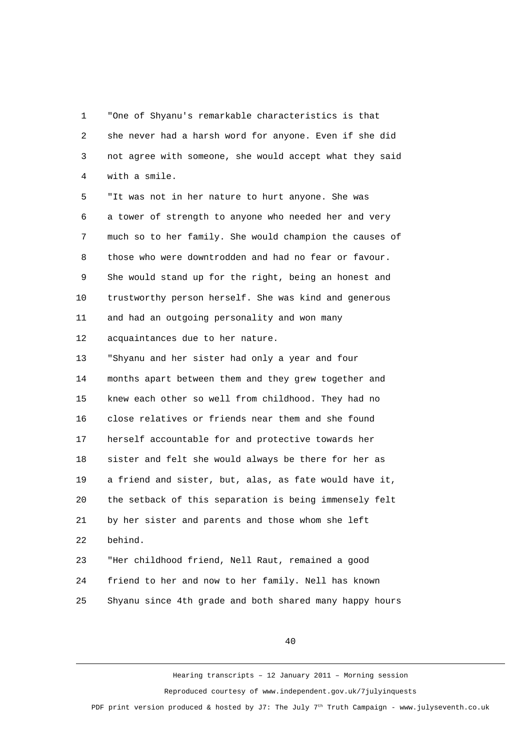"One of Shyanu's remarkable characteristics is that she never had a harsh word for anyone. Even if she did not agree with someone, she would accept what they said with a smile.

"It was not in her nature to hurt anyone. She was a tower of strength to anyone who needed her and very much so to her family. She would champion the causes of those who were downtrodden and had no fear or favour. She would stand up for the right, being an honest and trustworthy person herself. She was kind and generous and had an outgoing personality and won many acquaintances due to her nature.

"Shyanu and her sister had only a year and four months apart between them and they grew together and knew each other so well from childhood. They had no close relatives or friends near them and she found herself accountable for and protective towards her sister and felt she would always be there for her as a friend and sister, but, alas, as fate would have it, the setback of this separation is being immensely felt by her sister and parents and those whom she left behind.

"Her childhood friend, Nell Raut, remained a good friend to her and now to her family. Nell has known Shyanu since 4th grade and both shared many happy hours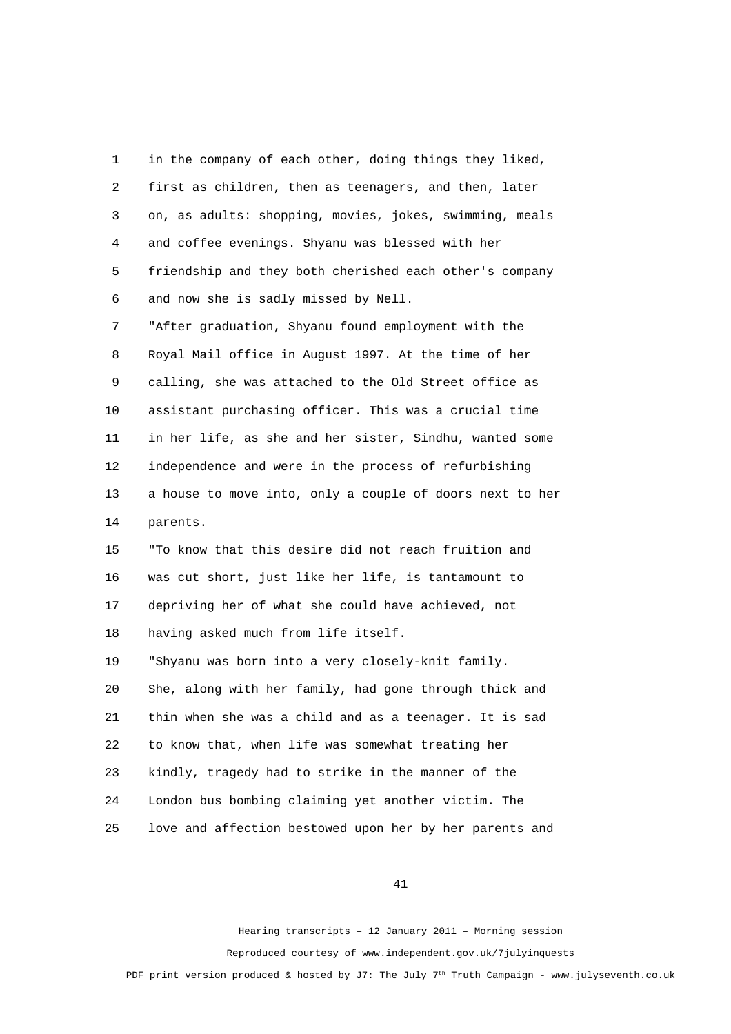in the company of each other, doing things they liked, first as children, then as teenagers, and then, later on, as adults: shopping, movies, jokes, swimming, meals and coffee evenings. Shyanu was blessed with her friendship and they both cherished each other's company and now she is sadly missed by Nell.

"After graduation, Shyanu found employment with the Royal Mail office in August 1997. At the time of her calling, she was attached to the Old Street office as assistant purchasing officer. This was a crucial time in her life, as she and her sister, Sindhu, wanted some independence and were in the process of refurbishing a house to move into, only a couple of doors next to her parents.

"To know that this desire did not reach fruition and was cut short, just like her life, is tantamount to depriving her of what she could have achieved, not having asked much from life itself.

"Shyanu was born into a very closely-knit family. She, along with her family, had gone through thick and thin when she was a child and as a teenager. It is sad to know that, when life was somewhat treating her kindly, tragedy had to strike in the manner of the London bus bombing claiming yet another victim. The love and affection bestowed upon her by her parents and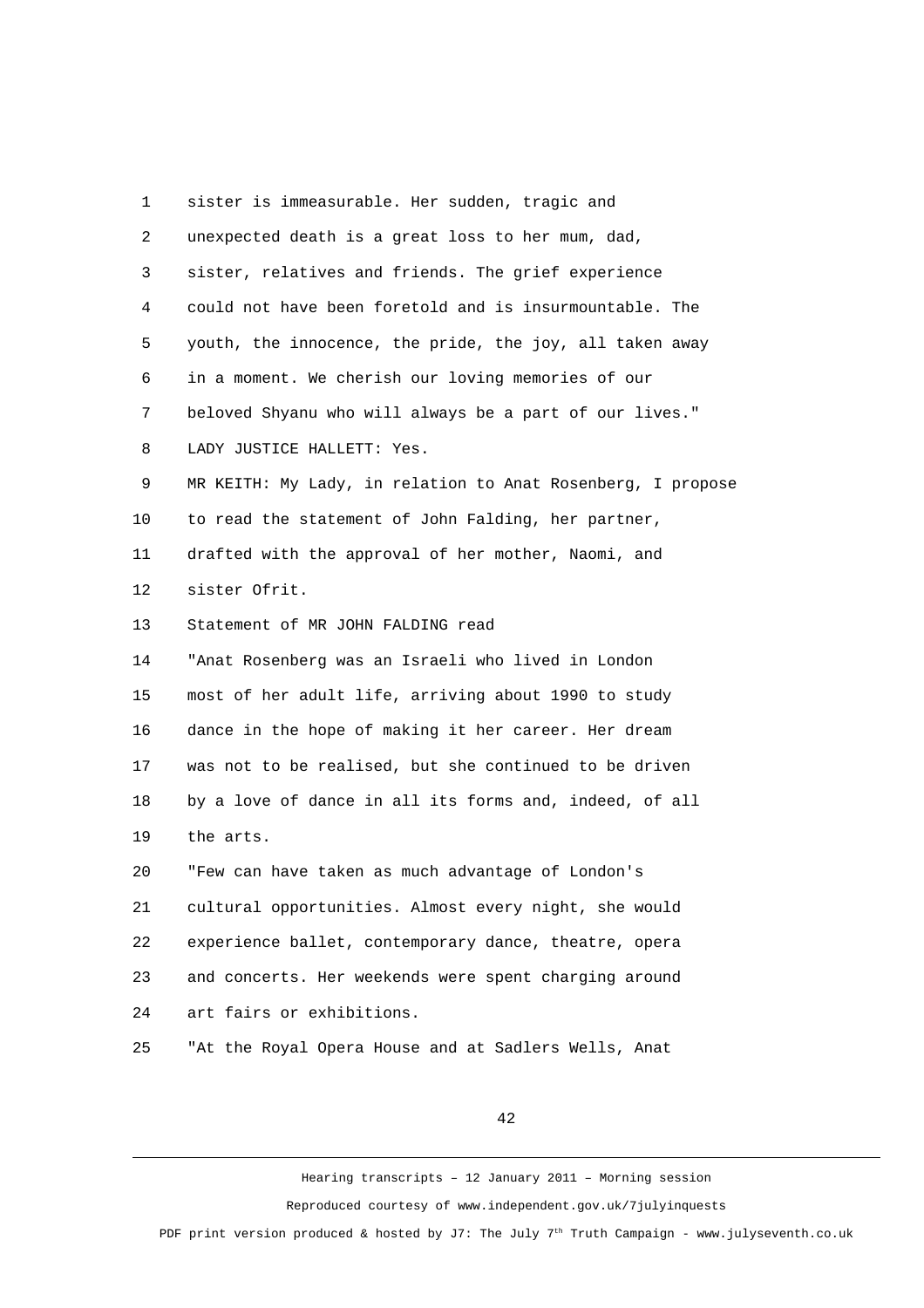1 sister is immeasurable. Her sudden, tragic and
2 unexpected death is a great loss to her mum, dad,
3 sister, relatives and friends. The grief experience
4 could not have been foretold and is insurmountable. The
5 youth, the innocence, the pride, the joy, all taken away
6 in a moment. We cherish our loving memories of our
7 beloved Shyanu who will always be a part of our lives."
8 LADY JUSTICE HALLETT: Yes.
9 MR KEITH: My Lady, in relation to Anat Rosenberg, I propose
10 to read the statement of John Falding, her partner,
11 drafted with the approval of her mother, Naomi, and
12 sister Ofrit.
13 Statement of MR JOHN FALDING read
14 "Anat Rosenberg was an Israeli who lived in London
15 most of her adult life, arriving about 1990 to study
16 dance in the hope of making it her career. Her dream
17 was not to be realised, but she continued to be driven
18 by a love of dance in all its forms and, indeed, of all
19 the arts.
20 "Few can have taken as much advantage of London's
21 cultural opportunities. Almost every night, she would
22 experience ballet, contemporary dance, theatre, opera
23 and concerts. Her weekends were spent charging around
24 art fairs or exhibitions.
25 "At the Royal Opera House and at Sadlers Wells, Anat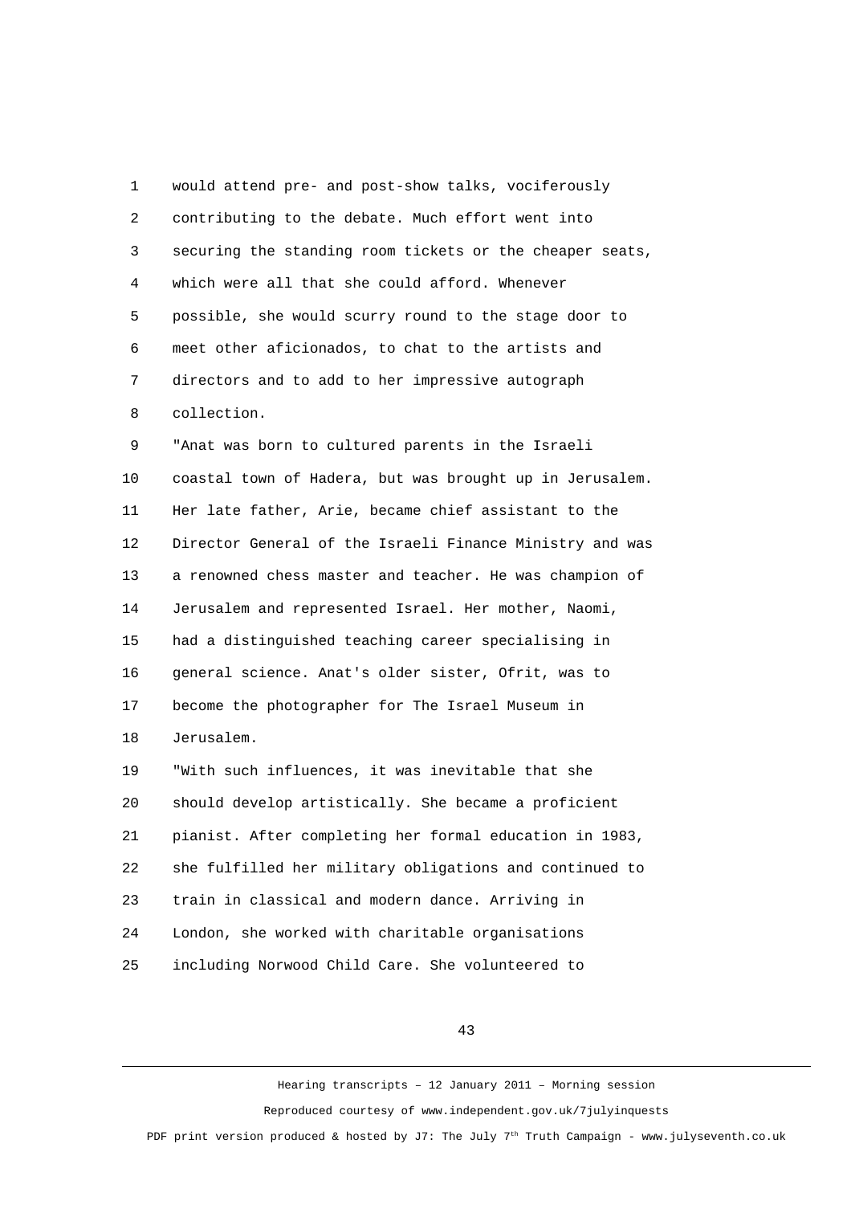would attend pre- and post-show talks, vociferously contributing to the debate. Much effort went into securing the standing room tickets or the cheaper seats, which were all that she could afford. Whenever possible, she would scurry round to the stage door to meet other aficionados, to chat to the artists and directors and to add to her impressive autograph collection.

"Anat was born to cultured parents in the Israeli coastal town of Hadera, but was brought up in Jerusalem. Her late father, Arie, became chief assistant to the Director General of the Israeli Finance Ministry and was a renowned chess master and teacher. He was champion of Jerusalem and represented Israel. Her mother, Naomi, had a distinguished teaching career specialising in general science. Anat's older sister, Ofrit, was to become the photographer for The Israel Museum in Jerusalem.

"With such influences, it was inevitable that she should develop artistically. She became a proficient pianist. After completing her formal education in 1983, she fulfilled her military obligations and continued to train in classical and modern dance. Arriving in London, she worked with charitable organisations including Norwood Child Care. She volunteered to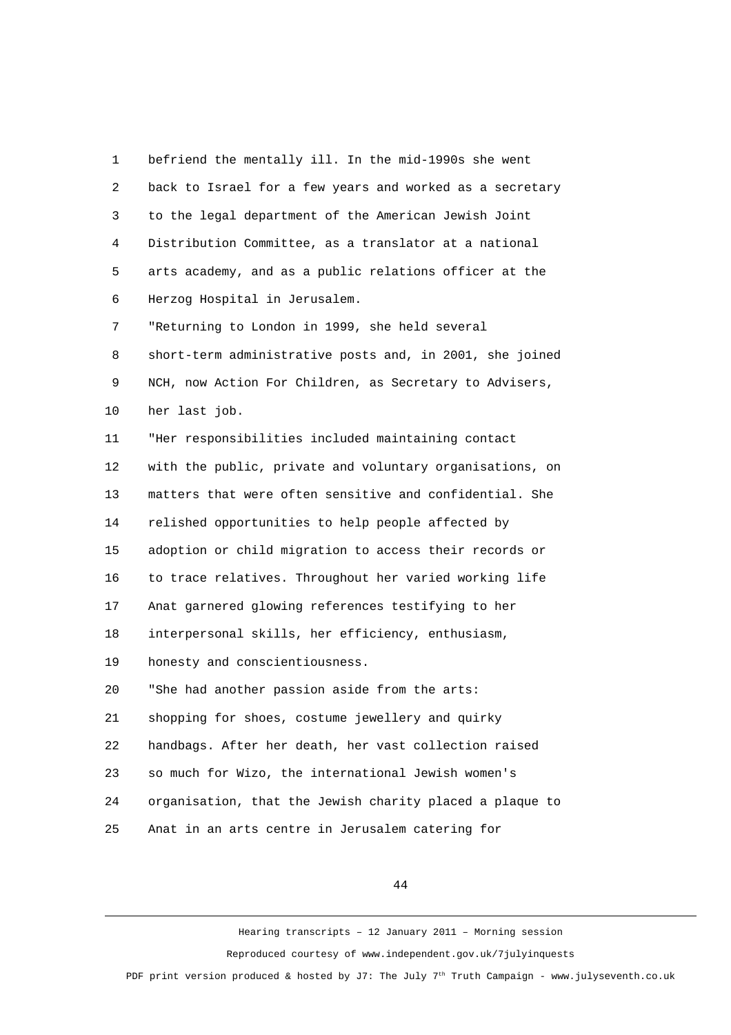befriend the mentally ill. In the mid-1990s she went back to Israel for a few years and worked as a secretary to the legal department of the American Jewish Joint Distribution Committee, as a translator at a national arts academy, and as a public relations officer at the Herzog Hospital in Jerusalem.

"Returning to London in 1999, she held several short-term administrative posts and, in 2001, she joined NCH, now Action For Children, as Secretary to Advisers, her last job.

"Her responsibilities included maintaining contact with the public, private and voluntary organisations, on matters that were often sensitive and confidential. She relished opportunities to help people affected by adoption or child migration to access their records or to trace relatives. Throughout her varied working life Anat garnered glowing references testifying to her interpersonal skills, her efficiency, enthusiasm, honesty and conscientiousness.

"She had another passion aside from the arts: shopping for shoes, costume jewellery and quirky handbags. After her death, her vast collection raised so much for Wizo, the international Jewish women's organisation, that the Jewish charity placed a plaque to Anat in an arts centre in Jerusalem catering for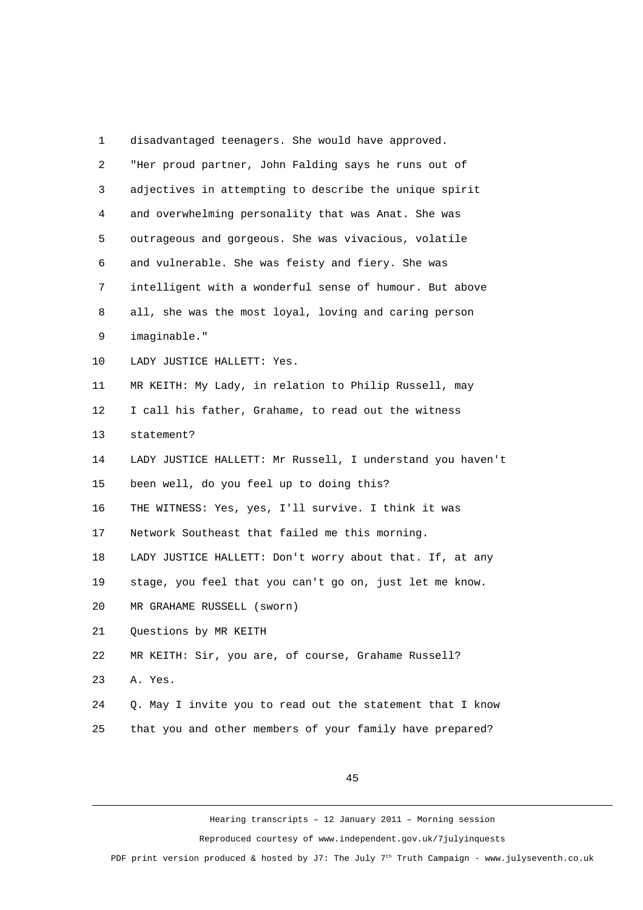disadvantaged teenagers. She would have approved.

"Her proud partner, John Falding says he runs out of adjectives in attempting to describe the unique spirit and overwhelming personality that was Anat. She was outrageous and gorgeous. She was vivacious, volatile and vulnerable. She was feisty and fiery. She was intelligent with a wonderful sense of humour. But above all, she was the most loyal, loving and caring person imaginable."

LADY JUSTICE HALLETT: Yes.

MR KEITH: My Lady, in relation to Philip Russell, may I call his father, Grahame, to read out the witness statement?

LADY JUSTICE HALLETT: Mr Russell, I understand you haven't been well, do you feel up to doing this?

THE WITNESS: Yes, yes, I'll survive. I think it was Network Southeast that failed me this morning.

LADY JUSTICE HALLETT: Don't worry about that. If, at any stage, you feel that you can't go on, just let me know.

MR GRAHAME RUSSELL (sworn)

Questions by MR KEITH

MR KEITH: Sir, you are, of course, Grahame Russell?

A. Yes.

Q. May I invite you to read out the statement that I know that you and other members of your family have prepared?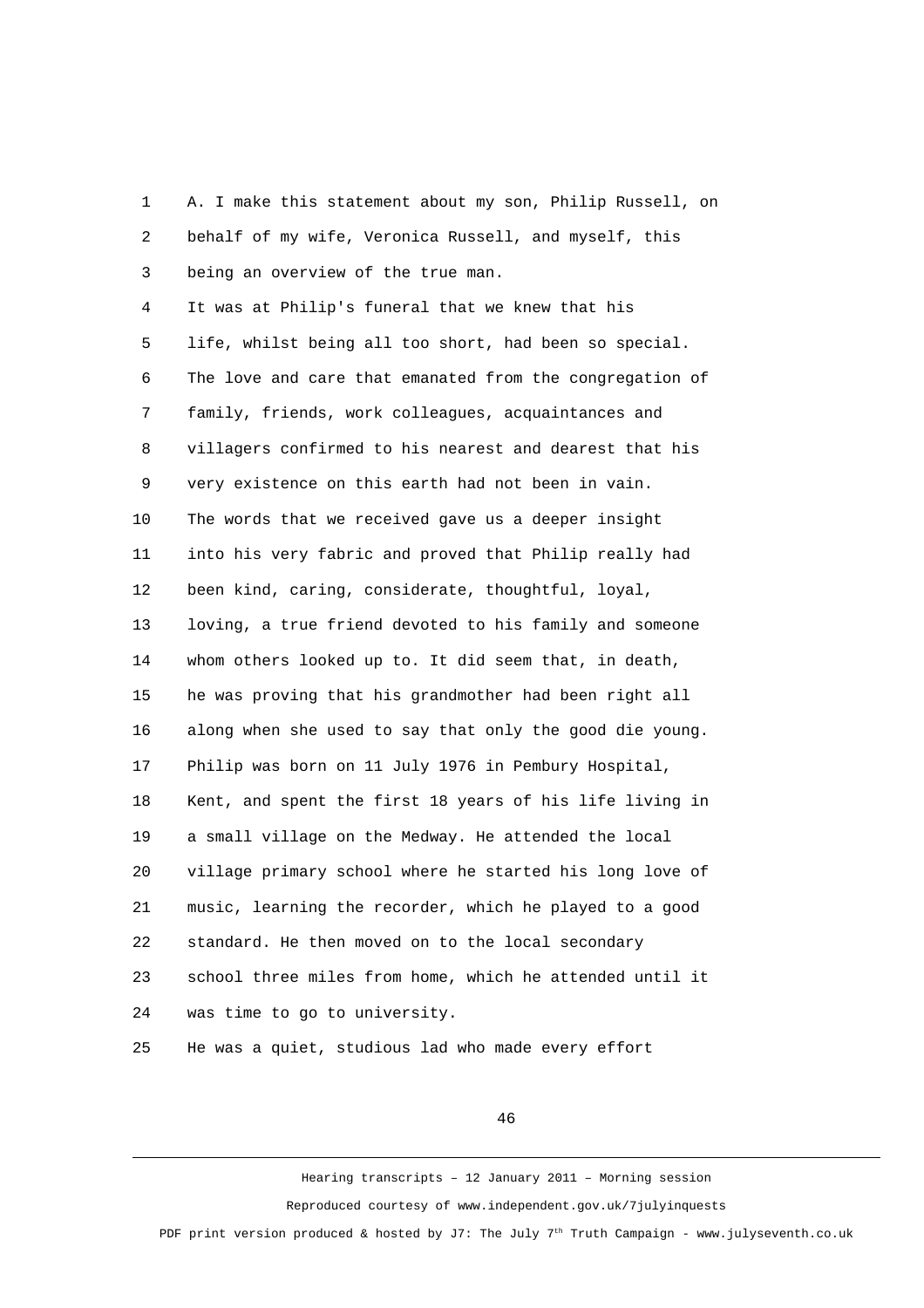A. I make this statement about my son, Philip Russell, on behalf of my wife, Veronica Russell, and myself, this being an overview of the true man.

It was at Philip's funeral that we knew that his life, whilst being all too short, had been so special. The love and care that emanated from the congregation of family, friends, work colleagues, acquaintances and villagers confirmed to his nearest and dearest that his very existence on this earth had not been in vain. The words that we received gave us a deeper insight into his very fabric and proved that Philip really had been kind, caring, considerate, thoughtful, loyal, loving, a true friend devoted to his family and someone whom others looked up to. It did seem that, in death, he was proving that his grandmother had been right all along when she used to say that only the good die young.

Philip was born on 11 July 1976 in Pembury Hospital, Kent, and spent the first 18 years of his life living in a small village on the Medway. He attended the local village primary school where he started his long love of music, learning the recorder, which he played to a good standard. He then moved on to the local secondary school three miles from home, which he attended until it was time to go to university.

He was a quiet, studious lad who made every effort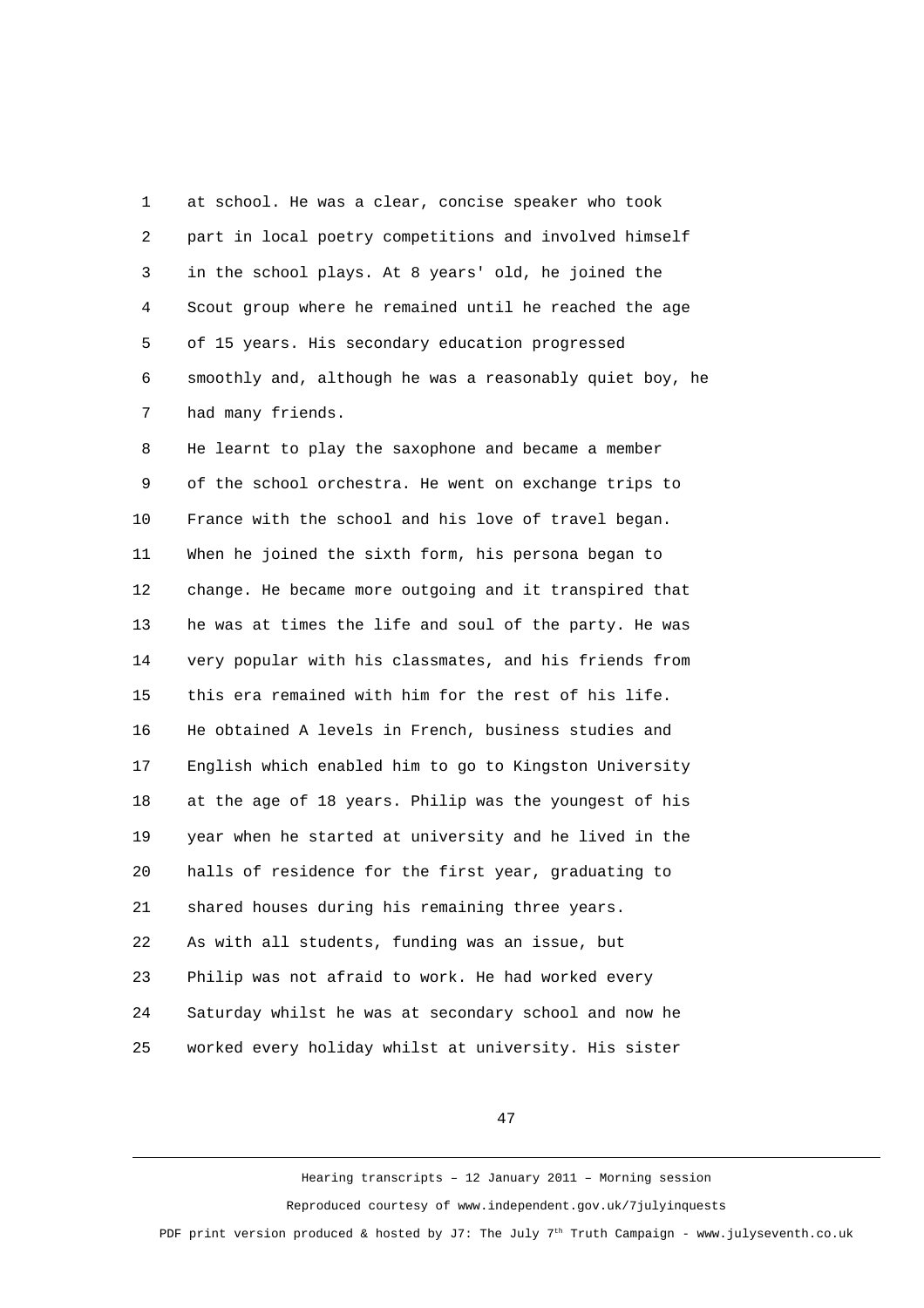at school. He was a clear, concise speaker who took part in local poetry competitions and involved himself in the school plays. At 8 years' old, he joined the Scout group where he remained until he reached the age of 15 years. His secondary education progressed smoothly and, although he was a reasonably quiet boy, he had many friends.

He learnt to play the saxophone and became a member of the school orchestra. He went on exchange trips to France with the school and his love of travel began. When he joined the sixth form, his persona began to change. He became more outgoing and it transpired that he was at times the life and soul of the party. He was very popular with his classmates, and his friends from this era remained with him for the rest of his life. He obtained A levels in French, business studies and English which enabled him to go to Kingston University at the age of 18 years. Philip was the youngest of his year when he started at university and he lived in the halls of residence for the first year, graduating to shared houses during his remaining three years.

As with all students, funding was an issue, but Philip was not afraid to work. He had worked every Saturday whilst he was at secondary school and now he worked every holiday whilst at university. His sister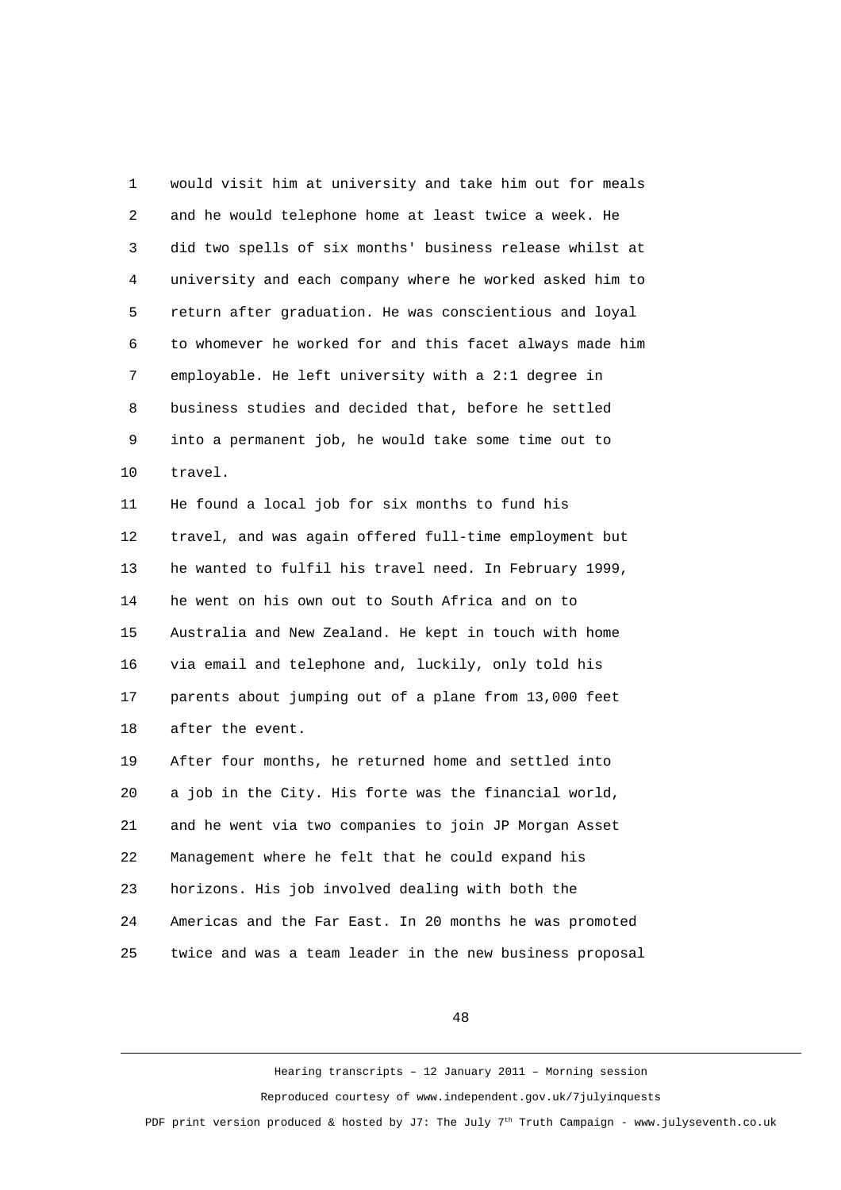would visit him at university and take him out for meals and he would telephone home at least twice a week. He did two spells of six months' business release whilst at university and each company where he worked asked him to return after graduation. He was conscientious and loyal to whomever he worked for and this facet always made him employable. He left university with a 2:1 degree in business studies and decided that, before he settled into a permanent job, he would take some time out to travel.

He found a local job for six months to fund his travel, and was again offered full-time employment but he wanted to fulfil his travel need. In February 1999, he went on his own out to South Africa and on to Australia and New Zealand. He kept in touch with home via email and telephone and, luckily, only told his parents about jumping out of a plane from 13,000 feet after the event.

After four months, he returned home and settled into a job in the City. His forte was the financial world, and he went via two companies to join JP Morgan Asset Management where he felt that he could expand his horizons. His job involved dealing with both the Americas and the Far East. In 20 months he was promoted twice and was a team leader in the new business proposal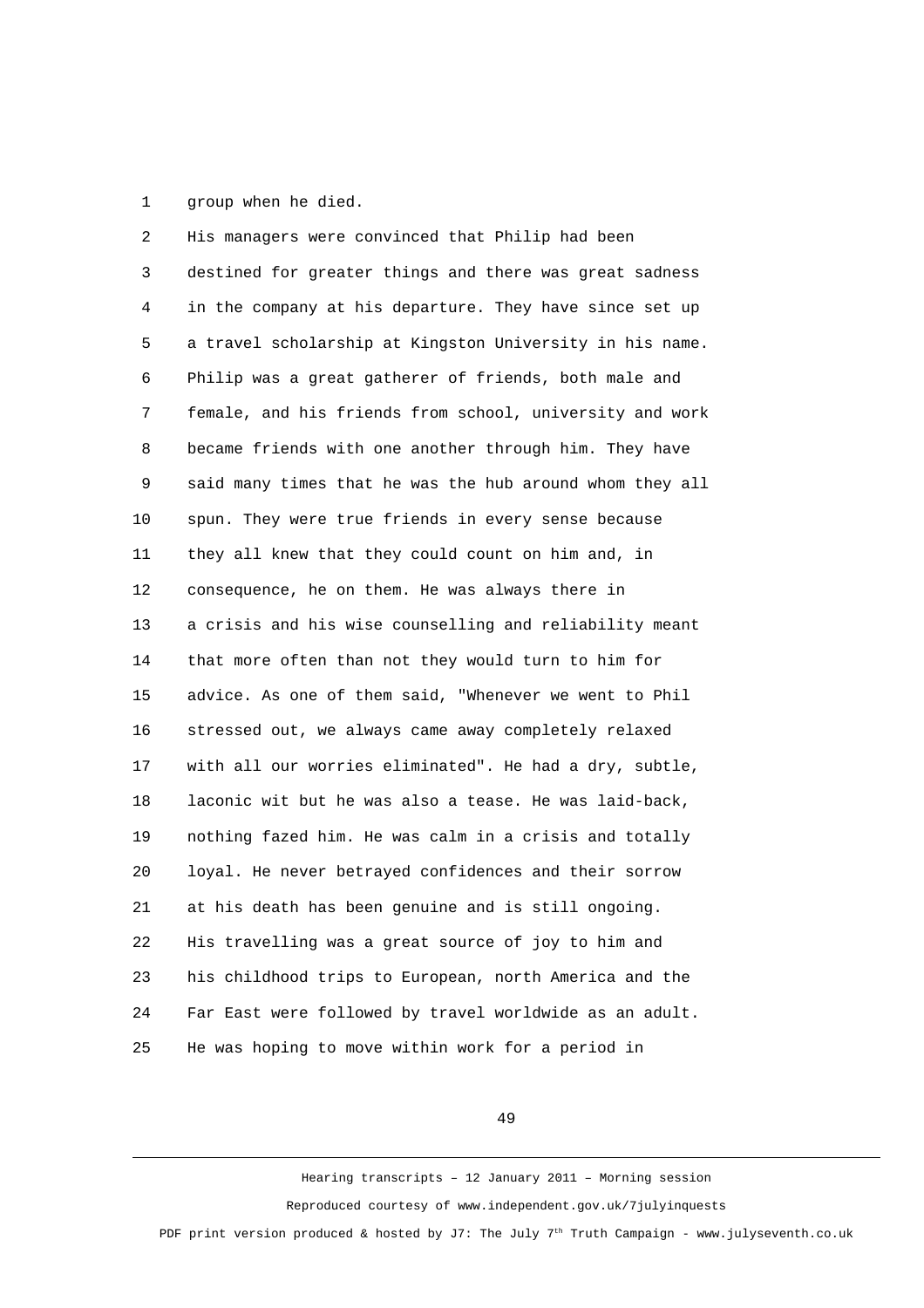group when he died.

His managers were convinced that Philip had been destined for greater things and there was great sadness in the company at his departure. They have since set up a travel scholarship at Kingston University in his name.

Philip was a great gatherer of friends, both male and female, and his friends from school, university and work became friends with one another through him. They have said many times that he was the hub around whom they all spun. They were true friends in every sense because they all knew that they could count on him and, in consequence, he on them. He was always there in a crisis and his wise counselling and reliability meant that more often than not they would turn to him for advice. As one of them said, "Whenever we went to Phil stressed out, we always came away completely relaxed with all our worries eliminated". He had a dry, subtle, laconic wit but he was also a tease. He was laid-back, nothing fazed him. He was calm in a crisis and totally loyal. He never betrayed confidences and their sorrow at his death has been genuine and is still ongoing.

His travelling was a great source of joy to him and his childhood trips to European, north America and the Far East were followed by travel worldwide as an adult. He was hoping to move within work for a period in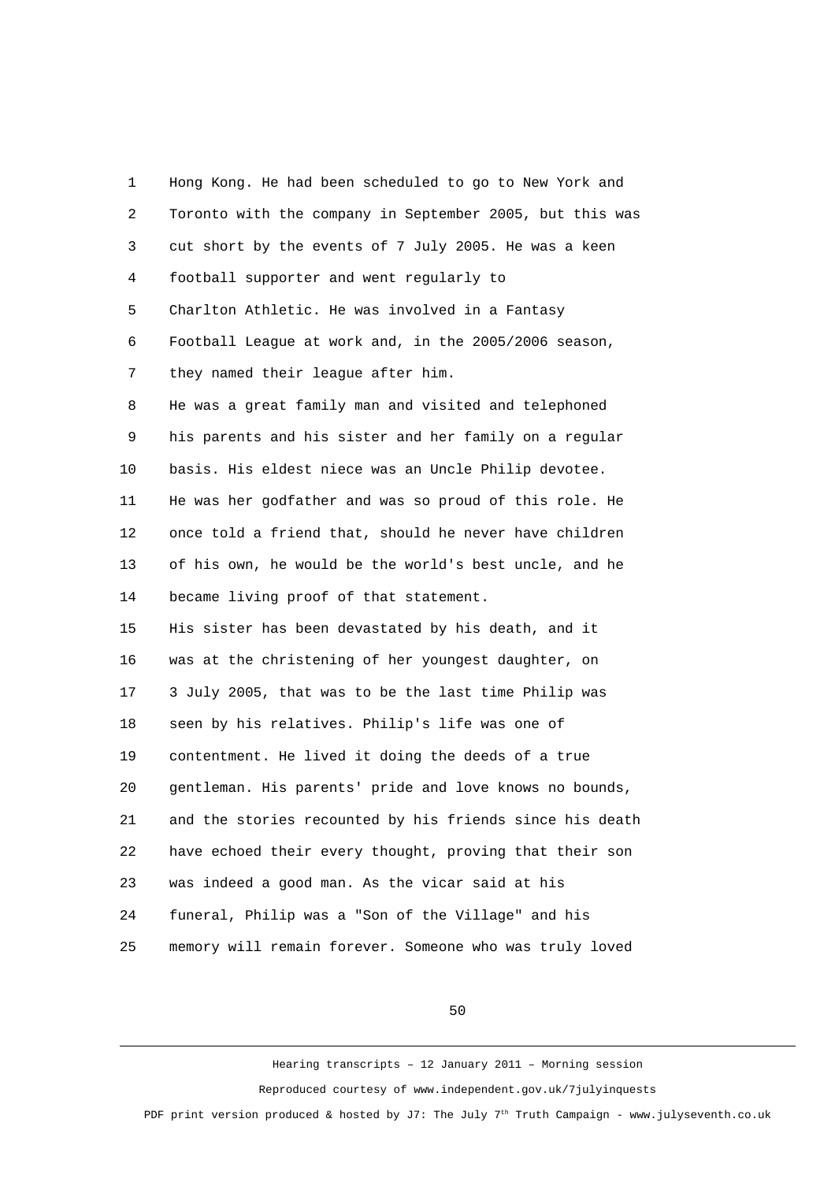Hong Kong. He had been scheduled to go to New York and Toronto with the company in September 2005, but this was cut short by the events of 7 July 2005. He was a keen football supporter and went regularly to Charlton Athletic. He was involved in a Fantasy Football League at work and, in the 2005/2006 season, they named their league after him.

He was a great family man and visited and telephoned his parents and his sister and her family on a regular basis. His eldest niece was an Uncle Philip devotee. He was her godfather and was so proud of this role. He once told a friend that, should he never have children of his own, he would be the world's best uncle, and he became living proof of that statement.

His sister has been devastated by his death, and it was at the christening of her youngest daughter, on 3 July 2005, that was to be the last time Philip was seen by his relatives. Philip's life was one of contentment. He lived it doing the deeds of a true gentleman. His parents' pride and love knows no bounds, and the stories recounted by his friends since his death have echoed their every thought, proving that their son was indeed a good man. As the vicar said at his funeral, Philip was a "Son of the Village" and his memory will remain forever. Someone who was truly loved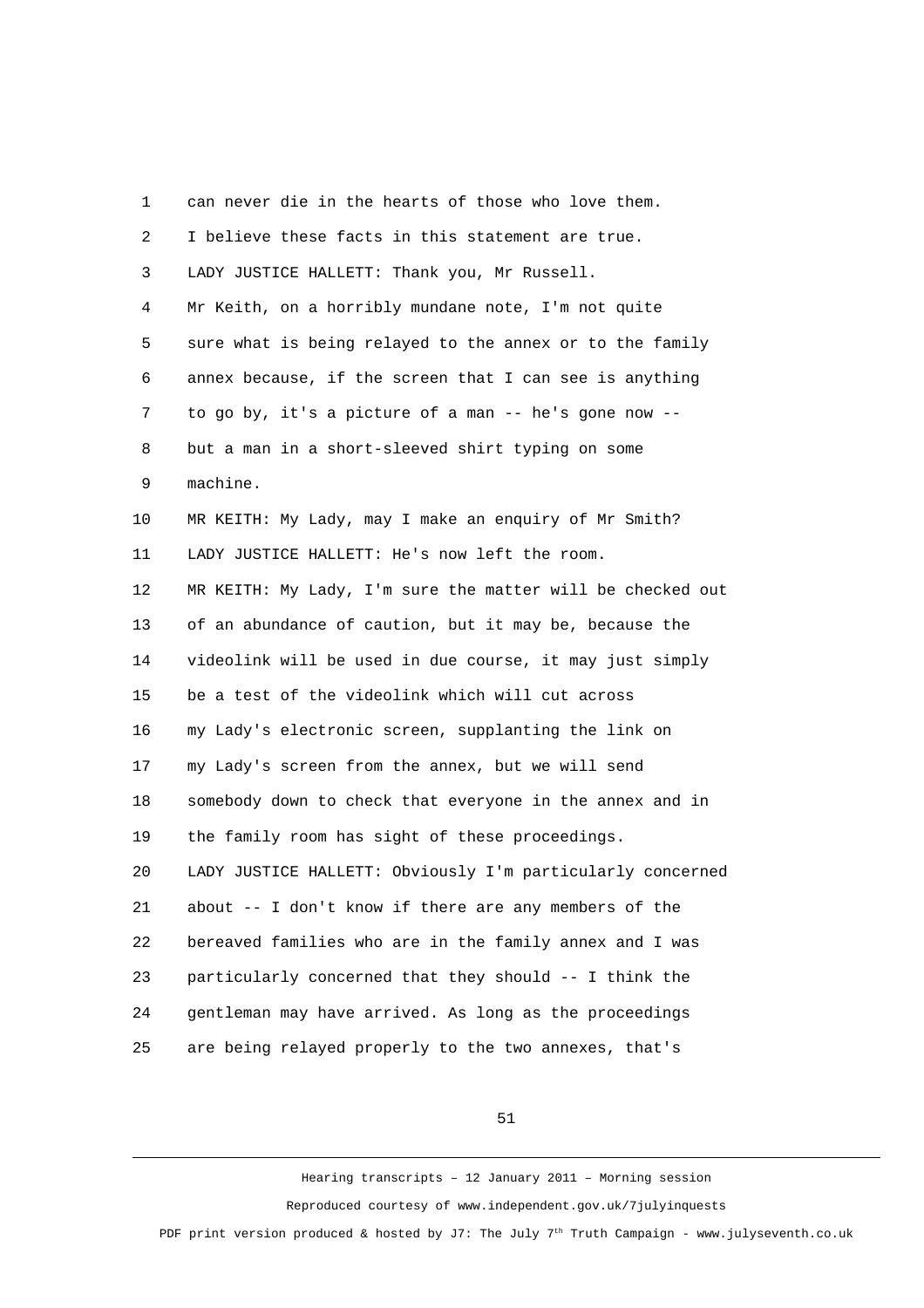can never die in the hearts of those who love them.

I believe these facts in this statement are true.

LADY JUSTICE HALLETT: Thank you, Mr Russell.

Mr Keith, on a horribly mundane note, I'm not quite sure what is being relayed to the annex or to the family annex because, if the screen that I can see is anything to go by, it's a picture of a man -- he's gone now -- but a man in a short-sleeved shirt typing on some machine.

MR KEITH: My Lady, may I make an enquiry of Mr Smith?

LADY JUSTICE HALLETT: He's now left the room.

MR KEITH: My Lady, I'm sure the matter will be checked out of an abundance of caution, but it may be, because the videolink will be used in due course, it may just simply be a test of the videolink which will cut across my Lady's electronic screen, supplanting the link on my Lady's screen from the annex, but we will send somebody down to check that everyone in the annex and in the family room has sight of these proceedings.

LADY JUSTICE HALLETT: Obviously I'm particularly concerned about -- I don't know if there are any members of the bereaved families who are in the family annex and I was particularly concerned that they should -- I think the gentleman may have arrived. As long as the proceedings are being relayed properly to the two annexes, that's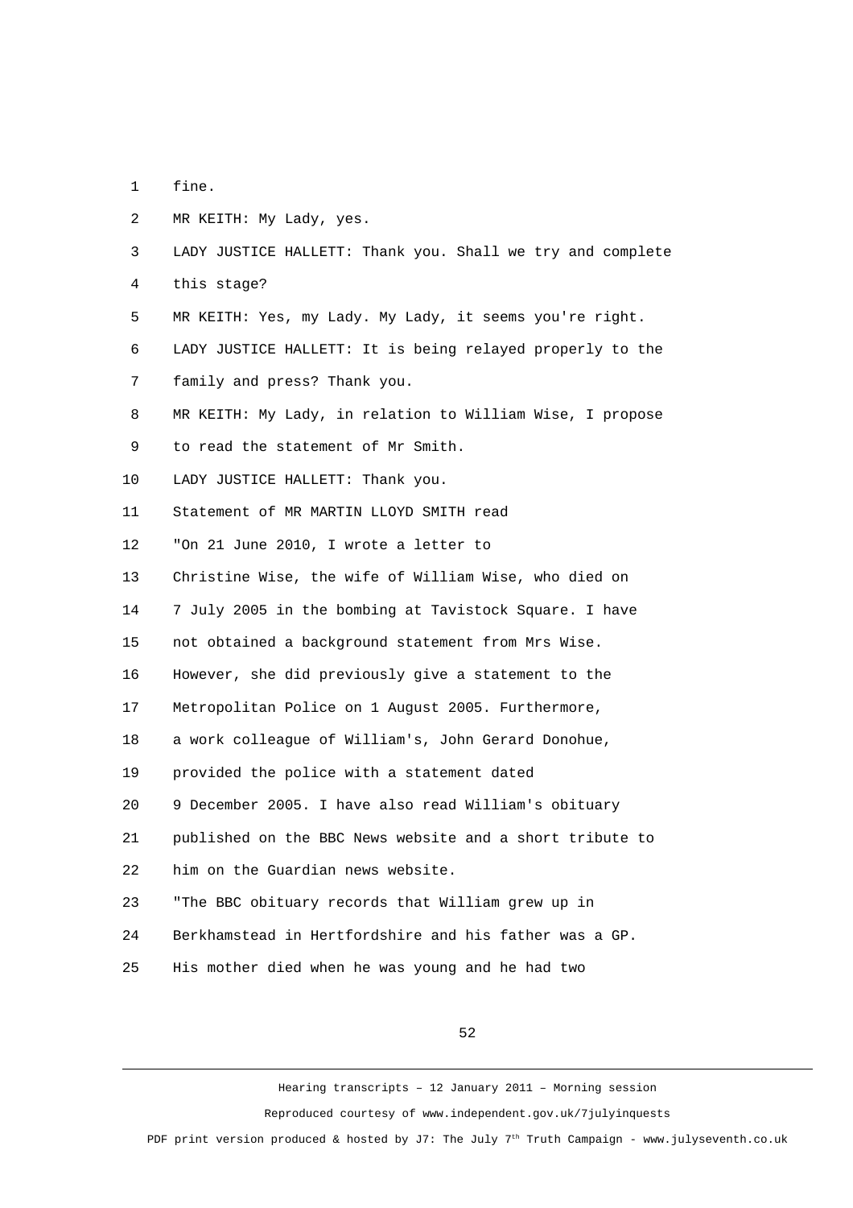1 fine.

2 MR KEITH: My Lady, yes.

3 LADY JUSTICE HALLETT: Thank you. Shall we try and complete

4 this stage?

5 MR KEITH: Yes, my Lady. My Lady, it seems you're right.

6 LADY JUSTICE HALLETT: It is being relayed properly to the

7 family and press? Thank you.

8 MR KEITH: My Lady, in relation to William Wise, I propose

9 to read the statement of Mr Smith.

10 LADY JUSTICE HALLETT: Thank you.

11 Statement of MR MARTIN LLOYD SMITH read

12 "On 21 June 2010, I wrote a letter to

13 Christine Wise, the wife of William Wise, who died on

14 7 July 2005 in the bombing at Tavistock Square. I have

15 not obtained a background statement from Mrs Wise.

16 However, she did previously give a statement to the

17 Metropolitan Police on 1 August 2005. Furthermore,

18 a work colleague of William's, John Gerard Donohue,

19 provided the police with a statement dated

20 9 December 2005. I have also read William's obituary

21 published on the BBC News website and a short tribute to

22 him on the Guardian news website.

23 "The BBC obituary records that William grew up in

24 Berkhamstead in Hertfordshire and his father was a GP.

25 His mother died when he was young and he had two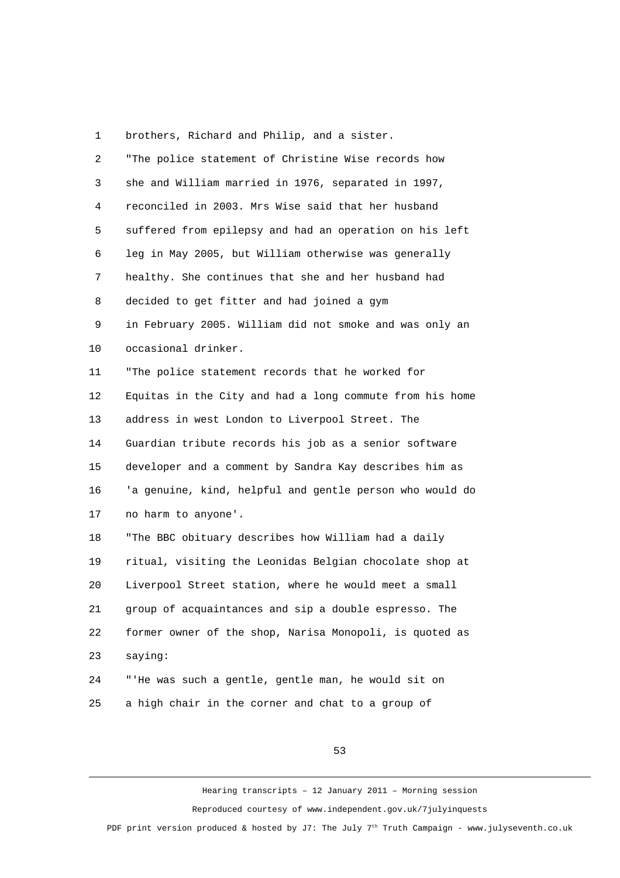brothers, Richard and Philip, and a sister.

"The police statement of Christine Wise records how she and William married in 1976, separated in 1997, reconciled in 2003. Mrs Wise said that her husband suffered from epilepsy and had an operation on his left leg in May 2005, but William otherwise was generally healthy. She continues that she and her husband had decided to get fitter and had joined a gym in February 2005. William did not smoke and was only an occasional drinker.

"The police statement records that he worked for Equitas in the City and had a long commute from his home address in west London to Liverpool Street. The Guardian tribute records his job as a senior software developer and a comment by Sandra Kay describes him as 'a genuine, kind, helpful and gentle person who would do no harm to anyone'.

"The BBC obituary describes how William had a daily ritual, visiting the Leonidas Belgian chocolate shop at Liverpool Street station, where he would meet a small group of acquaintances and sip a double espresso. The former owner of the shop, Narisa Monopoli, is quoted as saying:

"'He was such a gentle, gentle man, he would sit on a high chair in the corner and chat to a group of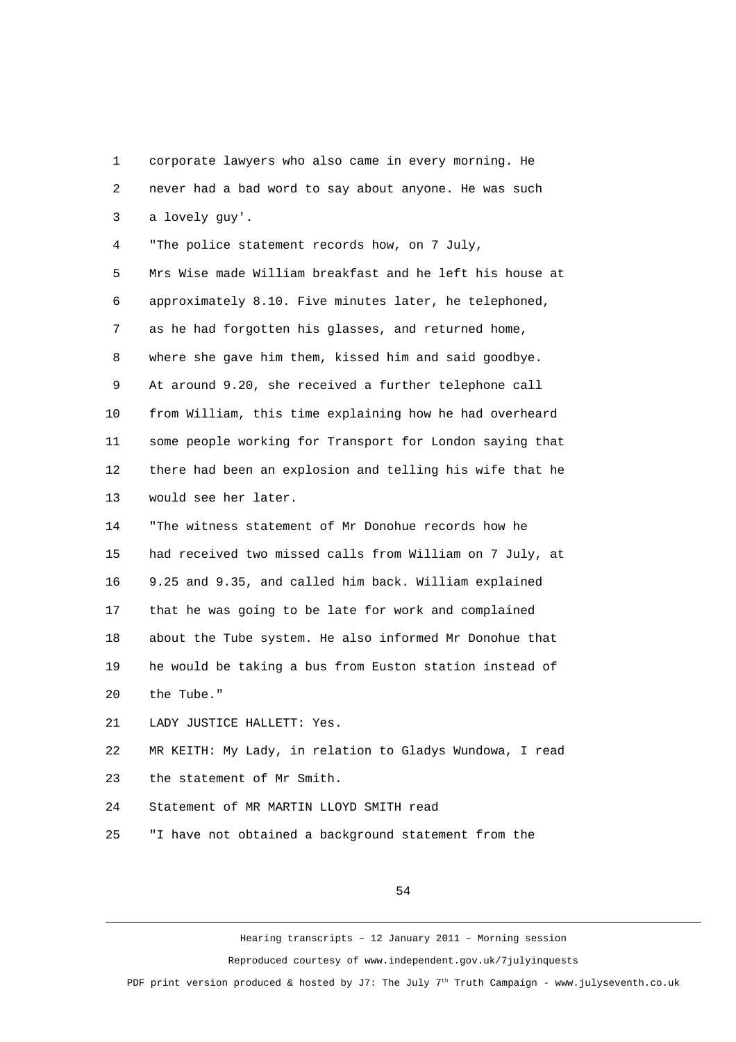1 corporate lawyers who also came in every morning. He
2 never had a bad word to say about anyone. He was such
3 a lovely guy'.
4 "The police statement records how, on 7 July,
5 Mrs Wise made William breakfast and he left his house at
6 approximately 8.10. Five minutes later, he telephoned,
7 as he had forgotten his glasses, and returned home,
8 where she gave him them, kissed him and said goodbye.
9 At around 9.20, she received a further telephone call
10 from William, this time explaining how he had overheard
11 some people working for Transport for London saying that
12 there had been an explosion and telling his wife that he
13 would see her later.
14 "The witness statement of Mr Donohue records how he
15 had received two missed calls from William on 7 July, at
16 9.25 and 9.35, and called him back. William explained
17 that he was going to be late for work and complained
18 about the Tube system. He also informed Mr Donohue that
19 he would be taking a bus from Euston station instead of
20 the Tube."
21 LADY JUSTICE HALLETT: Yes.
22 MR KEITH: My Lady, in relation to Gladys Wundowa, I read
23 the statement of Mr Smith.
24 Statement of MR MARTIN LLOYD SMITH read
25 "I have not obtained a background statement from the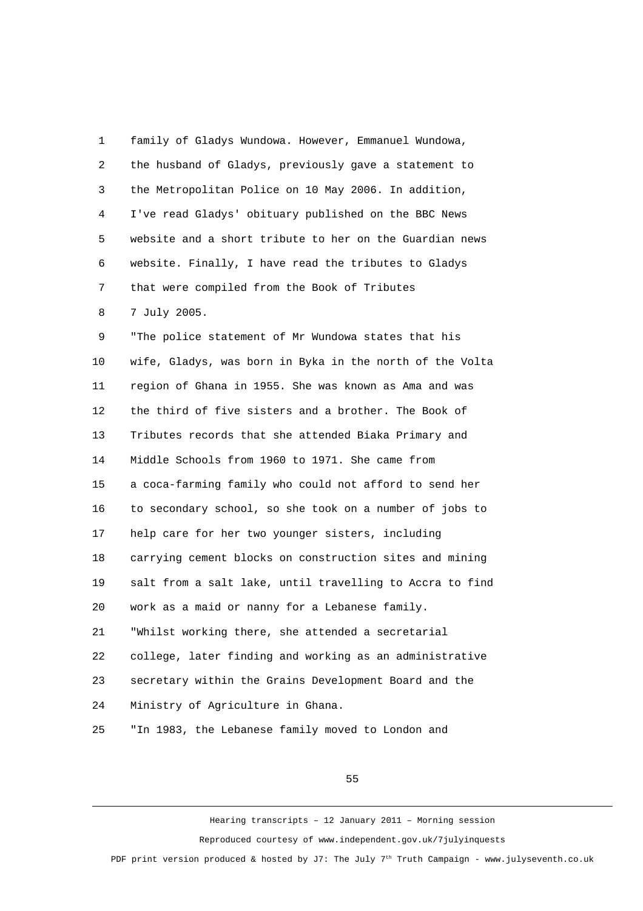family of Gladys Wundowa. However, Emmanuel Wundowa, the husband of Gladys, previously gave a statement to the Metropolitan Police on 10 May 2006. In addition, I've read Gladys' obituary published on the BBC News website and a short tribute to her on the Guardian news website. Finally, I have read the tributes to Gladys that were compiled from the Book of Tributes 7 July 2005.

"The police statement of Mr Wundowa states that his wife, Gladys, was born in Byka in the north of the Volta region of Ghana in 1955. She was known as Ama and was the third of five sisters and a brother. The Book of Tributes records that she attended Biaka Primary and Middle Schools from 1960 to 1971. She came from a coca-farming family who could not afford to send her to secondary school, so she took on a number of jobs to help care for her two younger sisters, including carrying cement blocks on construction sites and mining salt from a salt lake, until travelling to Accra to find work as a maid or nanny for a Lebanese family.

"Whilst working there, she attended a secretarial college, later finding and working as an administrative secretary within the Grains Development Board and the Ministry of Agriculture in Ghana.

"In 1983, the Lebanese family moved to London and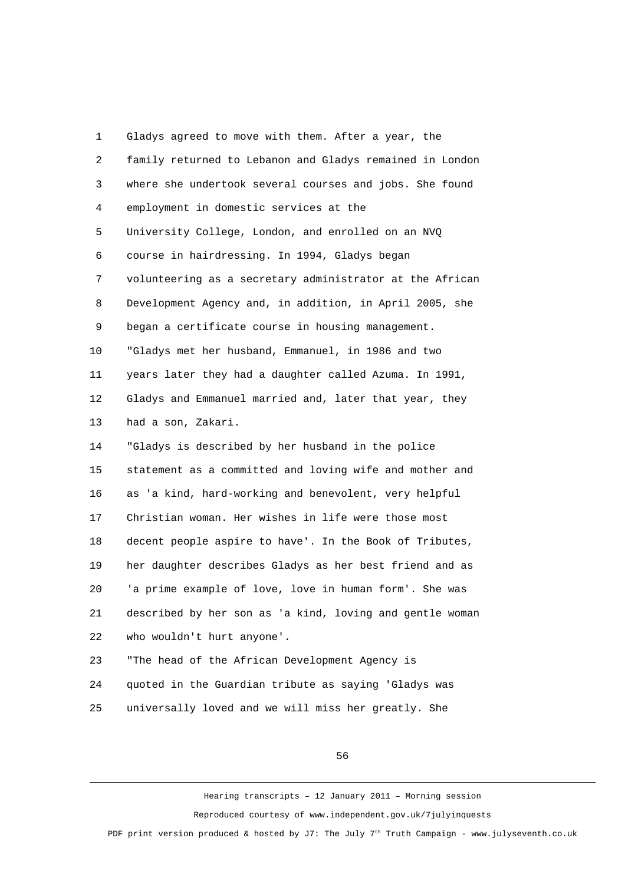1 Gladys agreed to move with them. After a year, the
2 family returned to Lebanon and Gladys remained in London
3 where she undertook several courses and jobs. She found
4 employment in domestic services at the
5 University College, London, and enrolled on an NVQ
6 course in hairdressing. In 1994, Gladys began
7 volunteering as a secretary administrator at the African
8 Development Agency and, in addition, in April 2005, she
9 began a certificate course in housing management.
10 "Gladys met her husband, Emmanuel, in 1986 and two
11 years later they had a daughter called Azuma. In 1991,
12 Gladys and Emmanuel married and, later that year, they
13 had a son, Zakari.
14 "Gladys is described by her husband in the police
15 statement as a committed and loving wife and mother and
16 as 'a kind, hard-working and benevolent, very helpful
17 Christian woman. Her wishes in life were those most
18 decent people aspire to have'. In the Book of Tributes,
19 her daughter describes Gladys as her best friend and as
20 'a prime example of love, love in human form'. She was
21 described by her son as 'a kind, loving and gentle woman
22 who wouldn't hurt anyone'.
23 "The head of the African Development Agency is
24 quoted in the Guardian tribute as saying 'Gladys was
25 universally loved and we will miss her greatly. She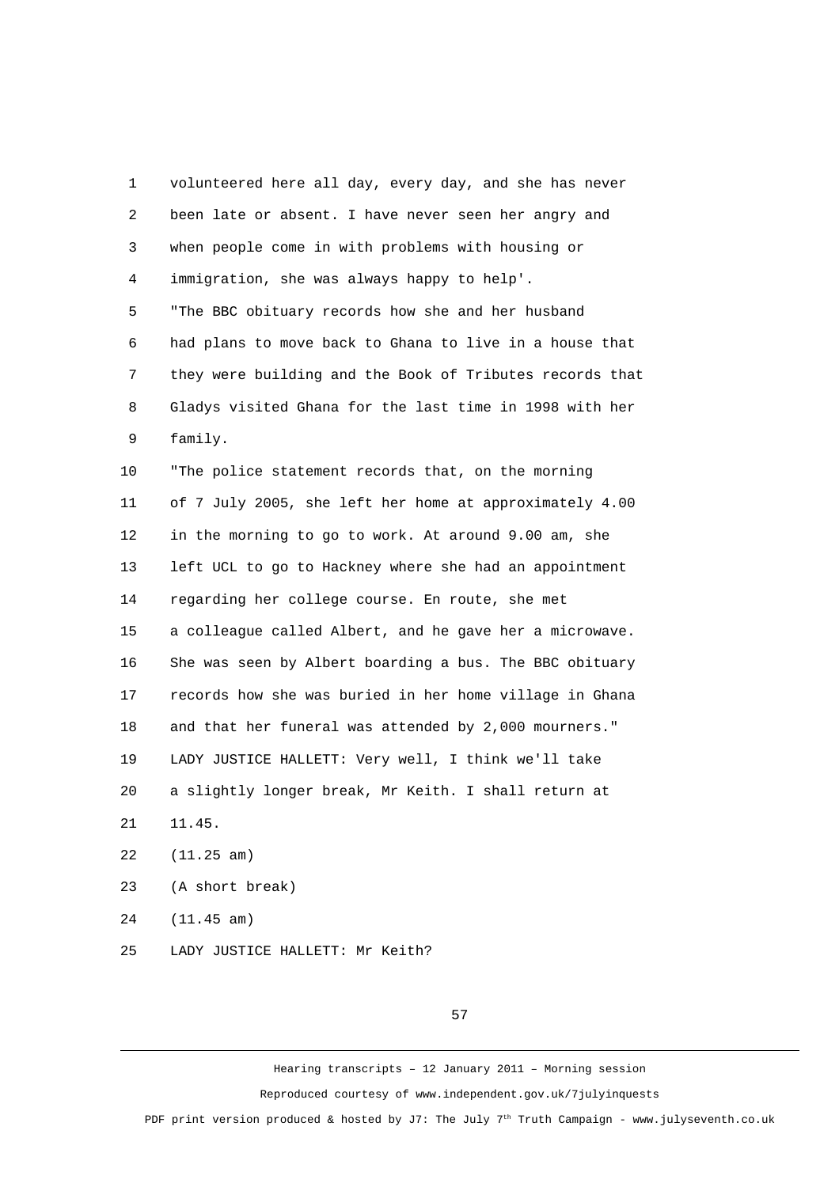1 volunteered here all day, every day, and she has never
2 been late or absent. I have never seen her angry and
3 when people come in with problems with housing or
4 immigration, she was always happy to help'.
5 "The BBC obituary records how she and her husband
6 had plans to move back to Ghana to live in a house that
7 they were building and the Book of Tributes records that
8 Gladys visited Ghana for the last time in 1998 with her
9 family.
10 "The police statement records that, on the morning
11 of 7 July 2005, she left her home at approximately 4.00
12 in the morning to go to work. At around 9.00 am, she
13 left UCL to go to Hackney where she had an appointment
14 regarding her college course. En route, she met
15 a colleague called Albert, and he gave her a microwave.
16 She was seen by Albert boarding a bus. The BBC obituary
17 records how she was buried in her home village in Ghana
18 and that her funeral was attended by 2,000 mourners."
19 LADY JUSTICE HALLETT: Very well, I think we'll take
20 a slightly longer break, Mr Keith. I shall return at
21 11.45.
22 (11.25 am)
23 (A short break)
24 (11.45 am)
25 LADY JUSTICE HALLETT: Mr Keith?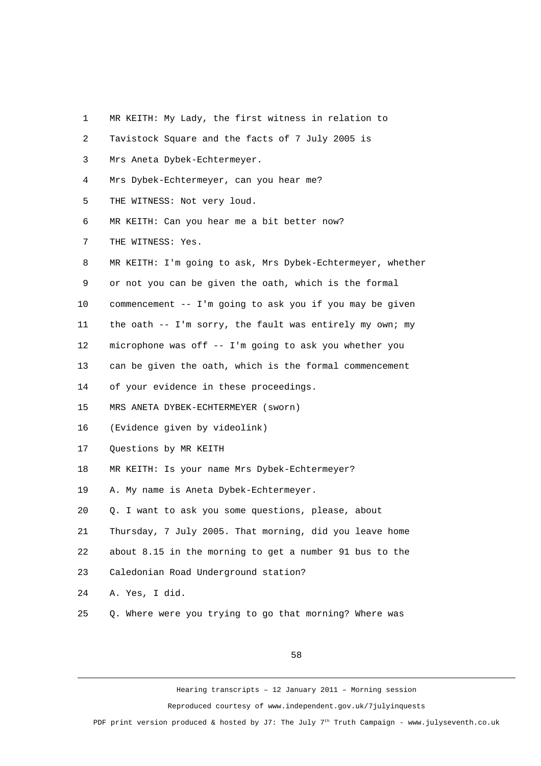MR KEITH: My Lady, the first witness in relation to Tavistock Square and the facts of 7 July 2005 is Mrs Aneta Dybek-Echtermeyer.

Mrs Dybek-Echtermeyer, can you hear me?

THE WITNESS: Not very loud.

MR KEITH: Can you hear me a bit better now?

THE WITNESS: Yes.

MR KEITH: I'm going to ask, Mrs Dybek-Echtermeyer, whether or not you can be given the oath, which is the formal commencement -- I'm going to ask you if you may be given the oath -- I'm sorry, the fault was entirely my own; my microphone was off -- I'm going to ask you whether you can be given the oath, which is the formal commencement of your evidence in these proceedings.

MRS ANETA DYBEK-ECHTERMEYER (sworn)

(Evidence given by videolink)

Questions by MR KEITH

MR KEITH: Is your name Mrs Dybek-Echtermeyer?

A. My name is Aneta Dybek-Echtermeyer.

Q. I want to ask you some questions, please, about Thursday, 7 July 2005. That morning, did you leave home about 8.15 in the morning to get a number 91 bus to the Caledonian Road Underground station?

A. Yes, I did.

Q. Where were you trying to go that morning? Where was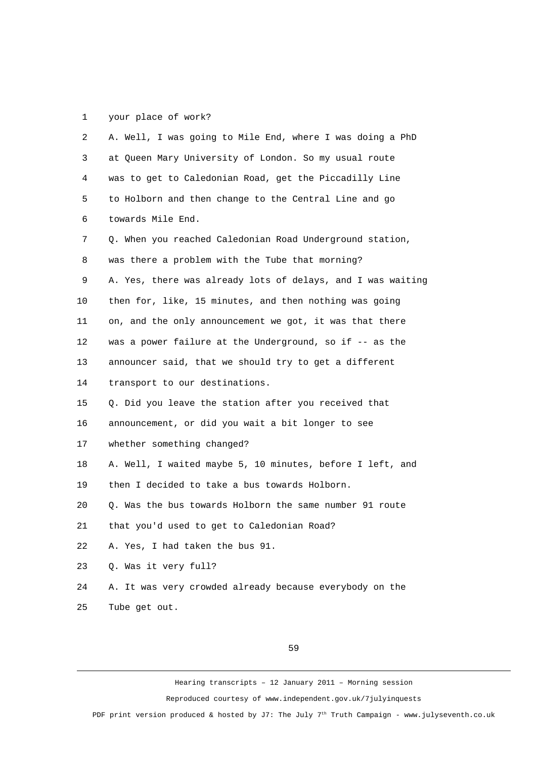your place of work?

A. Well, I was going to Mile End, where I was doing a PhD at Queen Mary University of London. So my usual route was to get to Caledonian Road, get the Piccadilly Line to Holborn and then change to the Central Line and go towards Mile End.

Q. When you reached Caledonian Road Underground station, was there a problem with the Tube that morning?

A. Yes, there was already lots of delays, and I was waiting then for, like, 15 minutes, and then nothing was going on, and the only announcement we got, it was that there was a power failure at the Underground, so if -- as the announcer said, that we should try to get a different transport to our destinations.

Q. Did you leave the station after you received that announcement, or did you wait a bit longer to see whether something changed?

A. Well, I waited maybe 5, 10 minutes, before I left, and then I decided to take a bus towards Holborn.

Q. Was the bus towards Holborn the same number 91 route that you'd used to get to Caledonian Road?

A. Yes, I had taken the bus 91.

Q. Was it very full?

A. It was very crowded already because everybody on the Tube get out.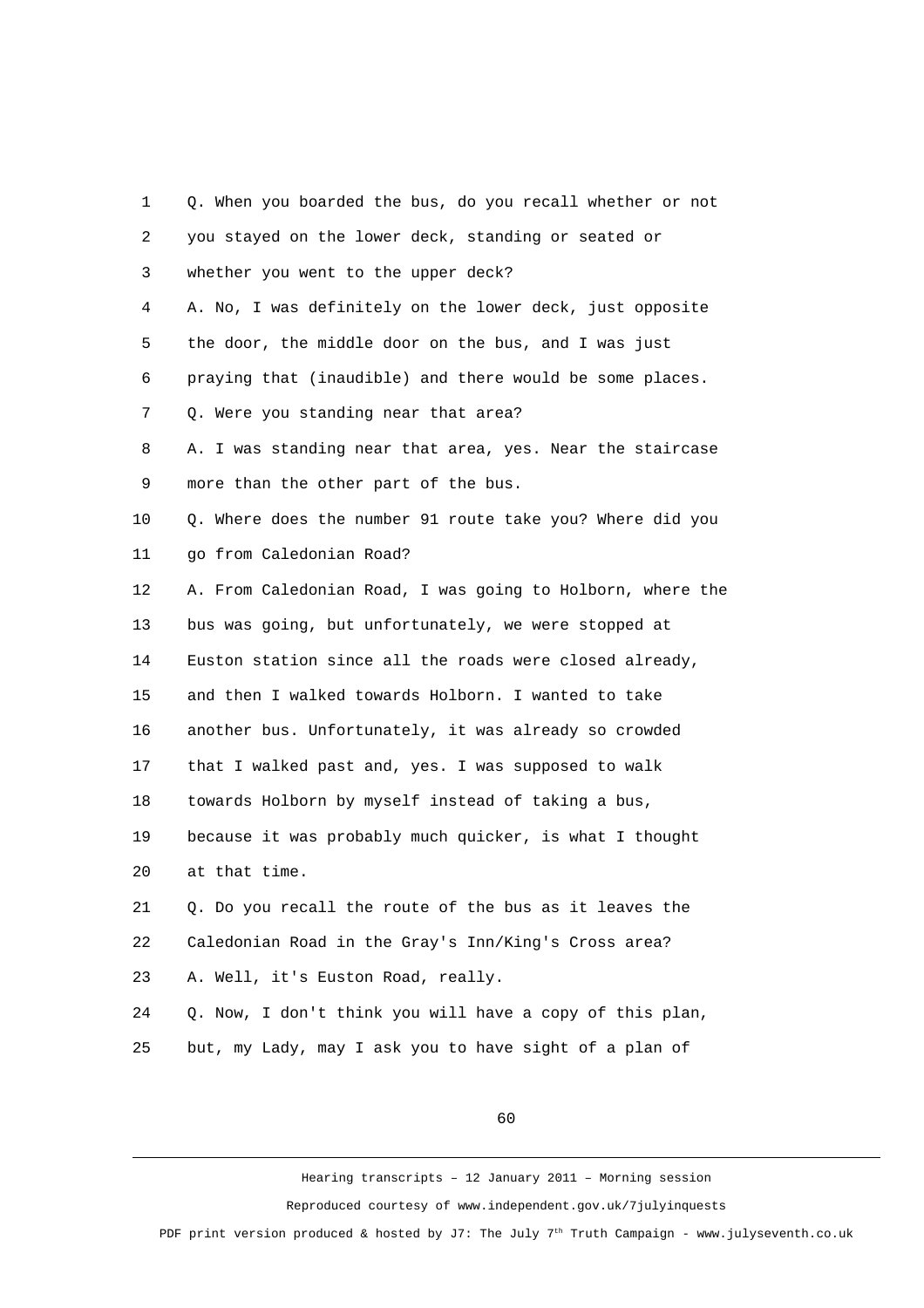Q. When you boarded the bus, do you recall whether or not you stayed on the lower deck, standing or seated or whether you went to the upper deck?

A. No, I was definitely on the lower deck, just opposite the door, the middle door on the bus, and I was just praying that (inaudible) and there would be some places.

Q. Were you standing near that area?

A. I was standing near that area, yes. Near the staircase more than the other part of the bus.

Q. Where does the number 91 route take you? Where did you go from Caledonian Road?

A. From Caledonian Road, I was going to Holborn, where the bus was going, but unfortunately, we were stopped at Euston station since all the roads were closed already, and then I walked towards Holborn. I wanted to take another bus. Unfortunately, it was already so crowded that I walked past and, yes. I was supposed to walk towards Holborn by myself instead of taking a bus, because it was probably much quicker, is what I thought at that time.

Q. Do you recall the route of the bus as it leaves the Caledonian Road in the Gray's Inn/King's Cross area?

A. Well, it's Euston Road, really.

Q. Now, I don't think you will have a copy of this plan, but, my Lady, may I ask you to have sight of a plan of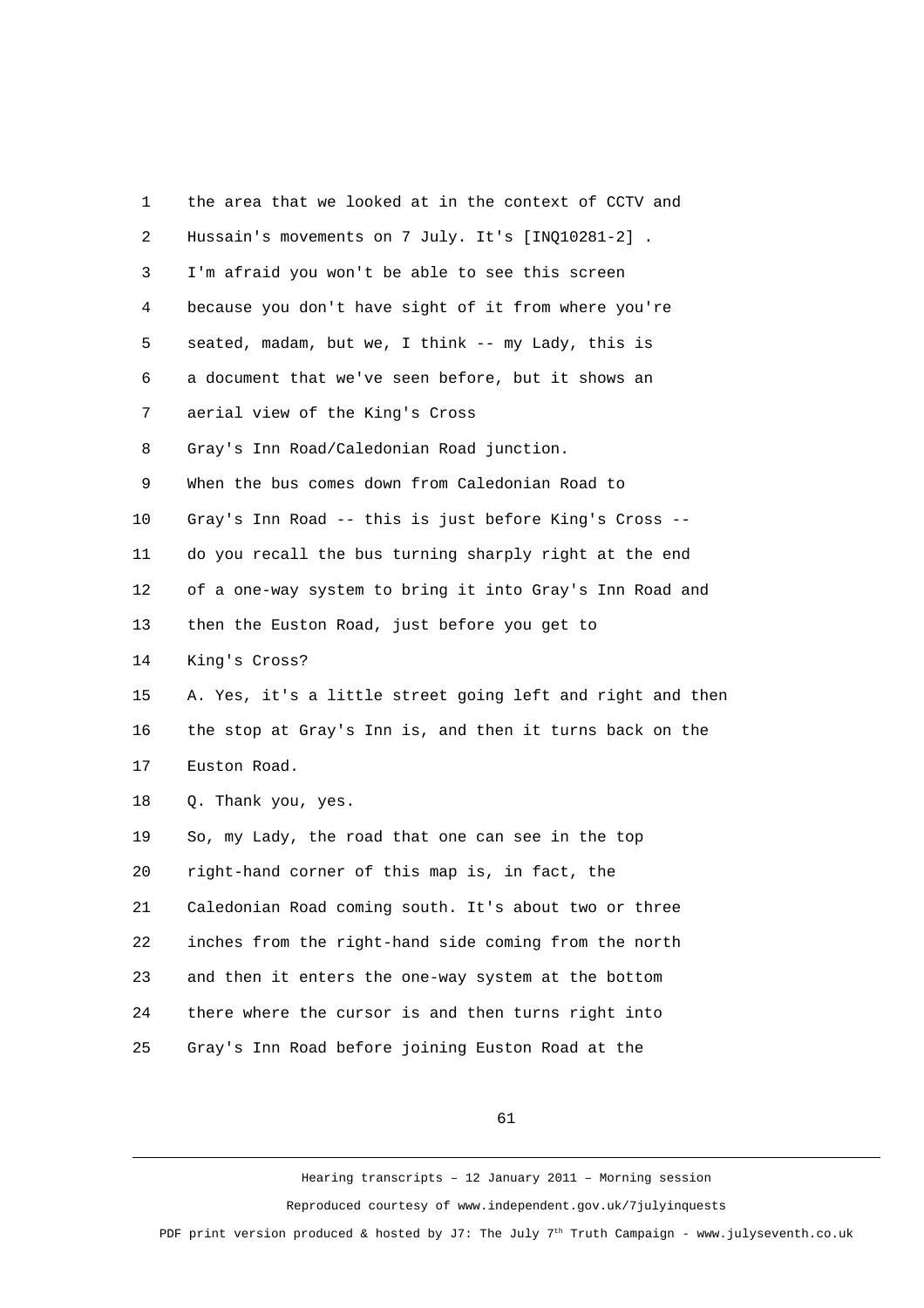1 the area that we looked at in the context of CCTV and
2 Hussain's movements on 7 July. It's [INQ10281-2] .
3 I'm afraid you won't be able to see this screen
4 because you don't have sight of it from where you're
5 seated, madam, but we, I think -- my Lady, this is
6 a document that we've seen before, but it shows an
7 aerial view of the King's Cross
8 Gray's Inn Road/Caledonian Road junction.
9 When the bus comes down from Caledonian Road to
10 Gray's Inn Road -- this is just before King's Cross --
11 do you recall the bus turning sharply right at the end
12 of a one-way system to bring it into Gray's Inn Road and
13 then the Euston Road, just before you get to
14 King's Cross?
15 A. Yes, it's a little street going left and right and then
16 the stop at Gray's Inn is, and then it turns back on the
17 Euston Road.
18 Q. Thank you, yes.
19 So, my Lady, the road that one can see in the top
20 right-hand corner of this map is, in fact, the
21 Caledonian Road coming south. It's about two or three
22 inches from the right-hand side coming from the north
23 and then it enters the one-way system at the bottom
24 there where the cursor is and then turns right into
25 Gray's Inn Road before joining Euston Road at the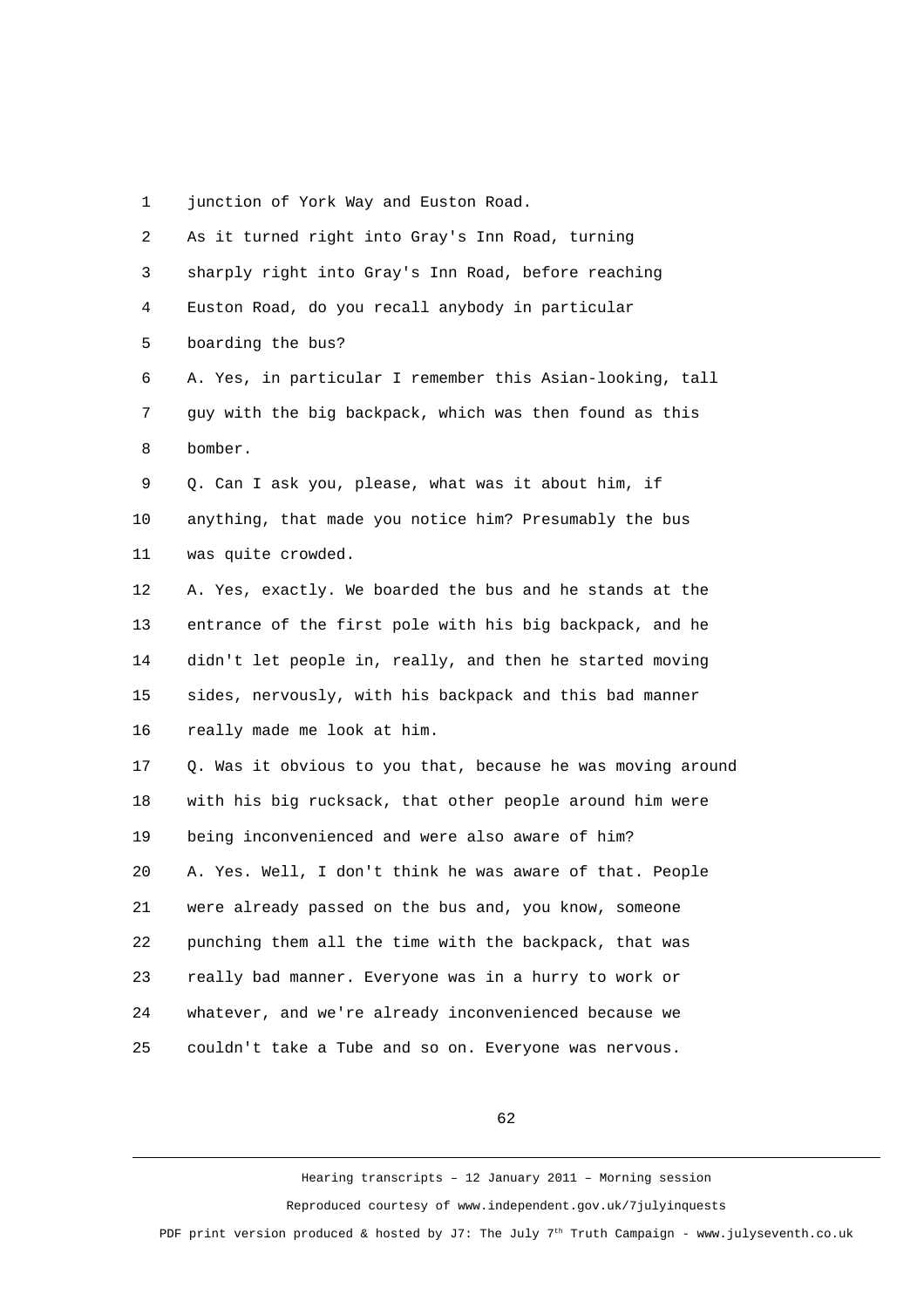1 junction of York Way and Euston Road.

2 As it turned right into Gray's Inn Road, turning

3 sharply right into Gray's Inn Road, before reaching

4 Euston Road, do you recall anybody in particular

5 boarding the bus?

6 A. Yes, in particular I remember this Asian-looking, tall

7 guy with the big backpack, which was then found as this

8 bomber.

9 Q. Can I ask you, please, what was it about him, if

10 anything, that made you notice him? Presumably the bus

11 was quite crowded.

12 A. Yes, exactly. We boarded the bus and he stands at the

13 entrance of the first pole with his big backpack, and he

14 didn't let people in, really, and then he started moving

15 sides, nervously, with his backpack and this bad manner

16 really made me look at him.

17 Q. Was it obvious to you that, because he was moving around

18 with his big rucksack, that other people around him were

19 being inconvenienced and were also aware of him?

20 A. Yes. Well, I don't think he was aware of that. People

21 were already passed on the bus and, you know, someone

22 punching them all the time with the backpack, that was

23 really bad manner. Everyone was in a hurry to work or

24 whatever, and we're already inconvenienced because we

25 couldn't take a Tube and so on. Everyone was nervous.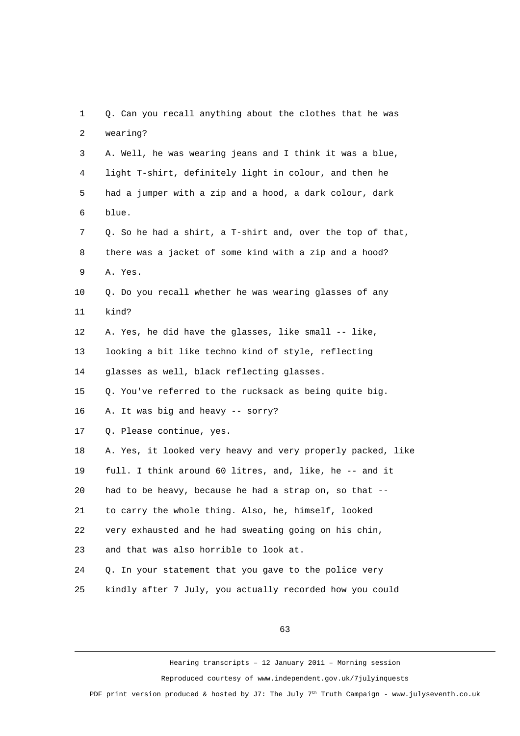1 Q. Can you recall anything about the clothes that he was
2 wearing?
3 A. Well, he was wearing jeans and I think it was a blue,
4 light T-shirt, definitely light in colour, and then he
5 had a jumper with a zip and a hood, a dark colour, dark
6 blue.
7 Q. So he had a shirt, a T-shirt and, over the top of that,
8 there was a jacket of some kind with a zip and a hood?
9 A. Yes.
10 Q. Do you recall whether he was wearing glasses of any
11 kind?
12 A. Yes, he did have the glasses, like small -- like,
13 looking a bit like techno kind of style, reflecting
14 glasses as well, black reflecting glasses.
15 Q. You've referred to the rucksack as being quite big.
16 A. It was big and heavy -- sorry?
17 Q. Please continue, yes.
18 A. Yes, it looked very heavy and very properly packed, like
19 full. I think around 60 litres, and, like, he -- and it
20 had to be heavy, because he had a strap on, so that --
21 to carry the whole thing. Also, he, himself, looked
22 very exhausted and he had sweating going on his chin,
23 and that was also horrible to look at.
24 Q. In your statement that you gave to the police very
25 kindly after 7 July, you actually recorded how you could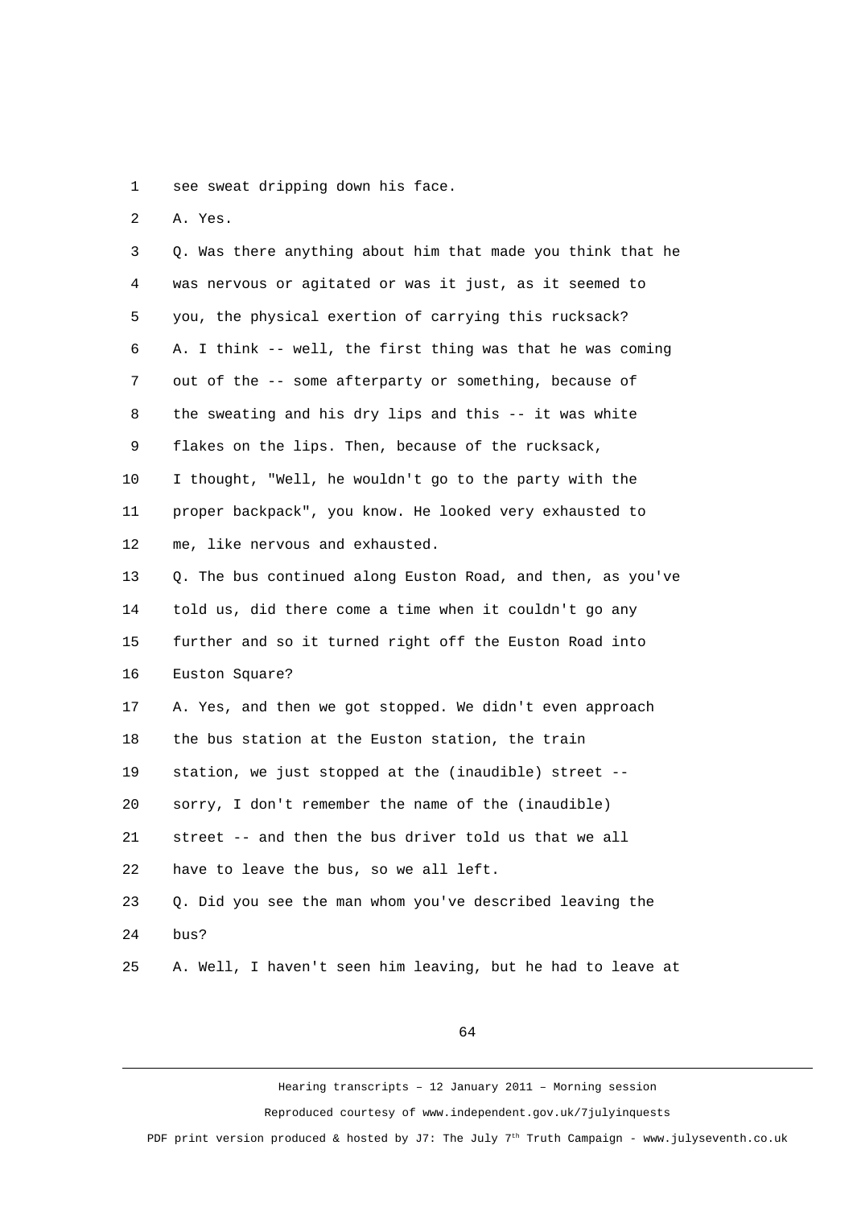1 see sweat dripping down his face.

2 A. Yes.

3 Q. Was there anything about him that made you think that he

4 was nervous or agitated or was it just, as it seemed to

5 you, the physical exertion of carrying this rucksack?

6 A. I think -- well, the first thing was that he was coming

7 out of the -- some afterparty or something, because of

8 the sweating and his dry lips and this -- it was white

9 flakes on the lips. Then, because of the rucksack,

10 I thought, "Well, he wouldn't go to the party with the

11 proper backpack", you know. He looked very exhausted to

12 me, like nervous and exhausted.

13 Q. The bus continued along Euston Road, and then, as you've

14 told us, did there come a time when it couldn't go any

15 further and so it turned right off the Euston Road into

16 Euston Square?

17 A. Yes, and then we got stopped. We didn't even approach

18 the bus station at the Euston station, the train

19 station, we just stopped at the (inaudible) street --

20 sorry, I don't remember the name of the (inaudible)

21 street -- and then the bus driver told us that we all

22 have to leave the bus, so we all left.

23 Q. Did you see the man whom you've described leaving the

24 bus?

25 A. Well, I haven't seen him leaving, but he had to leave at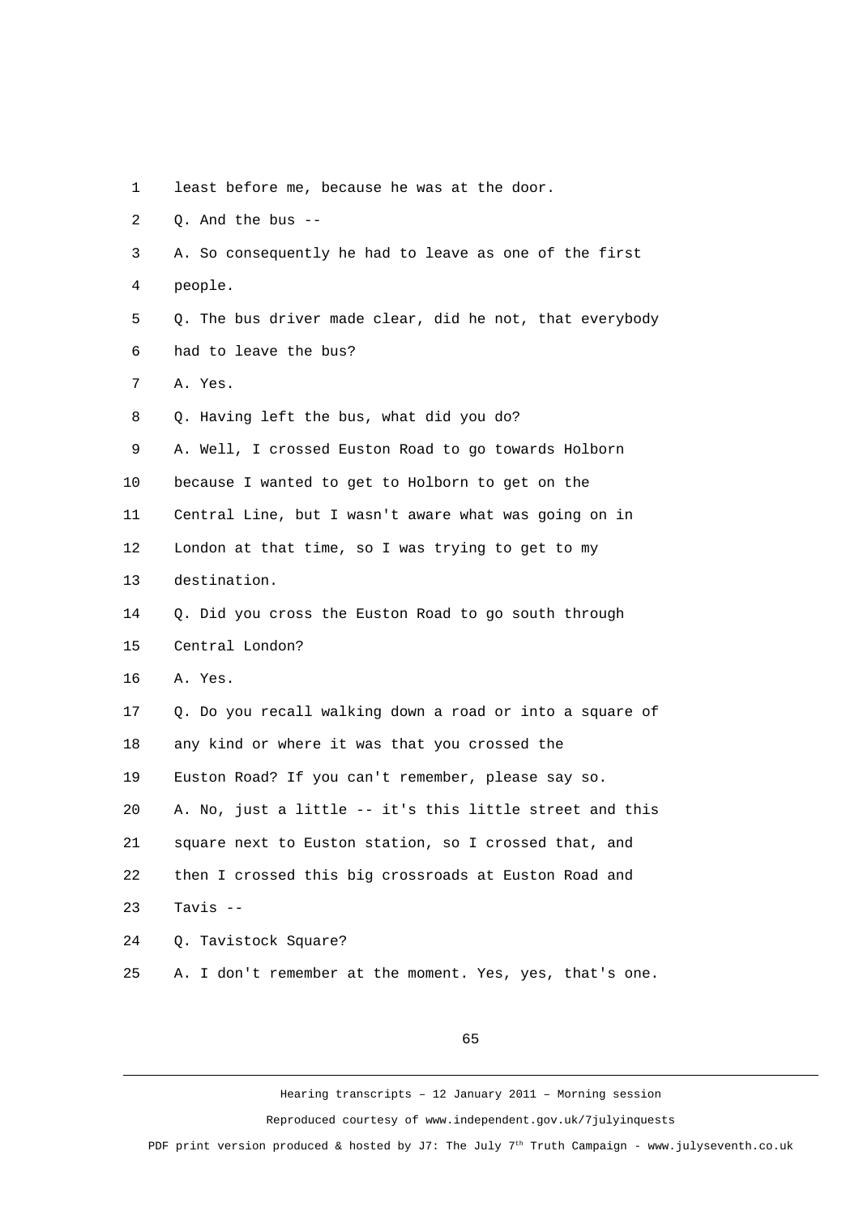1 least before me, because he was at the door.

2 Q. And the bus --

3 A. So consequently he had to leave as one of the first

4 people.

5 Q. The bus driver made clear, did he not, that everybody

6 had to leave the bus?

7 A. Yes.

8 Q. Having left the bus, what did you do?

9 A. Well, I crossed Euston Road to go towards Holborn

10 because I wanted to get to Holborn to get on the

11 Central Line, but I wasn't aware what was going on in

12 London at that time, so I was trying to get to my

13 destination.

14 Q. Did you cross the Euston Road to go south through

15 Central London?

16 A. Yes.

17 Q. Do you recall walking down a road or into a square of

18 any kind or where it was that you crossed the

19 Euston Road? If you can't remember, please say so.

20 A. No, just a little -- it's this little street and this

21 square next to Euston station, so I crossed that, and

22 then I crossed this big crossroads at Euston Road and

23 Tavis --

24 Q. Tavistock Square?

25 A. I don't remember at the moment. Yes, yes, that's one.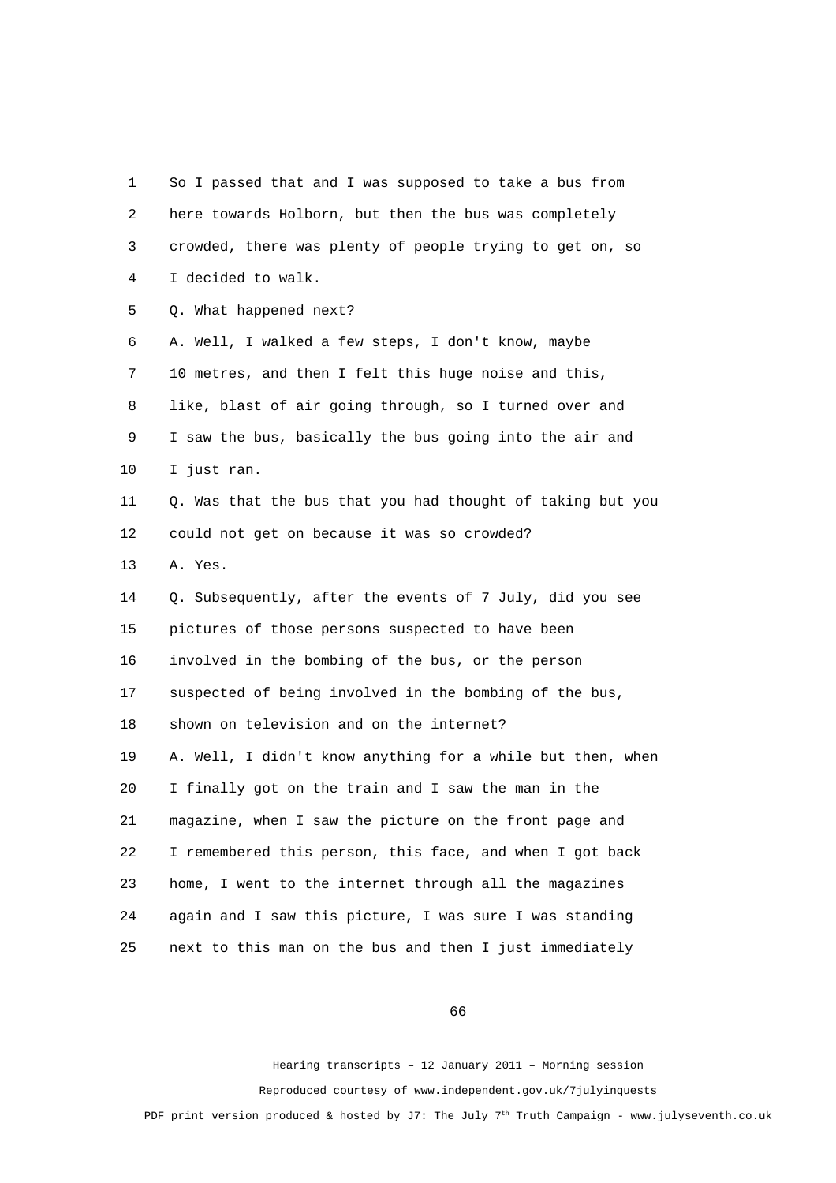So I passed that and I was supposed to take a bus from here towards Holborn, but then the bus was completely crowded, there was plenty of people trying to get on, so I decided to walk.

Q. What happened next?

A. Well, I walked a few steps, I don't know, maybe 10 metres, and then I felt this huge noise and this, like, blast of air going through, so I turned over and I saw the bus, basically the bus going into the air and I just ran.

Q. Was that the bus that you had thought of taking but you could not get on because it was so crowded?

A. Yes.

Q. Subsequently, after the events of 7 July, did you see pictures of those persons suspected to have been involved in the bombing of the bus, or the person suspected of being involved in the bombing of the bus, shown on television and on the internet?

A. Well, I didn't know anything for a while but then, when I finally got on the train and I saw the man in the magazine, when I saw the picture on the front page and I remembered this person, this face, and when I got back home, I went to the internet through all the magazines again and I saw this picture, I was sure I was standing next to this man on the bus and then I just immediately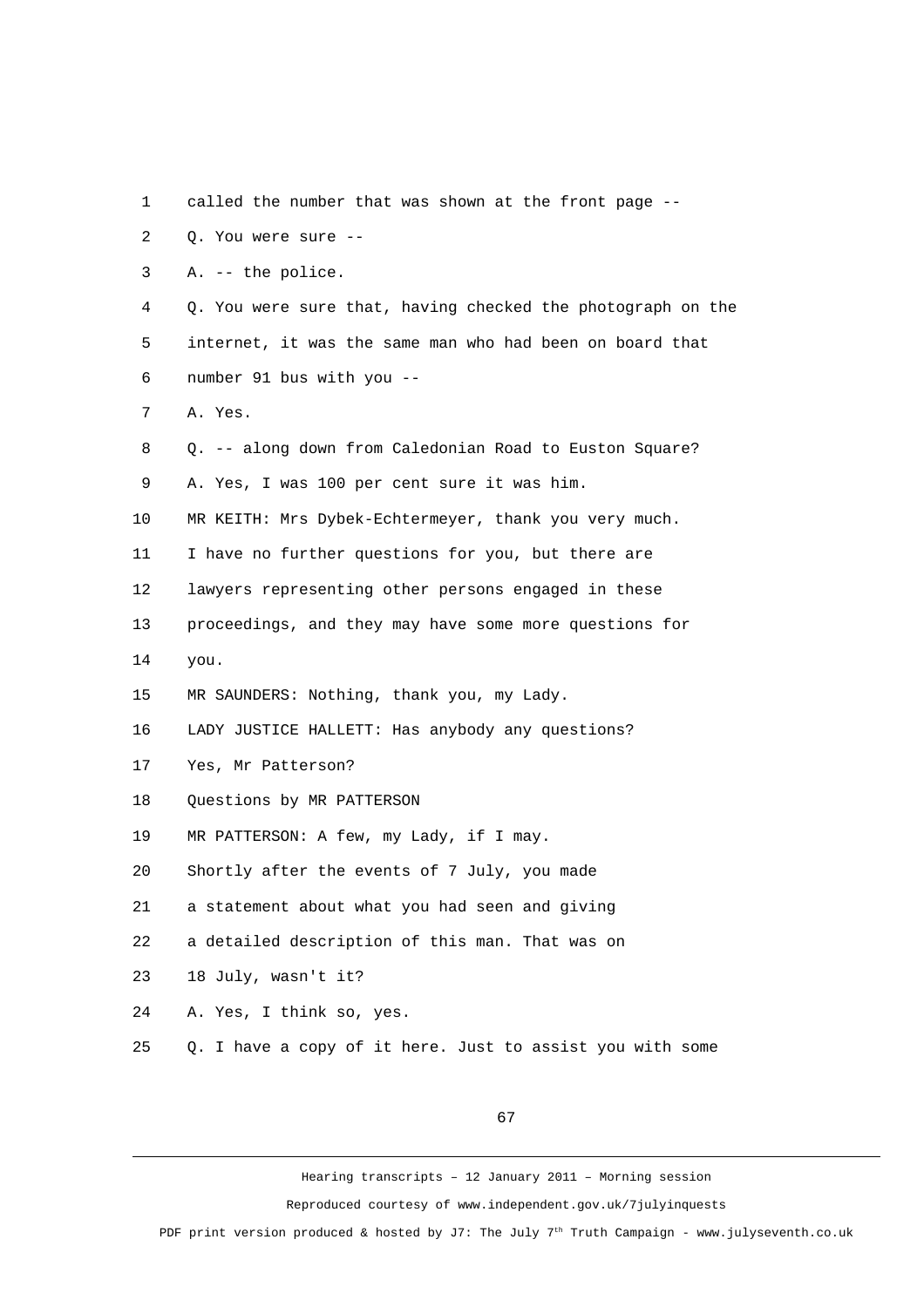1 called the number that was shown at the front page --

2 Q. You were sure --

3 A. -- the police.

4 Q. You were sure that, having checked the photograph on the

5 internet, it was the same man who had been on board that

6 number 91 bus with you --

7 A. Yes.

8 Q. -- along down from Caledonian Road to Euston Square?

9 A. Yes, I was 100 per cent sure it was him.

10 MR KEITH: Mrs Dybek-Echtermeyer, thank you very much.

11 I have no further questions for you, but there are

12 lawyers representing other persons engaged in these

13 proceedings, and they may have some more questions for

14 you.

15 MR SAUNDERS: Nothing, thank you, my Lady.

16 LADY JUSTICE HALLETT: Has anybody any questions?

17 Yes, Mr Patterson?

18 Questions by MR PATTERSON

19 MR PATTERSON: A few, my Lady, if I may.

20 Shortly after the events of 7 July, you made

21 a statement about what you had seen and giving

22 a detailed description of this man. That was on

23 18 July, wasn't it?

24 A. Yes, I think so, yes.

25 Q. I have a copy of it here. Just to assist you with some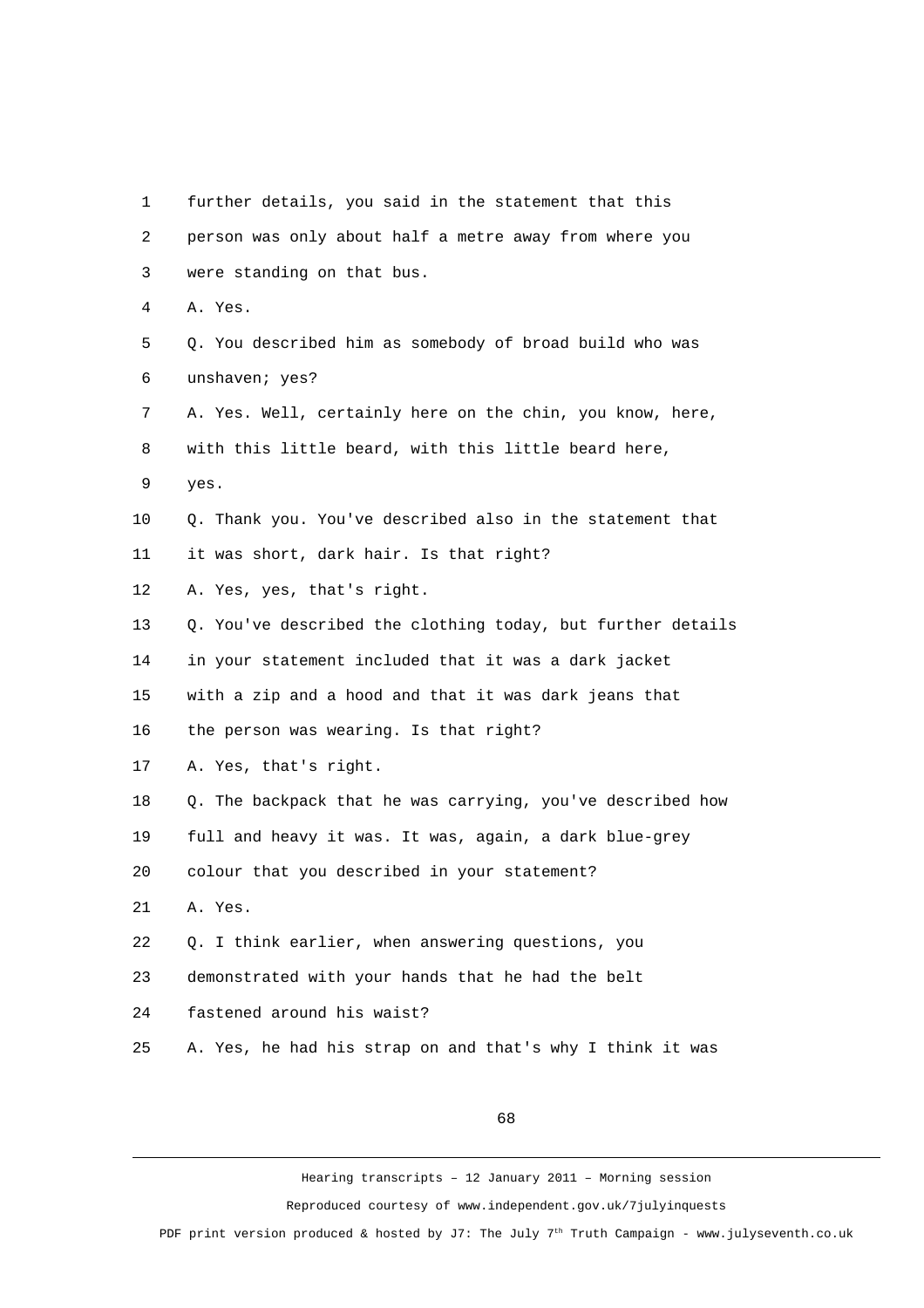1 further details, you said in the statement that this
2 person was only about half a metre away from where you
3 were standing on that bus.
4 A. Yes.
5 Q. You described him as somebody of broad build who was
6 unshaven; yes?
7 A. Yes. Well, certainly here on the chin, you know, here,
8 with this little beard, with this little beard here,
9 yes.
10 Q. Thank you. You've described also in the statement that
11 it was short, dark hair. Is that right?
12 A. Yes, yes, that's right.
13 Q. You've described the clothing today, but further details
14 in your statement included that it was a dark jacket
15 with a zip and a hood and that it was dark jeans that
16 the person was wearing. Is that right?
17 A. Yes, that's right.
18 Q. The backpack that he was carrying, you've described how
19 full and heavy it was. It was, again, a dark blue-grey
20 colour that you described in your statement?
21 A. Yes.
22 Q. I think earlier, when answering questions, you
23 demonstrated with your hands that he had the belt
24 fastened around his waist?
25 A. Yes, he had his strap on and that's why I think it was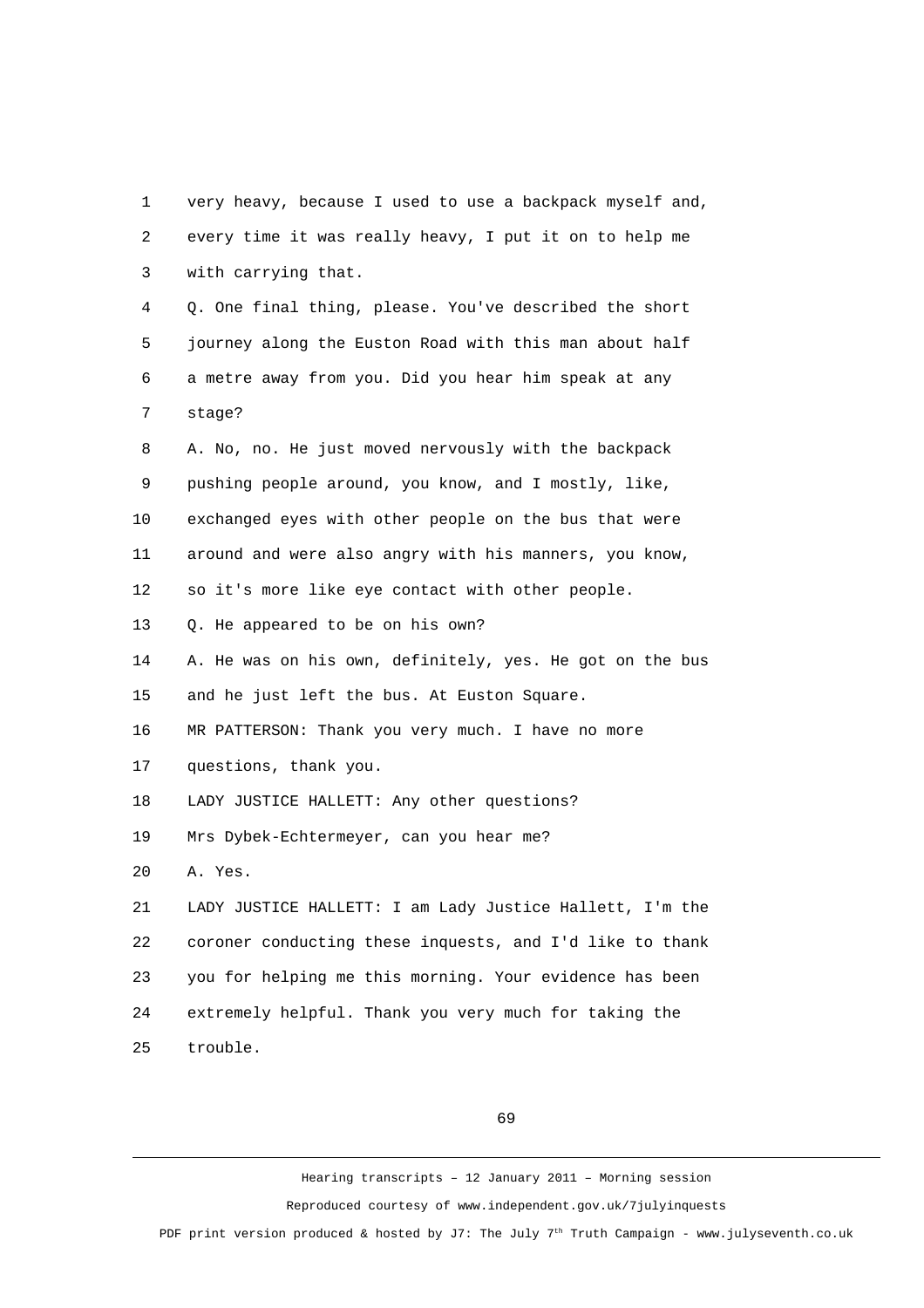very heavy, because I used to use a backpack myself and, every time it was really heavy, I put it on to help me with carrying that.

Q. One final thing, please. You've described the short journey along the Euston Road with this man about half a metre away from you. Did you hear him speak at any stage?

A. No, no. He just moved nervously with the backpack pushing people around, you know, and I mostly, like, exchanged eyes with other people on the bus that were around and were also angry with his manners, you know, so it's more like eye contact with other people.

Q. He appeared to be on his own?

A. He was on his own, definitely, yes. He got on the bus and he just left the bus. At Euston Square.

MR PATTERSON: Thank you very much. I have no more questions, thank you.

LADY JUSTICE HALLETT: Any other questions?

Mrs Dybek-Echtermeyer, can you hear me?

A. Yes.

LADY JUSTICE HALLETT: I am Lady Justice Hallett, I'm the coroner conducting these inquests, and I'd like to thank you for helping me this morning. Your evidence has been extremely helpful. Thank you very much for taking the trouble.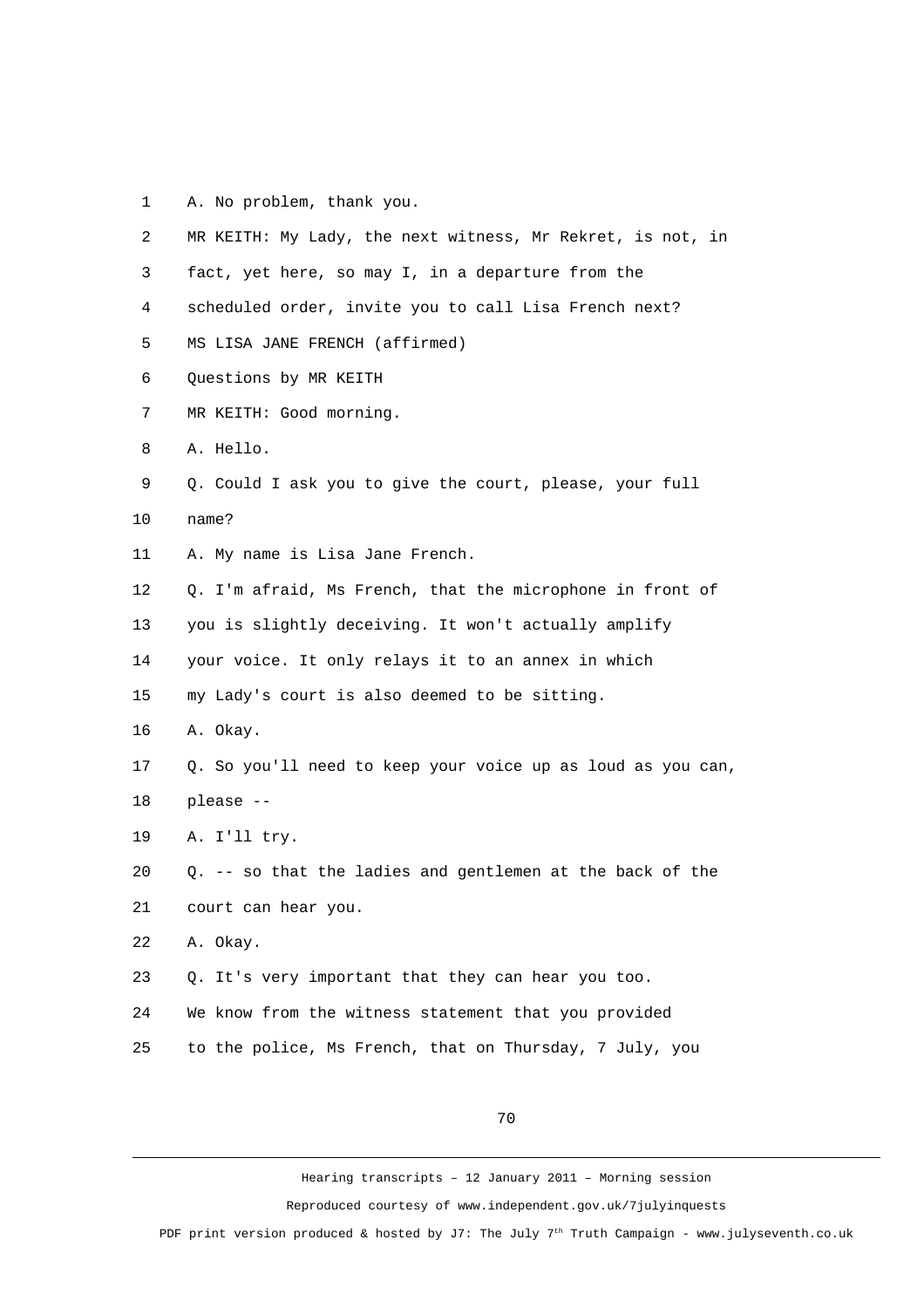1 A. No problem, thank you.

2 MR KEITH: My Lady, the next witness, Mr Rekret, is not, in

3 fact, yet here, so may I, in a departure from the

4 scheduled order, invite you to call Lisa French next?

5 MS LISA JANE FRENCH (affirmed)

6 Questions by MR KEITH

7 MR KEITH: Good morning.

8 A. Hello.

9 Q. Could I ask you to give the court, please, your full

10 name?

11 A. My name is Lisa Jane French.

12 Q. I'm afraid, Ms French, that the microphone in front of

13 you is slightly deceiving. It won't actually amplify

14 your voice. It only relays it to an annex in which

15 my Lady's court is also deemed to be sitting.

16 A. Okay.

17 Q. So you'll need to keep your voice up as loud as you can,

18 please --

19 A. I'll try.

20 Q. -- so that the ladies and gentlemen at the back of the

21 court can hear you.

22 A. Okay.

23 Q. It's very important that they can hear you too.

24 We know from the witness statement that you provided

25 to the police, Ms French, that on Thursday, 7 July, you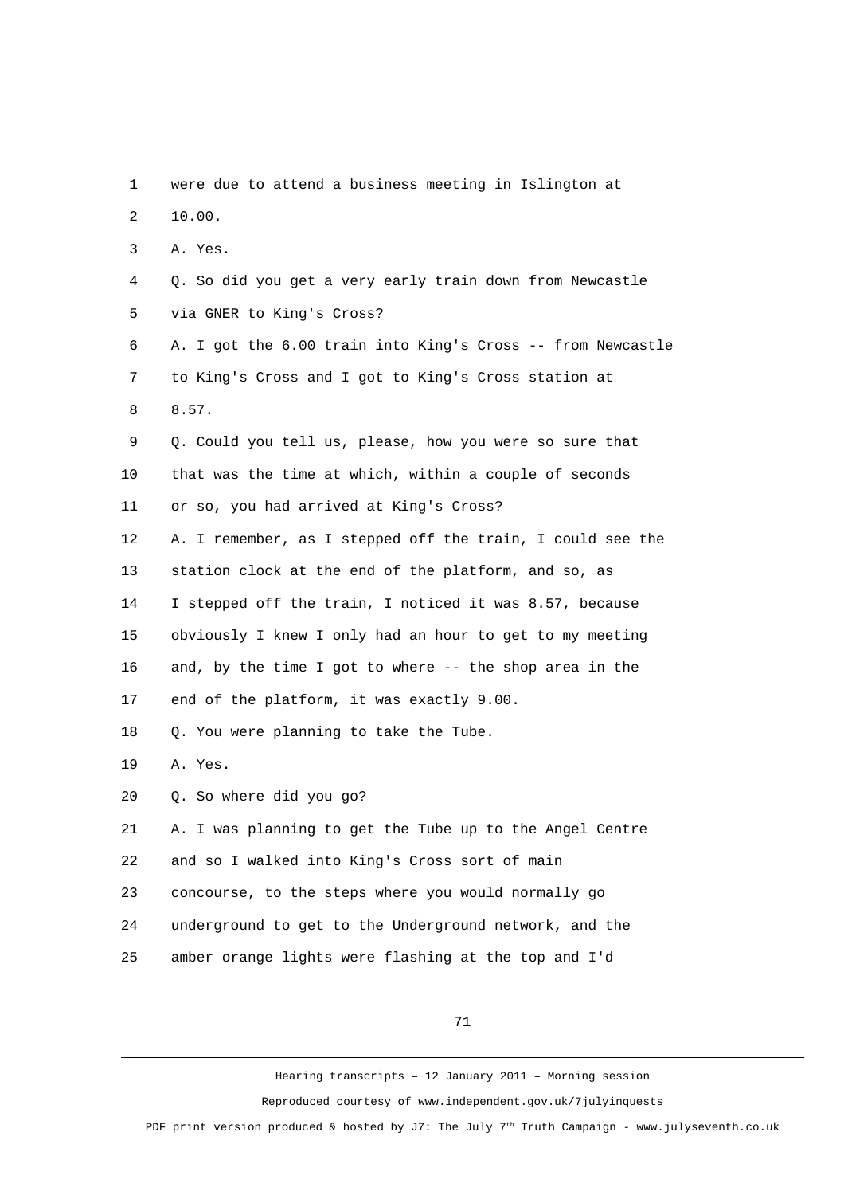1 were due to attend a business meeting in Islington at
2 10.00.
3 A. Yes.
4 Q. So did you get a very early train down from Newcastle
5 via GNER to King's Cross?
6 A. I got the 6.00 train into King's Cross -- from Newcastle
7 to King's Cross and I got to King's Cross station at
8 8.57.
9 Q. Could you tell us, please, how you were so sure that
10 that was the time at which, within a couple of seconds
11 or so, you had arrived at King's Cross?
12 A. I remember, as I stepped off the train, I could see the
13 station clock at the end of the platform, and so, as
14 I stepped off the train, I noticed it was 8.57, because
15 obviously I knew I only had an hour to get to my meeting
16 and, by the time I got to where -- the shop area in the
17 end of the platform, it was exactly 9.00.
18 Q. You were planning to take the Tube.
19 A. Yes.
20 Q. So where did you go?
21 A. I was planning to get the Tube up to the Angel Centre
22 and so I walked into King's Cross sort of main
23 concourse, to the steps where you would normally go
24 underground to get to the Underground network, and the
25 amber orange lights were flashing at the top and I'd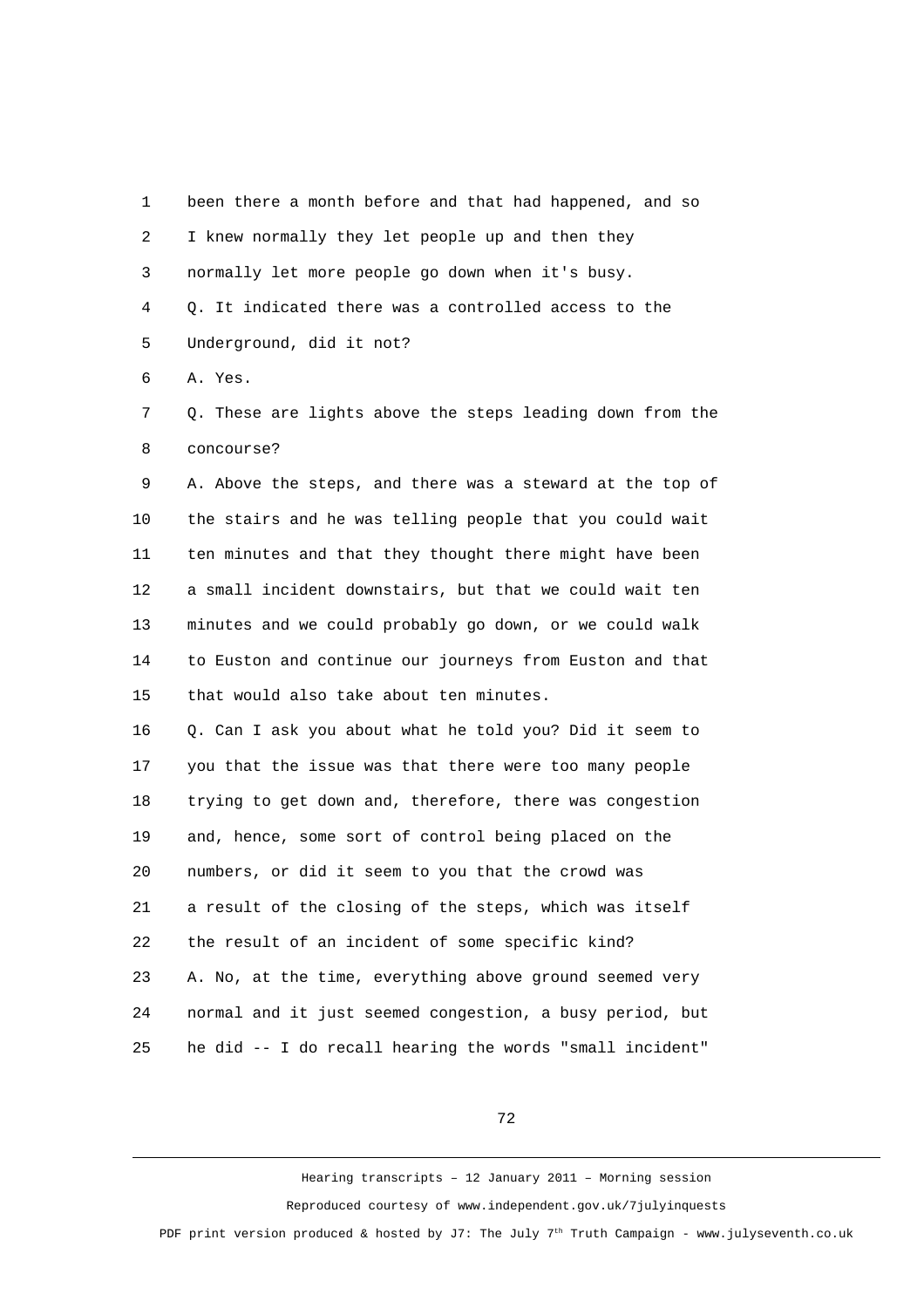been there a month before and that had happened, and so I knew normally they let people up and then they normally let more people go down when it's busy.

Q. It indicated there was a controlled access to the Underground, did it not?

A. Yes.

Q. These are lights above the steps leading down from the concourse?

A. Above the steps, and there was a steward at the top of the stairs and he was telling people that you could wait ten minutes and that they thought there might have been a small incident downstairs, but that we could wait ten minutes and we could probably go down, or we could walk to Euston and continue our journeys from Euston and that that would also take about ten minutes.

Q. Can I ask you about what he told you? Did it seem to you that the issue was that there were too many people trying to get down and, therefore, there was congestion and, hence, some sort of control being placed on the numbers, or did it seem to you that the crowd was a result of the closing of the steps, which was itself the result of an incident of some specific kind?

A. No, at the time, everything above ground seemed very normal and it just seemed congestion, a busy period, but he did -- I do recall hearing the words "small incident"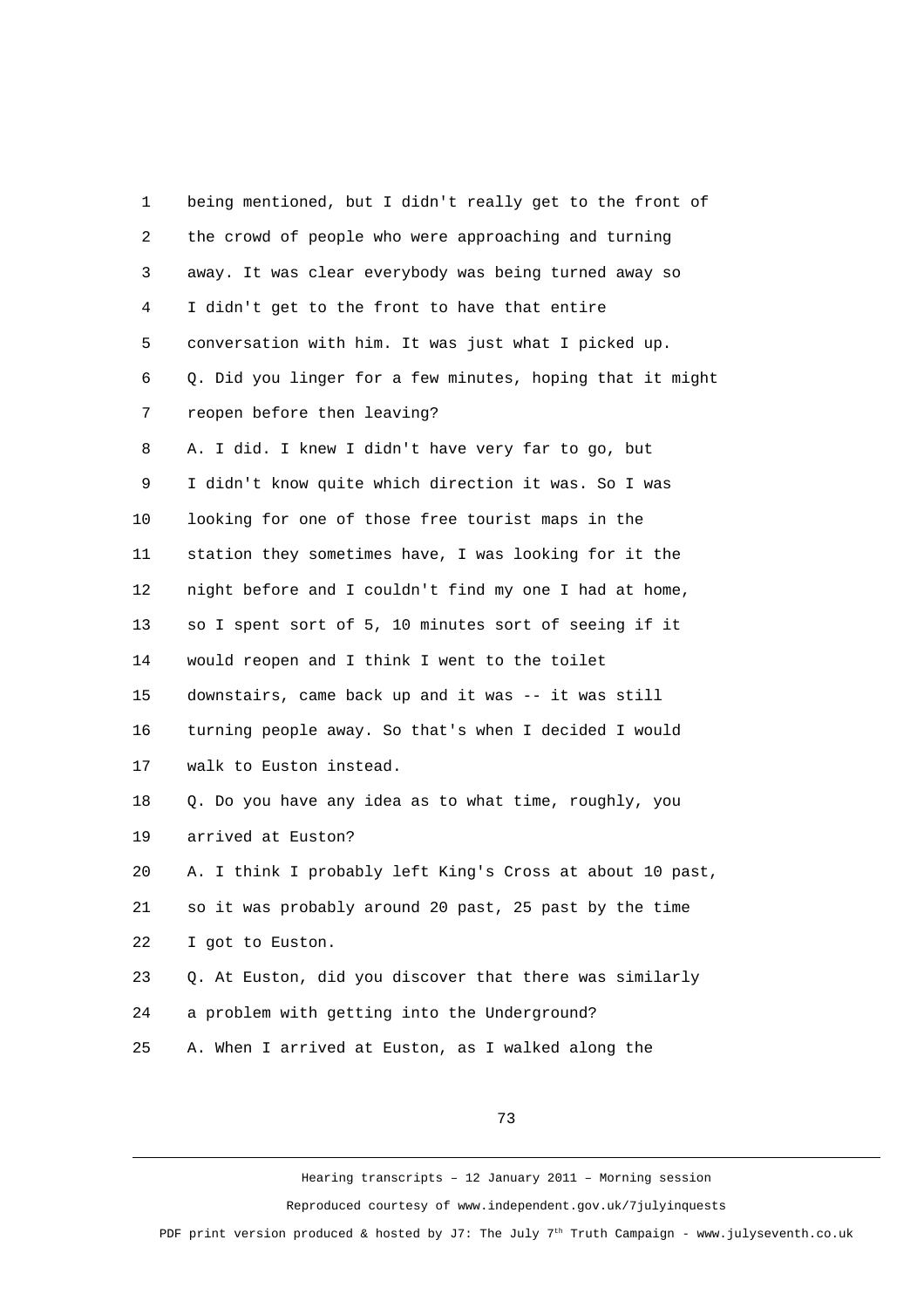1 being mentioned, but I didn't really get to the front of
2 the crowd of people who were approaching and turning
3 away. It was clear everybody was being turned away so
4 I didn't get to the front to have that entire
5 conversation with him. It was just what I picked up.
6 Q. Did you linger for a few minutes, hoping that it might
7 reopen before then leaving?
8 A. I did. I knew I didn't have very far to go, but
9 I didn't know quite which direction it was. So I was
10 looking for one of those free tourist maps in the
11 station they sometimes have, I was looking for it the
12 night before and I couldn't find my one I had at home,
13 so I spent sort of 5, 10 minutes sort of seeing if it
14 would reopen and I think I went to the toilet
15 downstairs, came back up and it was -- it was still
16 turning people away. So that's when I decided I would
17 walk to Euston instead.
18 Q. Do you have any idea as to what time, roughly, you
19 arrived at Euston?
20 A. I think I probably left King's Cross at about 10 past,
21 so it was probably around 20 past, 25 past by the time
22 I got to Euston.
23 Q. At Euston, did you discover that there was similarly
24 a problem with getting into the Underground?
25 A. When I arrived at Euston, as I walked along the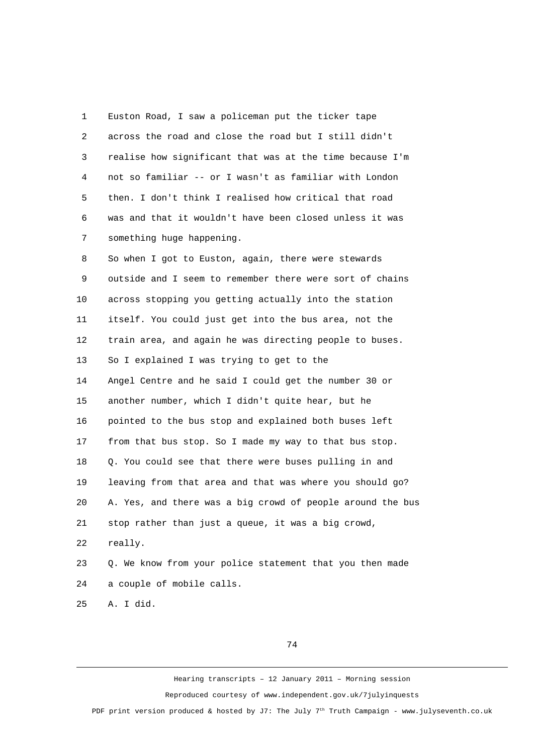Euston Road, I saw a policeman put the ticker tape across the road and close the road but I still didn't realise how significant that was at the time because I'm not so familiar -- or I wasn't as familiar with London then. I don't think I realised how critical that road was and that it wouldn't have been closed unless it was something huge happening.

So when I got to Euston, again, there were stewards outside and I seem to remember there were sort of chains across stopping you getting actually into the station itself. You could just get into the bus area, not the train area, and again he was directing people to buses.

So I explained I was trying to get to the Angel Centre and he said I could get the number 30 or another number, which I didn't quite hear, but he pointed to the bus stop and explained both buses left from that bus stop. So I made my way to that bus stop.

Q. You could see that there were buses pulling in and leaving from that area and that was where you should go?

A. Yes, and there was a big crowd of people around the bus stop rather than just a queue, it was a big crowd, really.

Q. We know from your police statement that you then made a couple of mobile calls.

A. I did.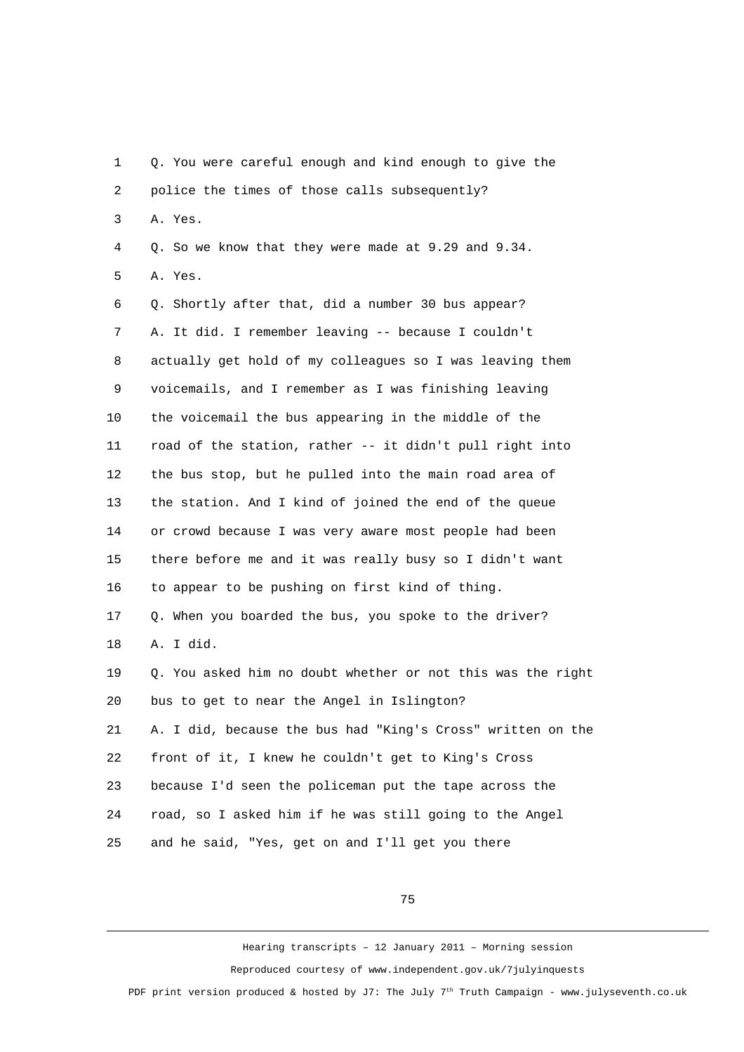Q. You were careful enough and kind enough to give the police the times of those calls subsequently?

A. Yes.

Q. So we know that they were made at 9.29 and 9.34.

A. Yes.

Q. Shortly after that, did a number 30 bus appear?

A. It did. I remember leaving -- because I couldn't actually get hold of my colleagues so I was leaving them voicemails, and I remember as I was finishing leaving the voicemail the bus appearing in the middle of the road of the station, rather -- it didn't pull right into the bus stop, but he pulled into the main road area of the station. And I kind of joined the end of the queue or crowd because I was very aware most people had been there before me and it was really busy so I didn't want to appear to be pushing on first kind of thing.

Q. When you boarded the bus, you spoke to the driver?

A. I did.

Q. You asked him no doubt whether or not this was the right bus to get to near the Angel in Islington?

A. I did, because the bus had "King's Cross" written on the front of it, I knew he couldn't get to King's Cross because I'd seen the policeman put the tape across the road, so I asked him if he was still going to the Angel and he said, "Yes, get on and I'll get you there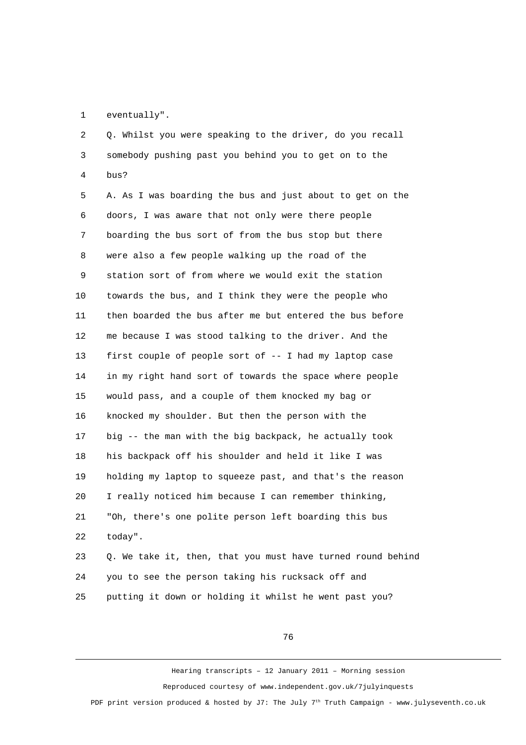eventually".

Q. Whilst you were speaking to the driver, do you recall somebody pushing past you behind you to get on to the bus?

A. As I was boarding the bus and just about to get on the doors, I was aware that not only were there people boarding the bus sort of from the bus stop but there were also a few people walking up the road of the station sort of from where we would exit the station towards the bus, and I think they were the people who then boarded the bus after me but entered the bus before me because I was stood talking to the driver. And the first couple of people sort of -- I had my laptop case in my right hand sort of towards the space where people would pass, and a couple of them knocked my bag or knocked my shoulder. But then the person with the big -- the man with the big backpack, he actually took his backpack off his shoulder and held it like I was holding my laptop to squeeze past, and that's the reason I really noticed him because I can remember thinking, "Oh, there's one polite person left boarding this bus today".

Q. We take it, then, that you must have turned round behind you to see the person taking his rucksack off and putting it down or holding it whilst he went past you?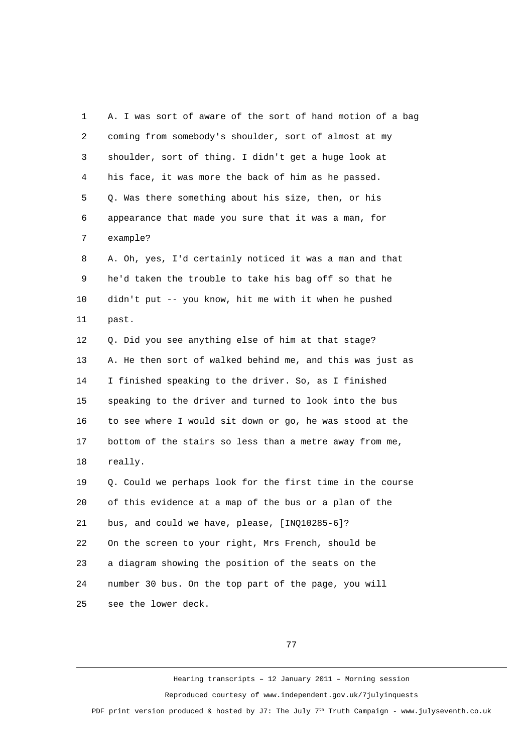A. I was sort of aware of the sort of hand motion of a bag coming from somebody's shoulder, sort of almost at my shoulder, sort of thing. I didn't get a huge look at his face, it was more the back of him as he passed.

Q. Was there something about his size, then, or his appearance that made you sure that it was a man, for example?

A. Oh, yes, I'd certainly noticed it was a man and that he'd taken the trouble to take his bag off so that he didn't put -- you know, hit me with it when he pushed past.

Q. Did you see anything else of him at that stage?

A. He then sort of walked behind me, and this was just as I finished speaking to the driver. So, as I finished speaking to the driver and turned to look into the bus to see where I would sit down or go, he was stood at the bottom of the stairs so less than a metre away from me, really.

Q. Could we perhaps look for the first time in the course of this evidence at a map of the bus or a plan of the bus, and could we have, please, [INQ10285-6]? On the screen to your right, Mrs French, should be a diagram showing the position of the seats on the number 30 bus. On the top part of the page, you will see the lower deck.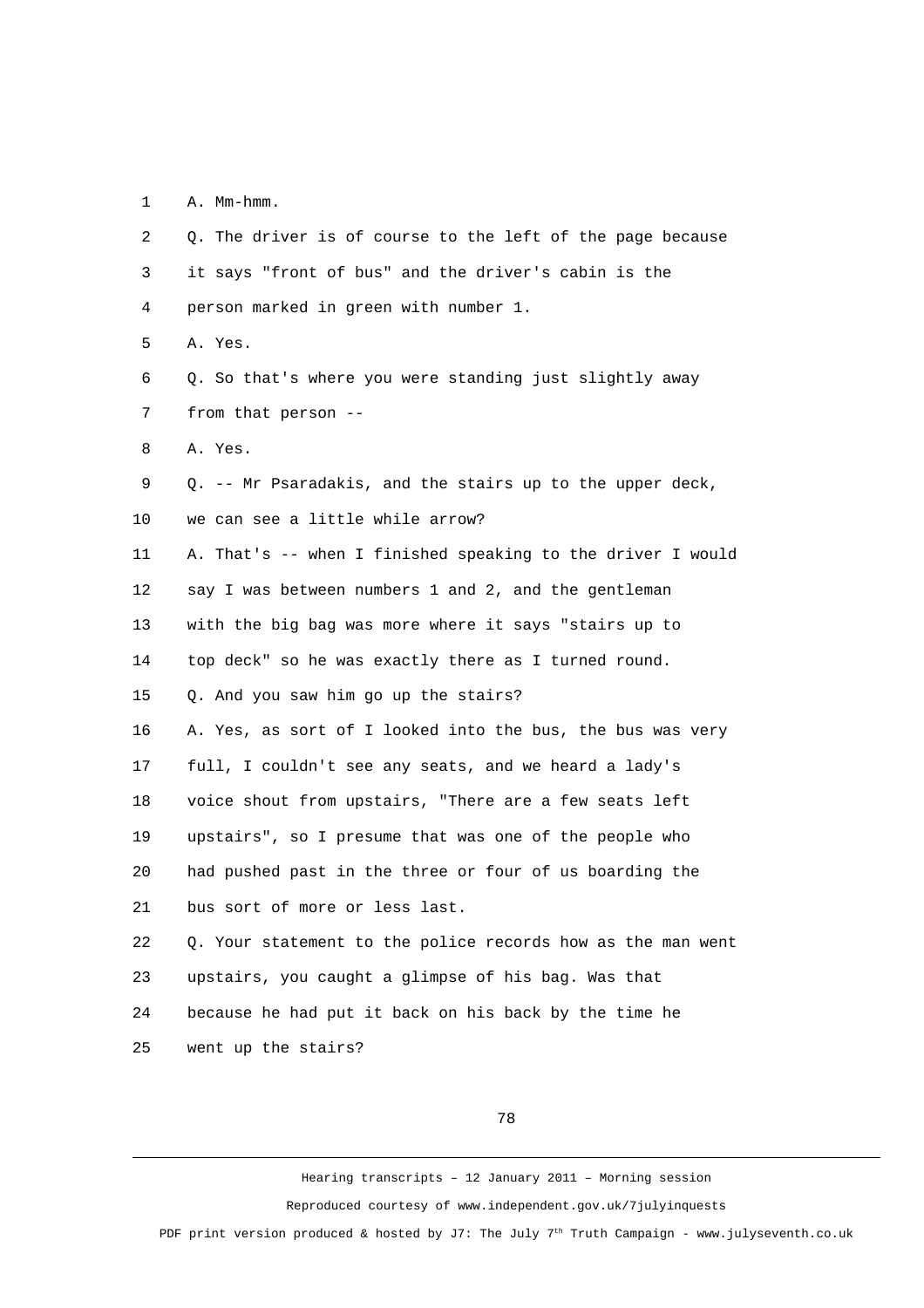A. Mm-hmm.

Q. The driver is of course to the left of the page because it says "front of bus" and the driver's cabin is the person marked in green with number 1.

A. Yes.

Q. So that's where you were standing just slightly away from that person --

A. Yes.

Q. -- Mr Psaradakis, and the stairs up to the upper deck, we can see a little while arrow?

A. That's -- when I finished speaking to the driver I would say I was between numbers 1 and 2, and the gentleman with the big bag was more where it says "stairs up to top deck" so he was exactly there as I turned round.

Q. And you saw him go up the stairs?

A. Yes, as sort of I looked into the bus, the bus was very full, I couldn't see any seats, and we heard a lady's voice shout from upstairs, "There are a few seats left upstairs", so I presume that was one of the people who had pushed past in the three or four of us boarding the bus sort of more or less last.

Q. Your statement to the police records how as the man went upstairs, you caught a glimpse of his bag. Was that because he had put it back on his back by the time he went up the stairs?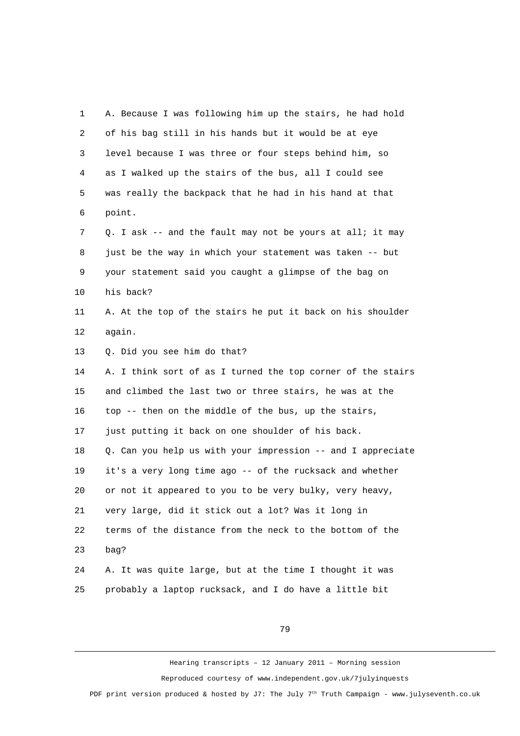A. Because I was following him up the stairs, he had hold of his bag still in his hands but it would be at eye level because I was three or four steps behind him, so as I walked up the stairs of the bus, all I could see was really the backpack that he had in his hand at that point.

Q. I ask -- and the fault may not be yours at all; it may just be the way in which your statement was taken -- but your statement said you caught a glimpse of the bag on his back?

A. At the top of the stairs he put it back on his shoulder again.

Q. Did you see him do that?

A. I think sort of as I turned the top corner of the stairs and climbed the last two or three stairs, he was at the top -- then on the middle of the bus, up the stairs, just putting it back on one shoulder of his back.

Q. Can you help us with your impression -- and I appreciate it's a very long time ago -- of the rucksack and whether or not it appeared to you to be very bulky, very heavy, very large, did it stick out a lot? Was it long in terms of the distance from the neck to the bottom of the bag?

A. It was quite large, but at the time I thought it was probably a laptop rucksack, and I do have a little bit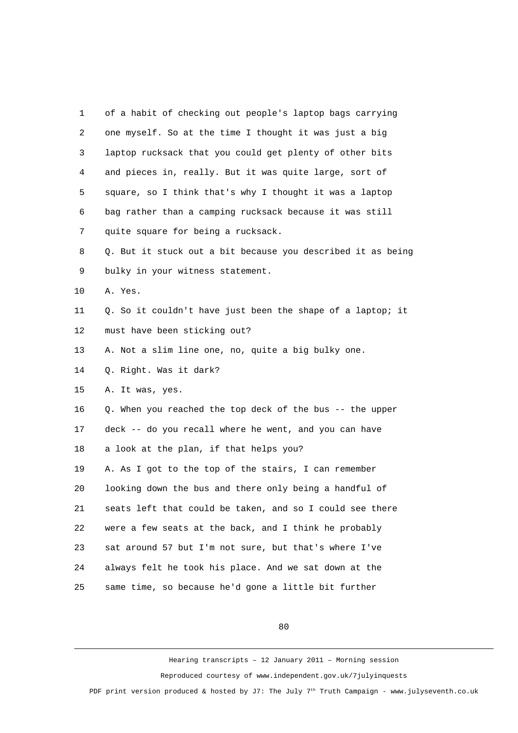1 of a habit of checking out people's laptop bags carrying
2 one myself. So at the time I thought it was just a big
3 laptop rucksack that you could get plenty of other bits
4 and pieces in, really. But it was quite large, sort of
5 square, so I think that's why I thought it was a laptop
6 bag rather than a camping rucksack because it was still
7 quite square for being a rucksack.
8 Q. But it stuck out a bit because you described it as being
9 bulky in your witness statement.
10 A. Yes.
11 Q. So it couldn't have just been the shape of a laptop; it
12 must have been sticking out?
13 A. Not a slim line one, no, quite a big bulky one.
14 Q. Right. Was it dark?
15 A. It was, yes.
16 Q. When you reached the top deck of the bus -- the upper
17 deck -- do you recall where he went, and you can have
18 a look at the plan, if that helps you?
19 A. As I got to the top of the stairs, I can remember
20 looking down the bus and there only being a handful of
21 seats left that could be taken, and so I could see there
22 were a few seats at the back, and I think he probably
23 sat around 57 but I'm not sure, but that's where I've
24 always felt he took his place. And we sat down at the
25 same time, so because he'd gone a little bit further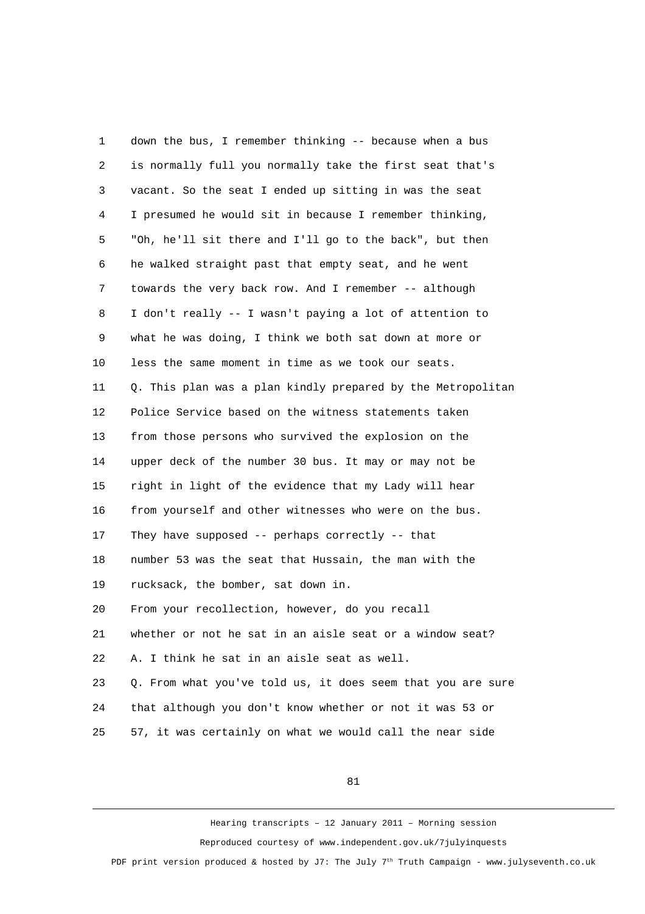1 down the bus, I remember thinking -- because when a bus
2 is normally full you normally take the first seat that's
3 vacant. So the seat I ended up sitting in was the seat
4 I presumed he would sit in because I remember thinking,
5 "Oh, he'll sit there and I'll go to the back", but then
6 he walked straight past that empty seat, and he went
7 towards the very back row. And I remember -- although
8 I don't really -- I wasn't paying a lot of attention to
9 what he was doing, I think we both sat down at more or
10 less the same moment in time as we took our seats.
11 Q. This plan was a plan kindly prepared by the Metropolitan
12 Police Service based on the witness statements taken
13 from those persons who survived the explosion on the
14 upper deck of the number 30 bus. It may or may not be
15 right in light of the evidence that my Lady will hear
16 from yourself and other witnesses who were on the bus.
17 They have supposed -- perhaps correctly -- that
18 number 53 was the seat that Hussain, the man with the
19 rucksack, the bomber, sat down in.
20 From your recollection, however, do you recall
21 whether or not he sat in an aisle seat or a window seat?
22 A. I think he sat in an aisle seat as well.
23 Q. From what you've told us, it does seem that you are sure
24 that although you don't know whether or not it was 53 or
25 57, it was certainly on what we would call the near side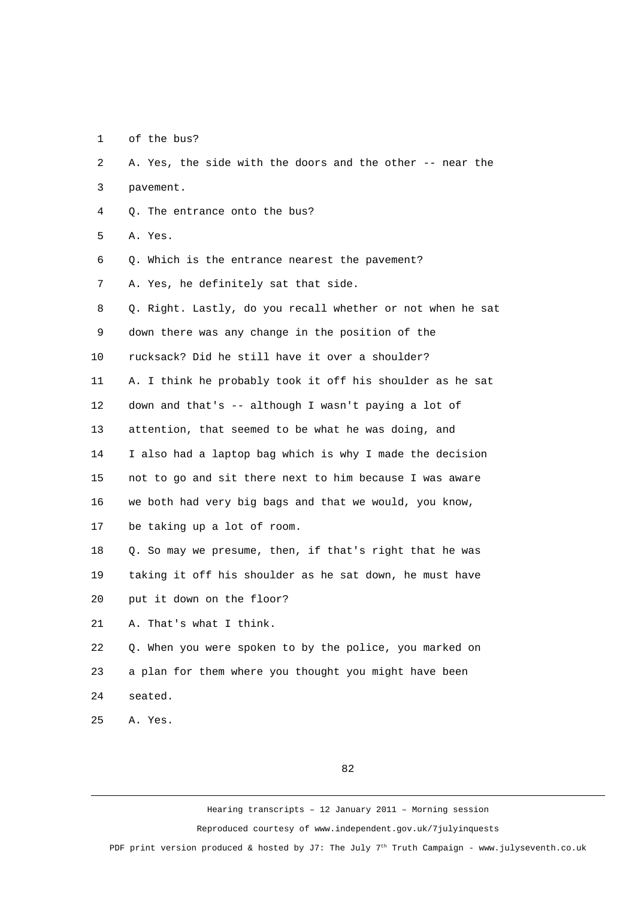1 of the bus?

2 A. Yes, the side with the doors and the other -- near the

3 pavement.

4 Q. The entrance onto the bus?

5 A. Yes.

6 Q. Which is the entrance nearest the pavement?

7 A. Yes, he definitely sat that side.

8 Q. Right. Lastly, do you recall whether or not when he sat

9 down there was any change in the position of the

10 rucksack? Did he still have it over a shoulder?

11 A. I think he probably took it off his shoulder as he sat

12 down and that's -- although I wasn't paying a lot of

13 attention, that seemed to be what he was doing, and

14 I also had a laptop bag which is why I made the decision

15 not to go and sit there next to him because I was aware

16 we both had very big bags and that we would, you know,

17 be taking up a lot of room.

18 Q. So may we presume, then, if that's right that he was

19 taking it off his shoulder as he sat down, he must have

20 put it down on the floor?

21 A. That's what I think.

22 Q. When you were spoken to by the police, you marked on

23 a plan for them where you thought you might have been

24 seated.

25 A. Yes.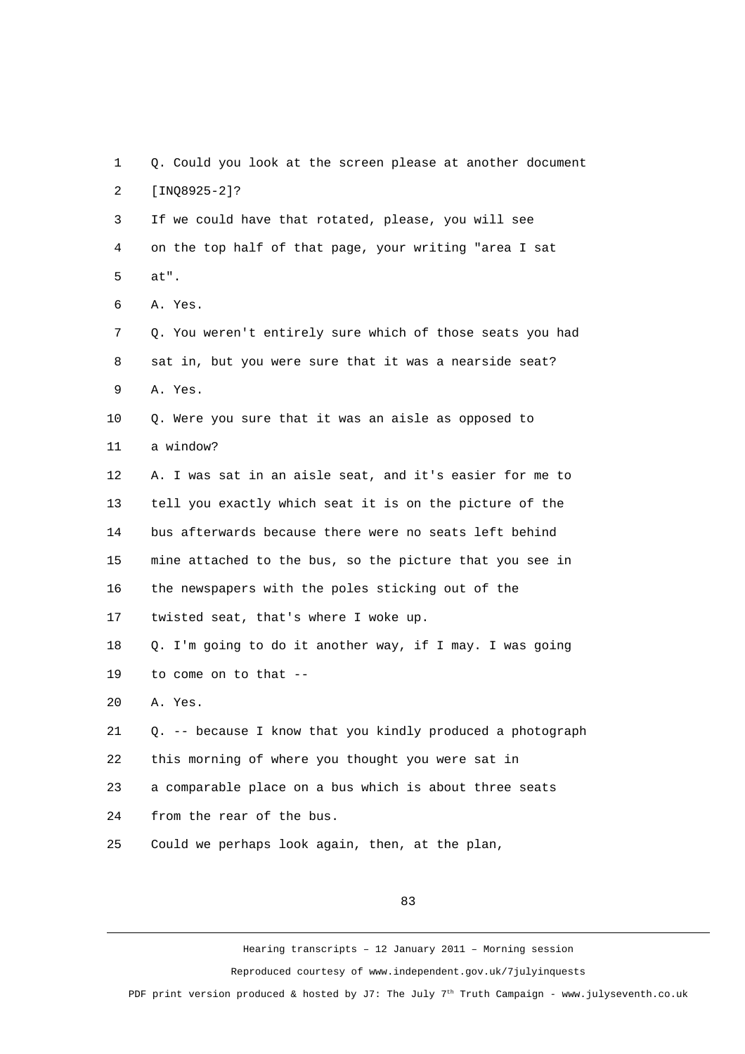1 Q. Could you look at the screen please at another document
2 [INQ8925-2]?
3 If we could have that rotated, please, you will see
4 on the top half of that page, your writing "area I sat
5 at".
6 A. Yes.
7 Q. You weren't entirely sure which of those seats you had
8 sat in, but you were sure that it was a nearside seat?
9 A. Yes.
10 Q. Were you sure that it was an aisle as opposed to
11 a window?
12 A. I was sat in an aisle seat, and it's easier for me to
13 tell you exactly which seat it is on the picture of the
14 bus afterwards because there were no seats left behind
15 mine attached to the bus, so the picture that you see in
16 the newspapers with the poles sticking out of the
17 twisted seat, that's where I woke up.
18 Q. I'm going to do it another way, if I may. I was going
19 to come on to that --
20 A. Yes.
21 Q. -- because I know that you kindly produced a photograph
22 this morning of where you thought you were sat in
23 a comparable place on a bus which is about three seats
24 from the rear of the bus.
25 Could we perhaps look again, then, at the plan,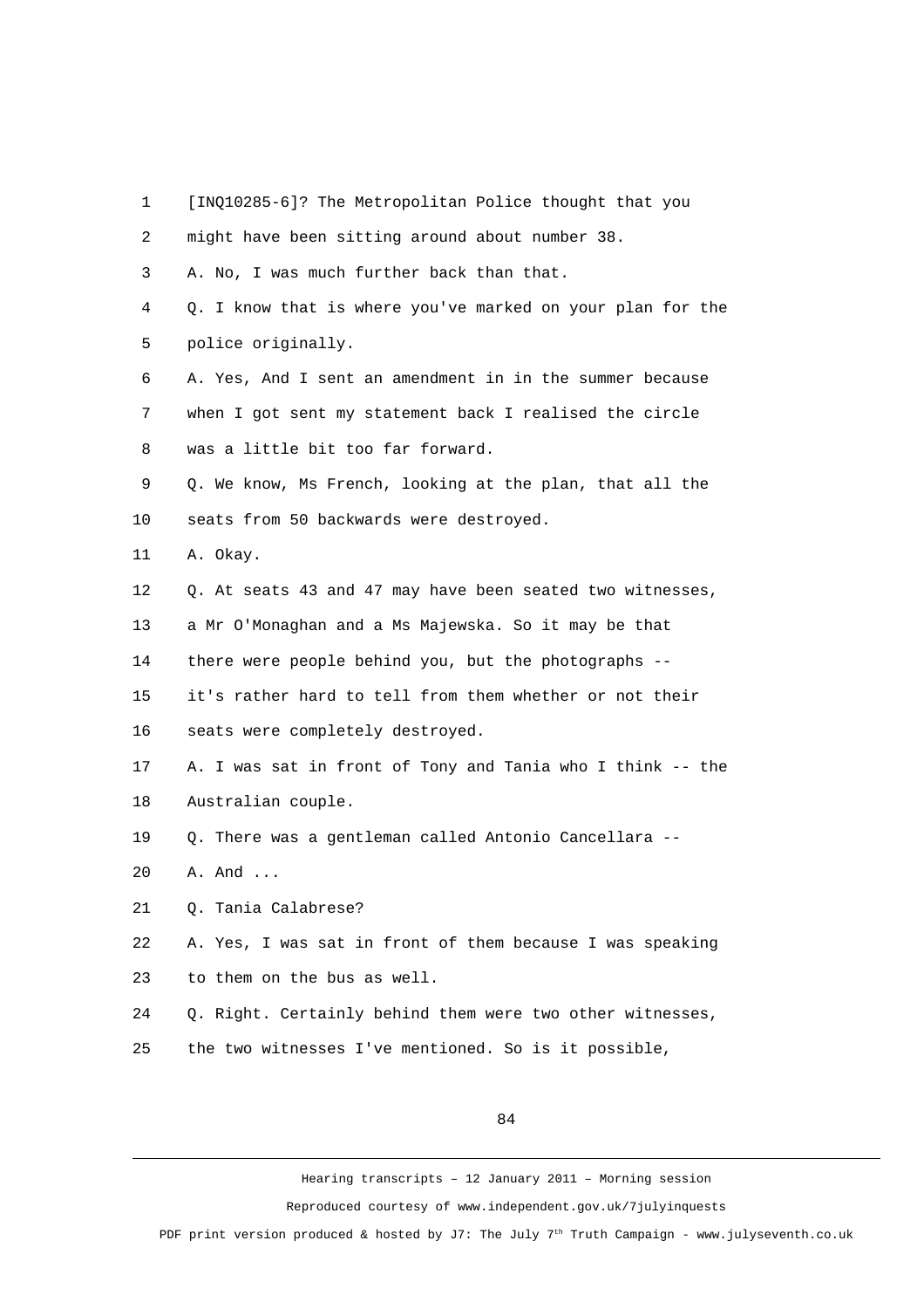1 [INQ10285-6]? The Metropolitan Police thought that you
2 might have been sitting around about number 38.
3 A. No, I was much further back than that.
4 Q. I know that is where you've marked on your plan for the
5 police originally.
6 A. Yes, And I sent an amendment in in the summer because
7 when I got sent my statement back I realised the circle
8 was a little bit too far forward.
9 Q. We know, Ms French, looking at the plan, that all the
10 seats from 50 backwards were destroyed.
11 A. Okay.
12 Q. At seats 43 and 47 may have been seated two witnesses,
13 a Mr O'Monaghan and a Ms Majewska. So it may be that
14 there were people behind you, but the photographs --
15 it's rather hard to tell from them whether or not their
16 seats were completely destroyed.
17 A. I was sat in front of Tony and Tania who I think -- the
18 Australian couple.
19 Q. There was a gentleman called Antonio Cancellara --
20 A. And ...
21 Q. Tania Calabrese?
22 A. Yes, I was sat in front of them because I was speaking
23 to them on the bus as well.
24 Q. Right. Certainly behind them were two other witnesses,
25 the two witnesses I've mentioned. So is it possible,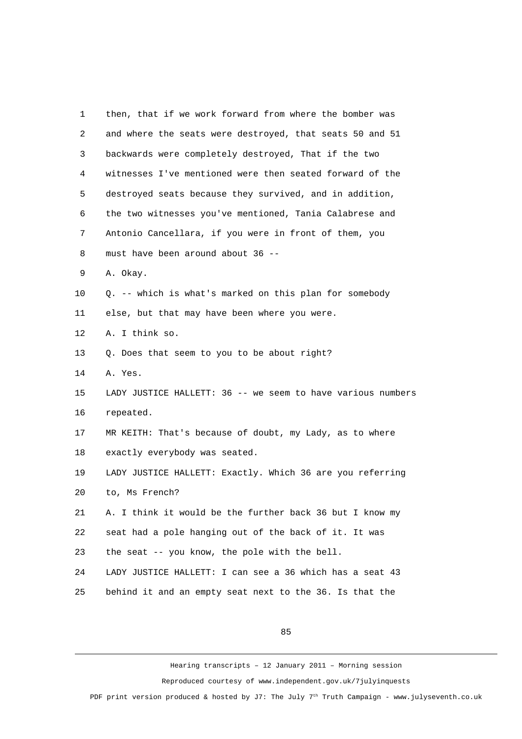then, that if we work forward from where the bomber was and where the seats were destroyed, that seats 50 and 51 backwards were completely destroyed, That if the two witnesses I've mentioned were then seated forward of the destroyed seats because they survived, and in addition, the two witnesses you've mentioned, Tania Calabrese and Antonio Cancellara, if you were in front of them, you must have been around about 36 --

A. Okay.

Q. -- which is what's marked on this plan for somebody else, but that may have been where you were.

A. I think so.

Q. Does that seem to you to be about right?

A. Yes.

LADY JUSTICE HALLETT: 36 -- we seem to have various numbers repeated.

MR KEITH: That's because of doubt, my Lady, as to where exactly everybody was seated.

LADY JUSTICE HALLETT: Exactly. Which 36 are you referring to, Ms French?

A. I think it would be the further back 36 but I know my seat had a pole hanging out of the back of it. It was the seat -- you know, the pole with the bell.

LADY JUSTICE HALLETT: I can see a 36 which has a seat 43 behind it and an empty seat next to the 36. Is that the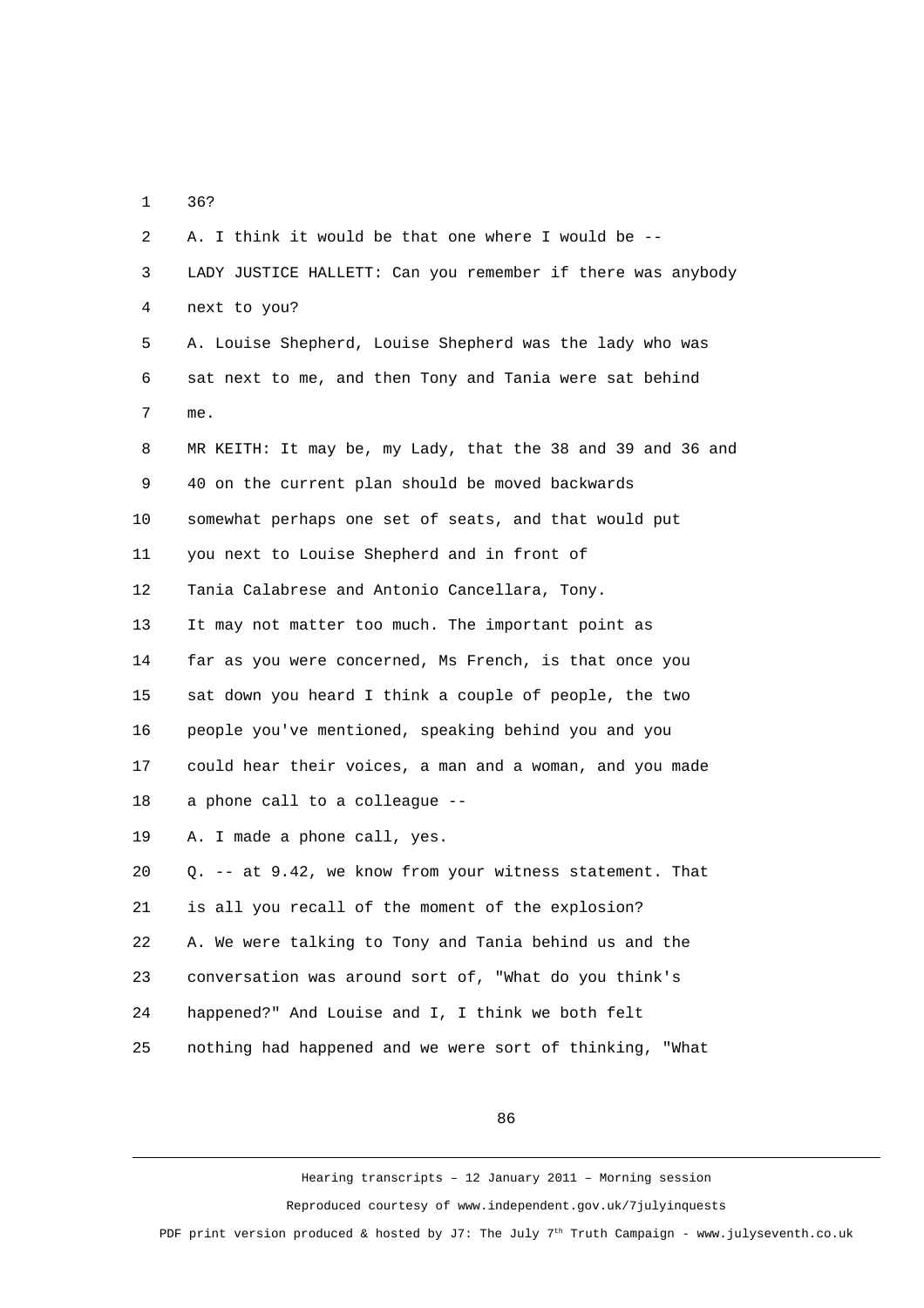1 36?

2 A. I think it would be that one where I would be --

3 LADY JUSTICE HALLETT: Can you remember if there was anybody

4 next to you?

5 A. Louise Shepherd, Louise Shepherd was the lady who was

6 sat next to me, and then Tony and Tania were sat behind

7 me.

8 MR KEITH: It may be, my Lady, that the 38 and 39 and 36 and

9 40 on the current plan should be moved backwards

10 somewhat perhaps one set of seats, and that would put

11 you next to Louise Shepherd and in front of

12 Tania Calabrese and Antonio Cancellara, Tony.

13 It may not matter too much. The important point as

14 far as you were concerned, Ms French, is that once you

15 sat down you heard I think a couple of people, the two

16 people you've mentioned, speaking behind you and you

17 could hear their voices, a man and a woman, and you made

18 a phone call to a colleague --

19 A. I made a phone call, yes.

20 Q. -- at 9.42, we know from your witness statement. That

21 is all you recall of the moment of the explosion?

22 A. We were talking to Tony and Tania behind us and the

23 conversation was around sort of, "What do you think's

24 happened?" And Louise and I, I think we both felt

25 nothing had happened and we were sort of thinking, "What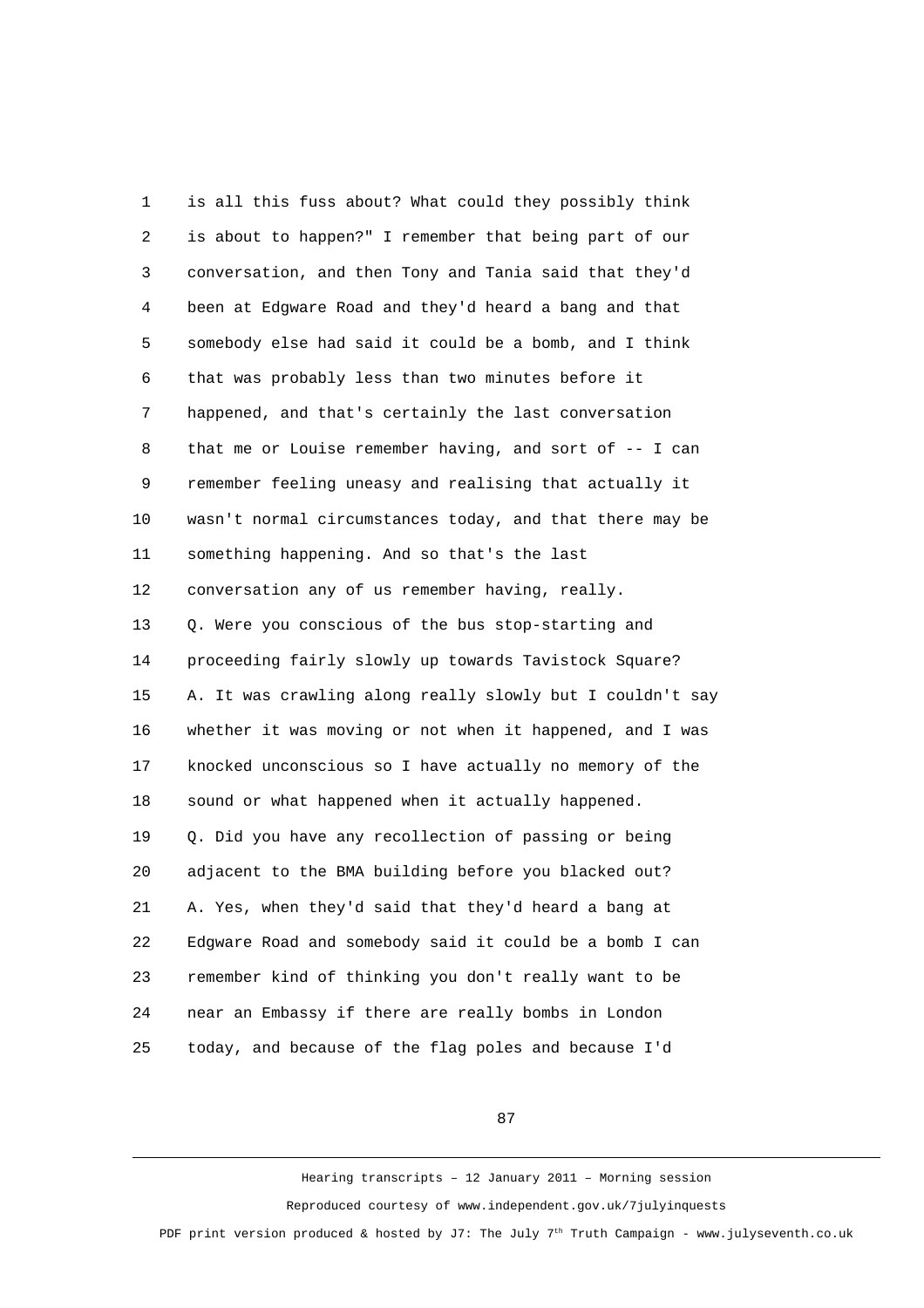1 is all this fuss about? What could they possibly think
2 is about to happen?" I remember that being part of our
3 conversation, and then Tony and Tania said that they'd
4 been at Edgware Road and they'd heard a bang and that
5 somebody else had said it could be a bomb, and I think
6 that was probably less than two minutes before it
7 happened, and that's certainly the last conversation
8 that me or Louise remember having, and sort of -- I can
9 remember feeling uneasy and realising that actually it
10 wasn't normal circumstances today, and that there may be
11 something happening. And so that's the last
12 conversation any of us remember having, really.
13 Q. Were you conscious of the bus stop-starting and
14 proceeding fairly slowly up towards Tavistock Square?
15 A. It was crawling along really slowly but I couldn't say
16 whether it was moving or not when it happened, and I was
17 knocked unconscious so I have actually no memory of the
18 sound or what happened when it actually happened.
19 Q. Did you have any recollection of passing or being
20 adjacent to the BMA building before you blacked out?
21 A. Yes, when they'd said that they'd heard a bang at
22 Edgware Road and somebody said it could be a bomb I can
23 remember kind of thinking you don't really want to be
24 near an Embassy if there are really bombs in London
25 today, and because of the flag poles and because I'd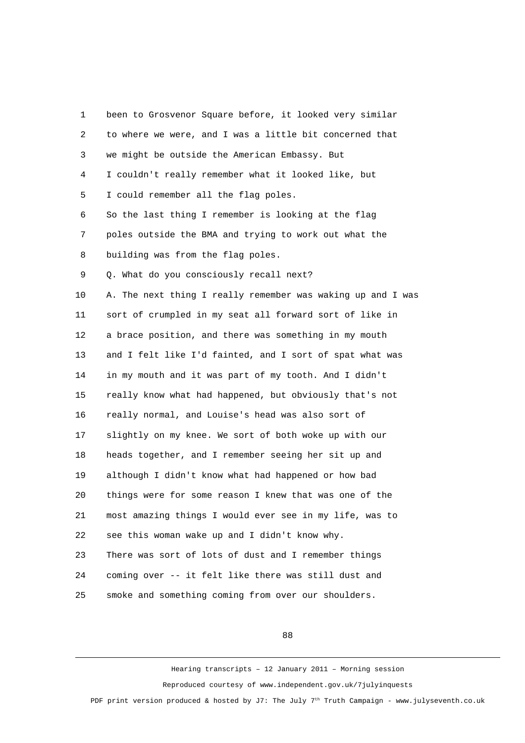been to Grosvenor Square before, it looked very similar to where we were, and I was a little bit concerned that we might be outside the American Embassy. But I couldn't really remember what it looked like, but I could remember all the flag poles.

So the last thing I remember is looking at the flag poles outside the BMA and trying to work out what the building was from the flag poles.

Q. What do you consciously recall next?

A. The next thing I really remember was waking up and I was sort of crumpled in my seat all forward sort of like in a brace position, and there was something in my mouth and I felt like I'd fainted, and I sort of spat what was in my mouth and it was part of my tooth. And I didn't really know what had happened, but obviously that's not really normal, and Louise's head was also sort of slightly on my knee. We sort of both woke up with our heads together, and I remember seeing her sit up and although I didn't know what had happened or how bad things were for some reason I knew that was one of the most amazing things I would ever see in my life, was to see this woman wake up and I didn't know why.

There was sort of lots of dust and I remember things coming over -- it felt like there was still dust and smoke and something coming from over our shoulders.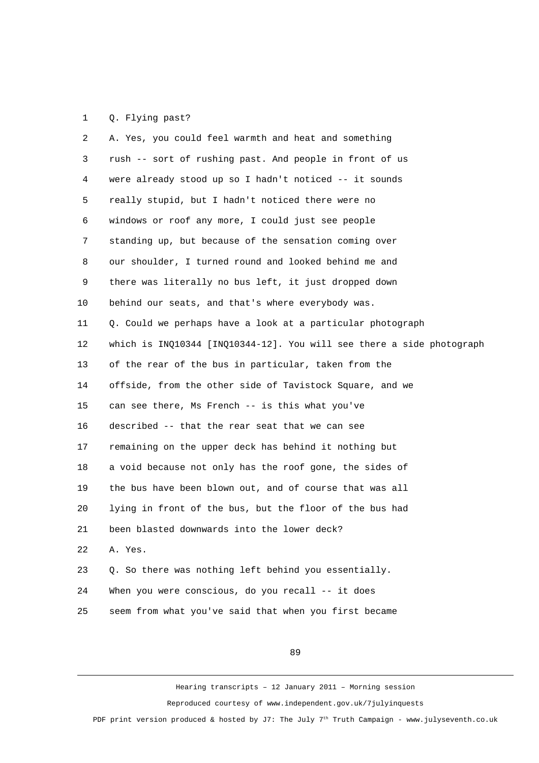1 Q. Flying past?

2 A. Yes, you could feel warmth and heat and something

3 rush -- sort of rushing past. And people in front of us

4 were already stood up so I hadn't noticed -- it sounds

5 really stupid, but I hadn't noticed there were no

6 windows or roof any more, I could just see people

7 standing up, but because of the sensation coming over

8 our shoulder, I turned round and looked behind me and

9 there was literally no bus left, it just dropped down

10 behind our seats, and that's where everybody was.

11 Q. Could we perhaps have a look at a particular photograph

12 which is INQ10344 [INQ10344-12]. You will see there a side photograph

13 of the rear of the bus in particular, taken from the

14 offside, from the other side of Tavistock Square, and we

15 can see there, Ms French -- is this what you've

16 described -- that the rear seat that we can see

17 remaining on the upper deck has behind it nothing but

18 a void because not only has the roof gone, the sides of

19 the bus have been blown out, and of course that was all

20 lying in front of the bus, but the floor of the bus had

21 been blasted downwards into the lower deck?

22 A. Yes.

23 Q. So there was nothing left behind you essentially.

24 When you were conscious, do you recall -- it does

25 seem from what you've said that when you first became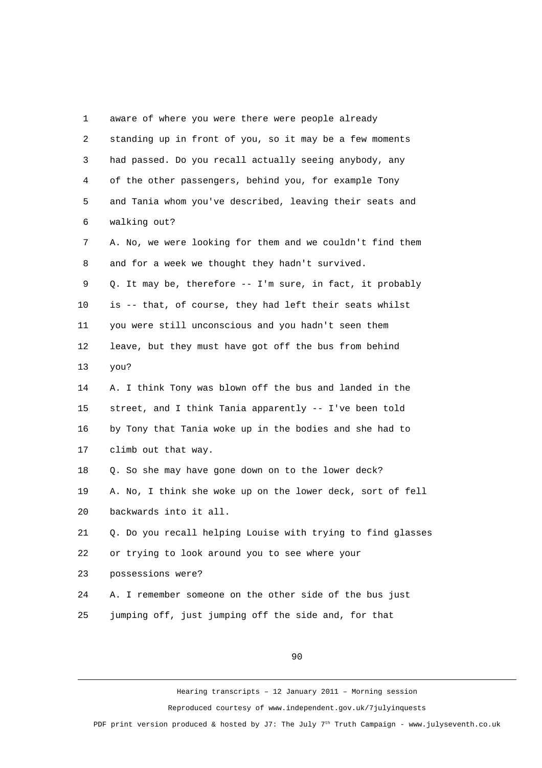1 aware of where you were there were people already
2 standing up in front of you, so it may be a few moments
3 had passed. Do you recall actually seeing anybody, any
4 of the other passengers, behind you, for example Tony
5 and Tania whom you've described, leaving their seats and
6 walking out?
7 A. No, we were looking for them and we couldn't find them
8 and for a week we thought they hadn't survived.
9 Q. It may be, therefore -- I'm sure, in fact, it probably
10 is -- that, of course, they had left their seats whilst
11 you were still unconscious and you hadn't seen them
12 leave, but they must have got off the bus from behind
13 you?
14 A. I think Tony was blown off the bus and landed in the
15 street, and I think Tania apparently -- I've been told
16 by Tony that Tania woke up in the bodies and she had to
17 climb out that way.
18 Q. So she may have gone down on to the lower deck?
19 A. No, I think she woke up on the lower deck, sort of fell
20 backwards into it all.
21 Q. Do you recall helping Louise with trying to find glasses
22 or trying to look around you to see where your
23 possessions were?
24 A. I remember someone on the other side of the bus just
25 jumping off, just jumping off the side and, for that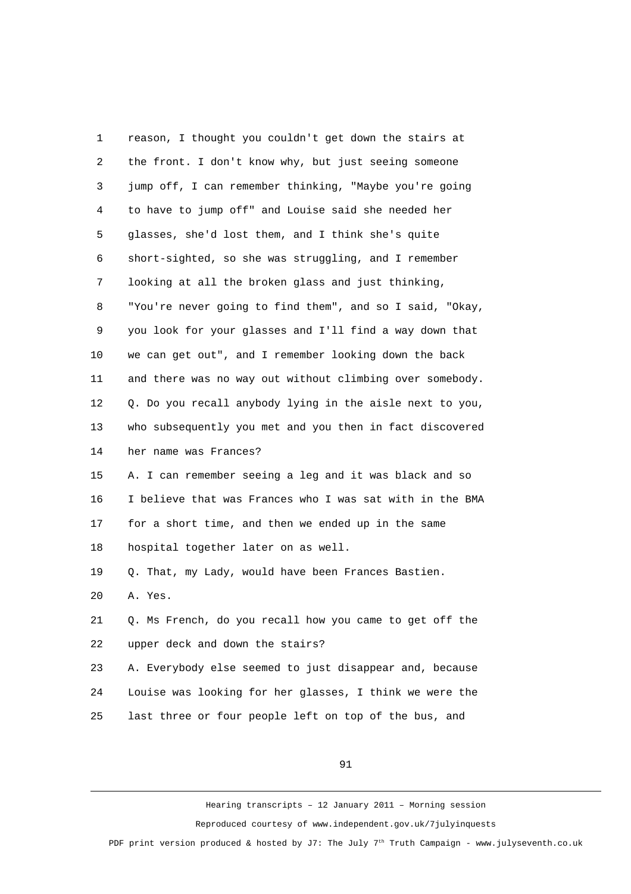reason, I thought you couldn't get down the stairs at the front. I don't know why, but just seeing someone jump off, I can remember thinking, "Maybe you're going to have to jump off" and Louise said she needed her glasses, she'd lost them, and I think she's quite short-sighted, so she was struggling, and I remember looking at all the broken glass and just thinking, "You're never going to find them", and so I said, "Okay, you look for your glasses and I'll find a way down that we can get out", and I remember looking down the back and there was no way out without climbing over somebody.

Q. Do you recall anybody lying in the aisle next to you, who subsequently you met and you then in fact discovered her name was Frances?

A. I can remember seeing a leg and it was black and so I believe that was Frances who I was sat with in the BMA for a short time, and then we ended up in the same hospital together later on as well.

Q. That, my Lady, would have been Frances Bastien.

A. Yes.

Q. Ms French, do you recall how you came to get off the upper deck and down the stairs?

A. Everybody else seemed to just disappear and, because Louise was looking for her glasses, I think we were the last three or four people left on top of the bus, and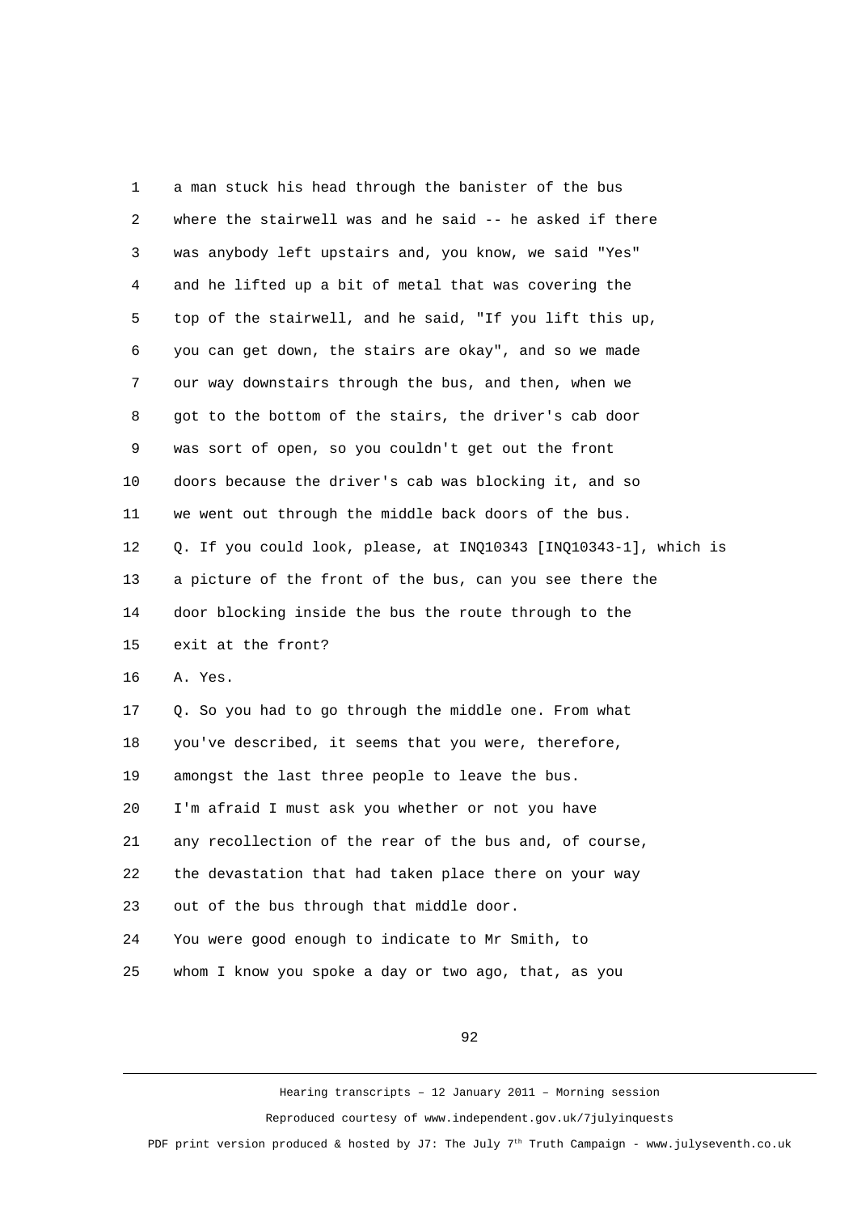a man stuck his head through the banister of the bus where the stairwell was and he said -- he asked if there was anybody left upstairs and, you know, we said "Yes" and he lifted up a bit of metal that was covering the top of the stairwell, and he said, "If you lift this up, you can get down, the stairs are okay", and so we made our way downstairs through the bus, and then, when we got to the bottom of the stairs, the driver's cab door was sort of open, so you couldn't get out the front doors because the driver's cab was blocking it, and so we went out through the middle back doors of the bus.

Q. If you could look, please, at INQ10343 [INQ10343-1], which is a picture of the front of the bus, can you see there the door blocking inside the bus the route through to the exit at the front?

A. Yes.

Q. So you had to go through the middle one. From what you've described, it seems that you were, therefore, amongst the last three people to leave the bus.

I'm afraid I must ask you whether or not you have any recollection of the rear of the bus and, of course, the devastation that had taken place there on your way out of the bus through that middle door.

You were good enough to indicate to Mr Smith, to whom I know you spoke a day or two ago, that, as you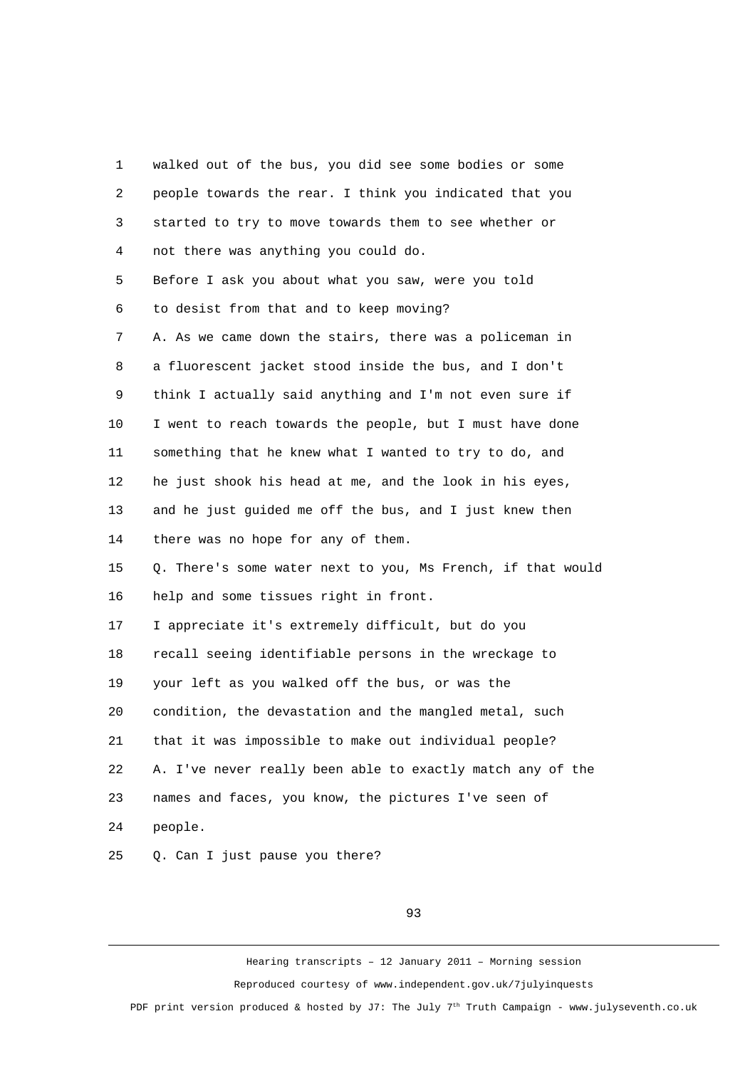1 walked out of the bus, you did see some bodies or some
2 people towards the rear. I think you indicated that you
3 started to try to move towards them to see whether or
4 not there was anything you could do.
5 Before I ask you about what you saw, were you told
6 to desist from that and to keep moving?
7 A. As we came down the stairs, there was a policeman in
8 a fluorescent jacket stood inside the bus, and I don't
9 think I actually said anything and I'm not even sure if
10 I went to reach towards the people, but I must have done
11 something that he knew what I wanted to try to do, and
12 he just shook his head at me, and the look in his eyes,
13 and he just guided me off the bus, and I just knew then
14 there was no hope for any of them.
15 Q. There's some water next to you, Ms French, if that would
16 help and some tissues right in front.
17 I appreciate it's extremely difficult, but do you
18 recall seeing identifiable persons in the wreckage to
19 your left as you walked off the bus, or was the
20 condition, the devastation and the mangled metal, such
21 that it was impossible to make out individual people?
22 A. I've never really been able to exactly match any of the
23 names and faces, you know, the pictures I've seen of
24 people.
25 Q. Can I just pause you there?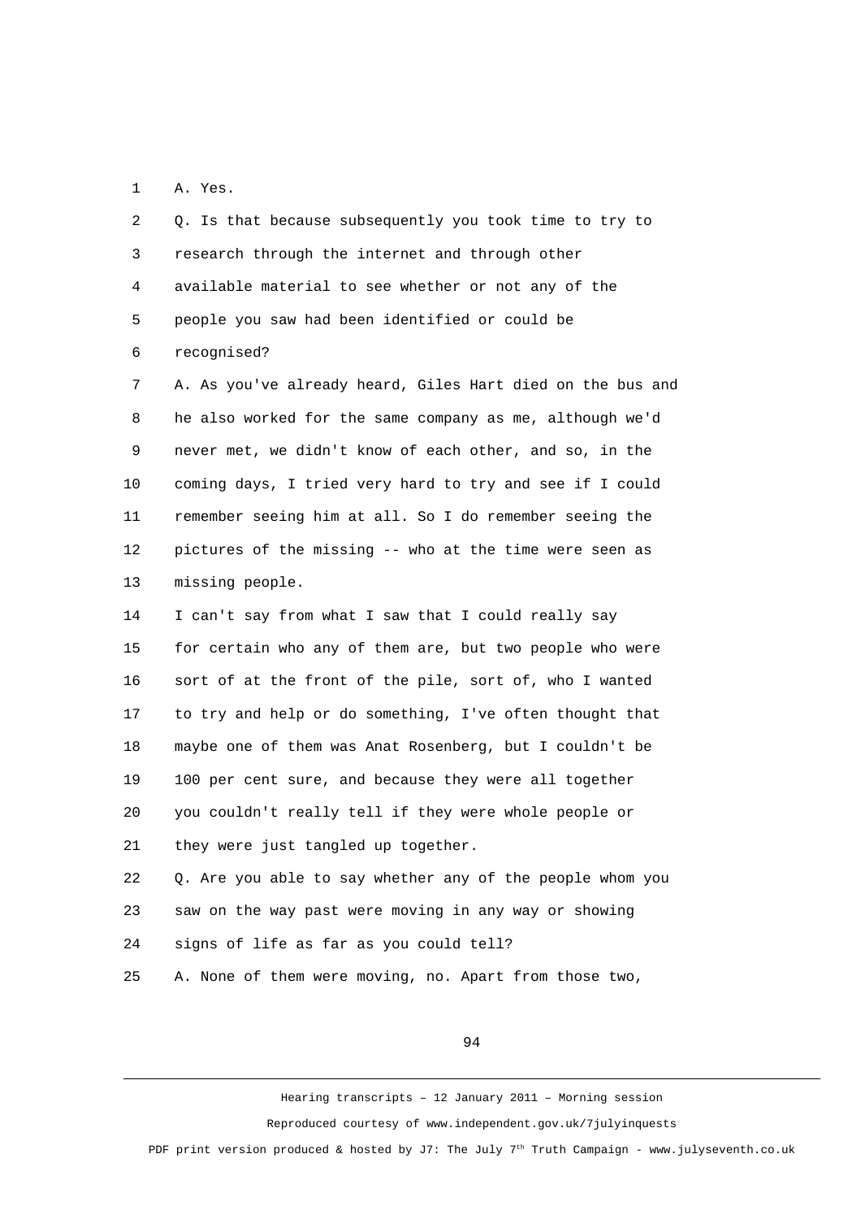1 A. Yes.

2 Q. Is that because subsequently you took time to try to
3 research through the internet and through other
4 available material to see whether or not any of the
5 people you saw had been identified or could be
6 recognised?

7 A. As you've already heard, Giles Hart died on the bus and
8 he also worked for the same company as me, although we'd
9 never met, we didn't know of each other, and so, in the
10 coming days, I tried very hard to try and see if I could
11 remember seeing him at all. So I do remember seeing the
12 pictures of the missing -- who at the time were seen as
13 missing people.

14 I can't say from what I saw that I could really say
15 for certain who any of them are, but two people who were
16 sort of at the front of the pile, sort of, who I wanted
17 to try and help or do something, I've often thought that
18 maybe one of them was Anat Rosenberg, but I couldn't be
19 100 per cent sure, and because they were all together
20 you couldn't really tell if they were whole people or
21 they were just tangled up together.

22 Q. Are you able to say whether any of the people whom you
23 saw on the way past were moving in any way or showing
24 signs of life as far as you could tell?

25 A. None of them were moving, no. Apart from those two,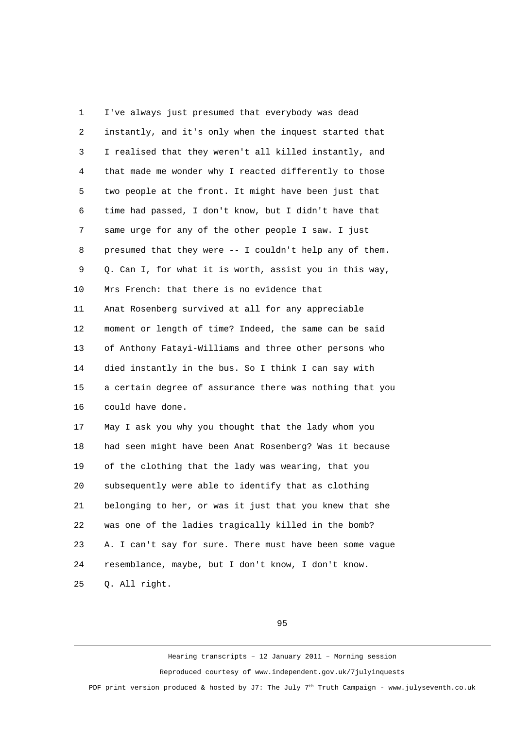1 I've always just presumed that everybody was dead
2 instantly, and it's only when the inquest started that
3 I realised that they weren't all killed instantly, and
4 that made me wonder why I reacted differently to those
5 two people at the front. It might have been just that
6 time had passed, I don't know, but I didn't have that
7 same urge for any of the other people I saw. I just
8 presumed that they were -- I couldn't help any of them.
9 Q. Can I, for what it is worth, assist you in this way,
10 Mrs French: that there is no evidence that
11 Anat Rosenberg survived at all for any appreciable
12 moment or length of time? Indeed, the same can be said
13 of Anthony Fatayi-Williams and three other persons who
14 died instantly in the bus. So I think I can say with
15 a certain degree of assurance there was nothing that you
16 could have done.
17 May I ask you why you thought that the lady whom you
18 had seen might have been Anat Rosenberg? Was it because
19 of the clothing that the lady was wearing, that you
20 subsequently were able to identify that as clothing
21 belonging to her, or was it just that you knew that she
22 was one of the ladies tragically killed in the bomb?
23 A. I can't say for sure. There must have been some vague
24 resemblance, maybe, but I don't know, I don't know.
25 Q. All right.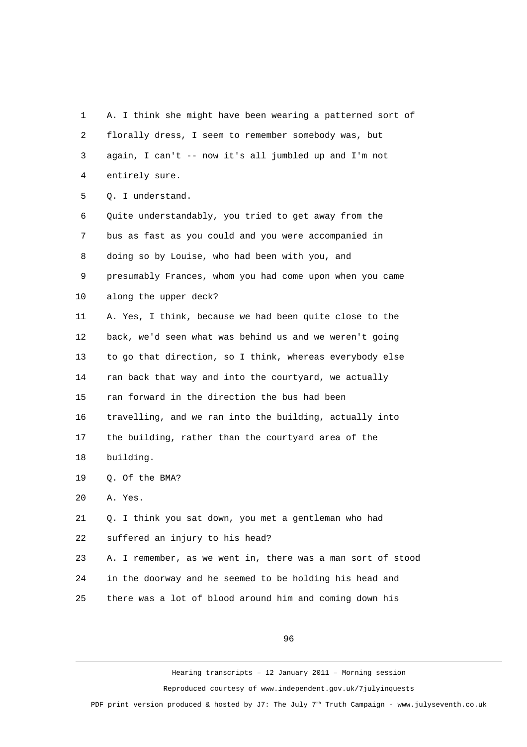1 A. I think she might have been wearing a patterned sort of
2 florally dress, I seem to remember somebody was, but
3 again, I can't -- now it's all jumbled up and I'm not
4 entirely sure.
5 Q. I understand.
6 Quite understandably, you tried to get away from the
7 bus as fast as you could and you were accompanied in
8 doing so by Louise, who had been with you, and
9 presumably Frances, whom you had come upon when you came
10 along the upper deck?
11 A. Yes, I think, because we had been quite close to the
12 back, we'd seen what was behind us and we weren't going
13 to go that direction, so I think, whereas everybody else
14 ran back that way and into the courtyard, we actually
15 ran forward in the direction the bus had been
16 travelling, and we ran into the building, actually into
17 the building, rather than the courtyard area of the
18 building.
19 Q. Of the BMA?
20 A. Yes.
21 Q. I think you sat down, you met a gentleman who had
22 suffered an injury to his head?
23 A. I remember, as we went in, there was a man sort of stood
24 in the doorway and he seemed to be holding his head and
25 there was a lot of blood around him and coming down his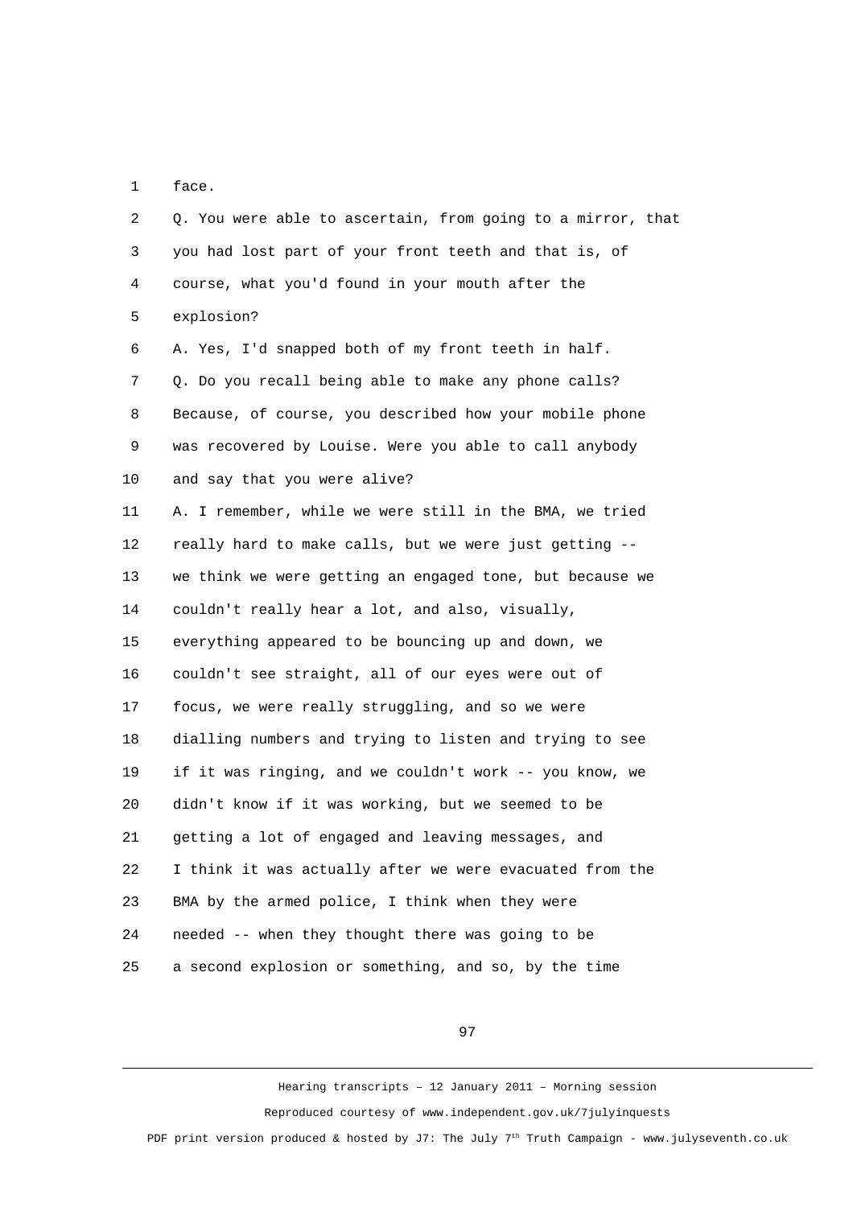face.

Q. You were able to ascertain, from going to a mirror, that you had lost part of your front teeth and that is, of course, what you'd found in your mouth after the explosion?

A. Yes, I'd snapped both of my front teeth in half.

Q. Do you recall being able to make any phone calls? Because, of course, you described how your mobile phone was recovered by Louise. Were you able to call anybody and say that you were alive?

A. I remember, while we were still in the BMA, we tried really hard to make calls, but we were just getting -- we think we were getting an engaged tone, but because we couldn't really hear a lot, and also, visually, everything appeared to be bouncing up and down, we couldn't see straight, all of our eyes were out of focus, we were really struggling, and so we were dialling numbers and trying to listen and trying to see if it was ringing, and we couldn't work -- you know, we didn't know if it was working, but we seemed to be getting a lot of engaged and leaving messages, and I think it was actually after we were evacuated from the BMA by the armed police, I think when they were needed -- when they thought there was going to be a second explosion or something, and so, by the time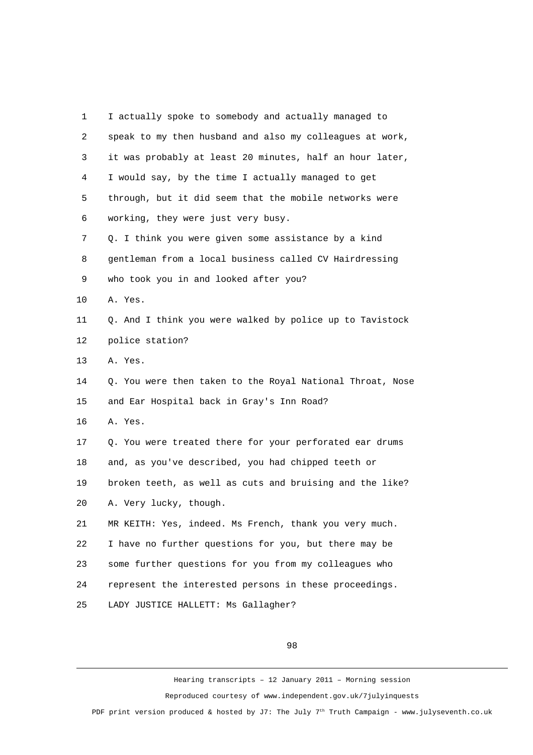1 I actually spoke to somebody and actually managed to
2 speak to my then husband and also my colleagues at work,
3 it was probably at least 20 minutes, half an hour later,
4 I would say, by the time I actually managed to get
5 through, but it did seem that the mobile networks were
6 working, they were just very busy.
7 Q. I think you were given some assistance by a kind
8 gentleman from a local business called CV Hairdressing
9 who took you in and looked after you?
10 A. Yes.
11 Q. And I think you were walked by police up to Tavistock
12 police station?
13 A. Yes.
14 Q. You were then taken to the Royal National Throat, Nose
15 and Ear Hospital back in Gray's Inn Road?
16 A. Yes.
17 Q. You were treated there for your perforated ear drums
18 and, as you've described, you had chipped teeth or
19 broken teeth, as well as cuts and bruising and the like?
20 A. Very lucky, though.
21 MR KEITH: Yes, indeed. Ms French, thank you very much.
22 I have no further questions for you, but there may be
23 some further questions for you from my colleagues who
24 represent the interested persons in these proceedings.
25 LADY JUSTICE HALLETT: Ms Gallagher?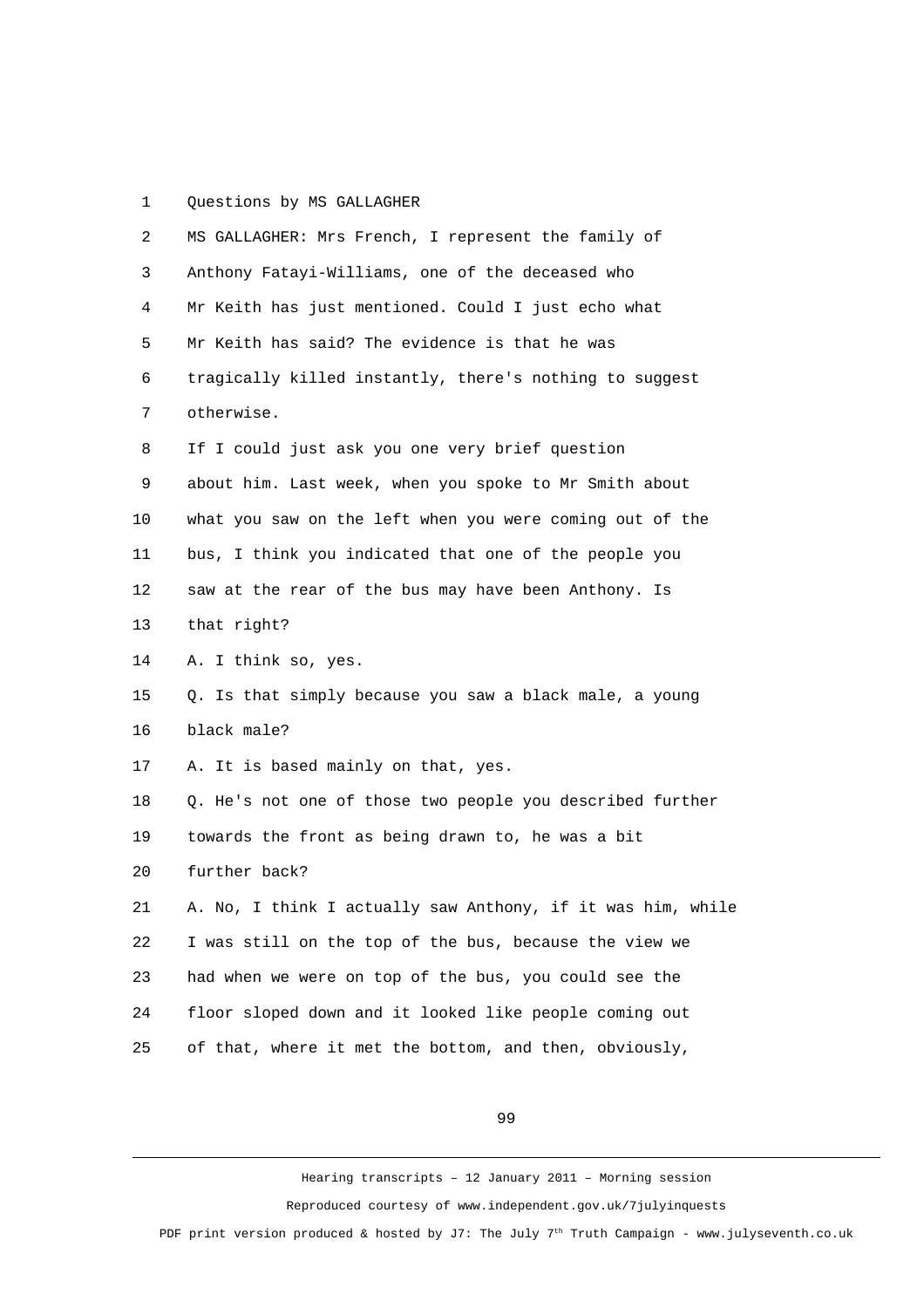Questions by MS GALLAGHER

MS GALLAGHER: Mrs French, I represent the family of Anthony Fatayi-Williams, one of the deceased who Mr Keith has just mentioned. Could I just echo what Mr Keith has said? The evidence is that he was tragically killed instantly, there's nothing to suggest otherwise.

If I could just ask you one very brief question about him. Last week, when you spoke to Mr Smith about what you saw on the left when you were coming out of the bus, I think you indicated that one of the people you saw at the rear of the bus may have been Anthony. Is that right?

A. I think so, yes.

Q. Is that simply because you saw a black male, a young black male?

A. It is based mainly on that, yes.

Q. He's not one of those two people you described further towards the front as being drawn to, he was a bit further back?

A. No, I think I actually saw Anthony, if it was him, while I was still on the top of the bus, because the view we had when we were on top of the bus, you could see the floor sloped down and it looked like people coming out of that, where it met the bottom, and then, obviously,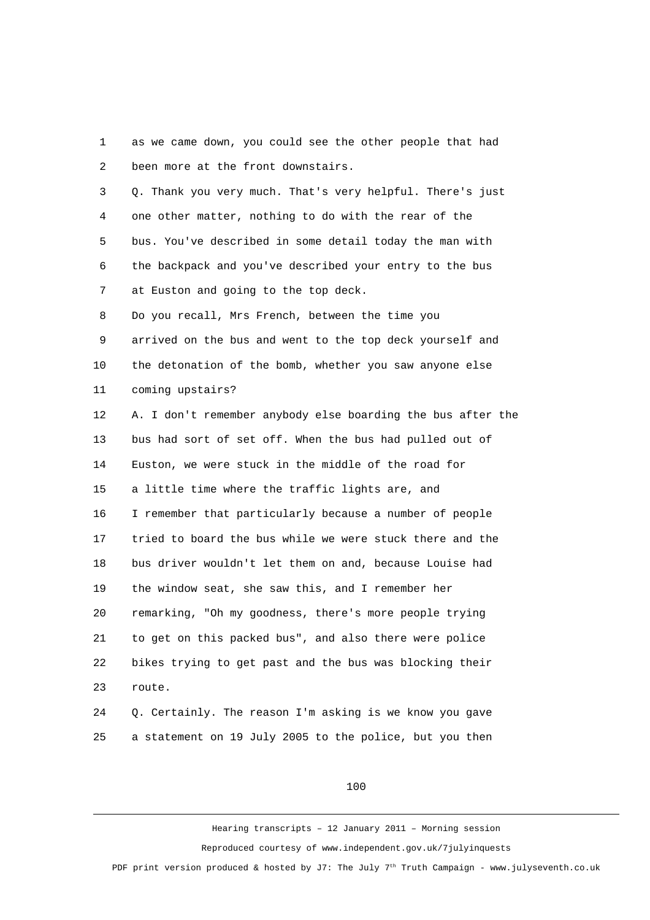as we came down, you could see the other people that had been more at the front downstairs.

Q. Thank you very much. That's very helpful. There's just one other matter, nothing to do with the rear of the bus. You've described in some detail today the man with the backpack and you've described your entry to the bus at Euston and going to the top deck.

Do you recall, Mrs French, between the time you arrived on the bus and went to the top deck yourself and the detonation of the bomb, whether you saw anyone else coming upstairs?

A. I don't remember anybody else boarding the bus after the bus had sort of set off. When the bus had pulled out of Euston, we were stuck in the middle of the road for a little time where the traffic lights are, and I remember that particularly because a number of people tried to board the bus while we were stuck there and the bus driver wouldn't let them on and, because Louise had the window seat, she saw this, and I remember her remarking, "Oh my goodness, there's more people trying to get on this packed bus", and also there were police bikes trying to get past and the bus was blocking their route.

Q. Certainly. The reason I'm asking is we know you gave a statement on 19 July 2005 to the police, but you then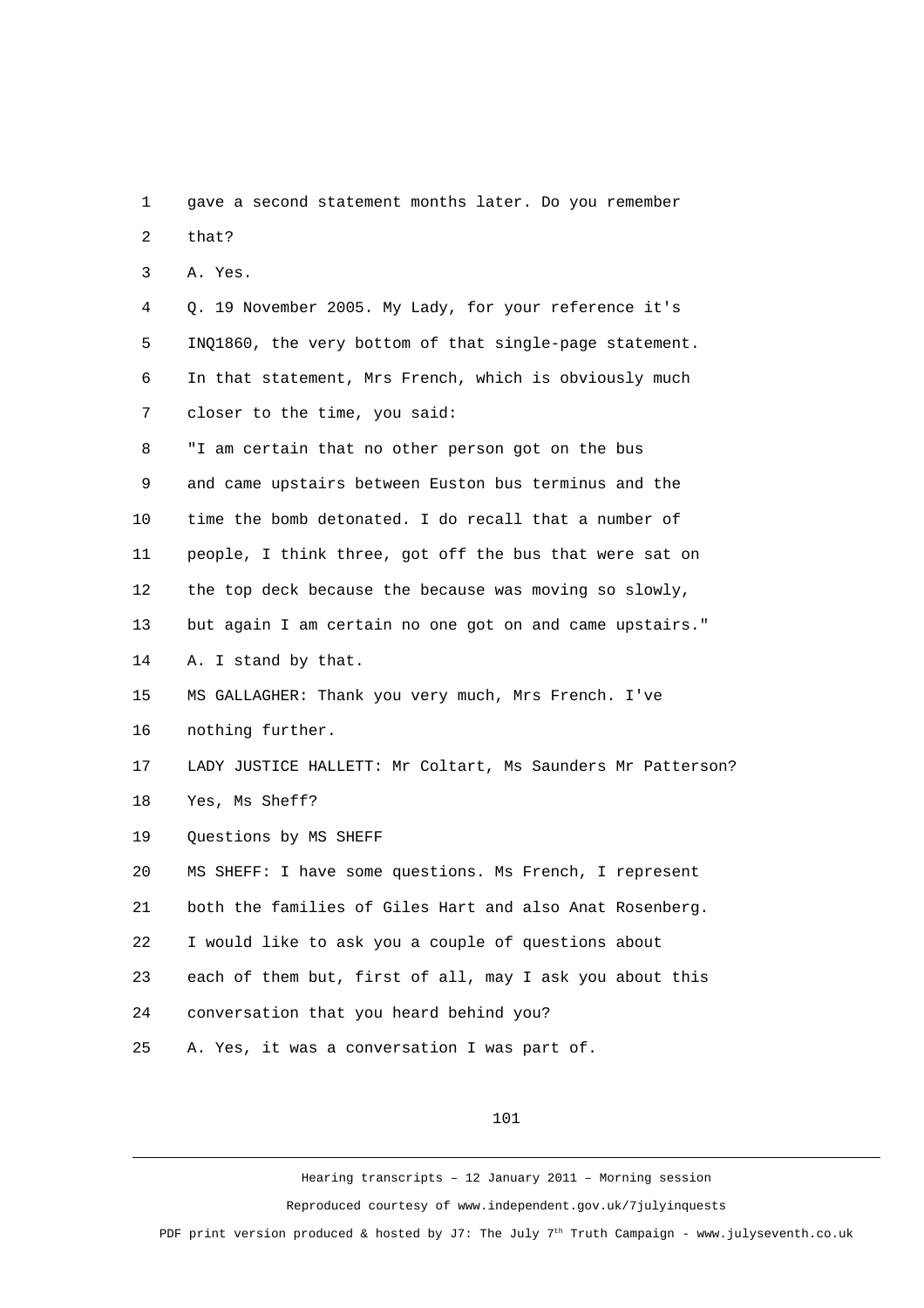gave a second statement months later. Do you remember that?

A. Yes.

Q. 19 November 2005. My Lady, for your reference it's INQ1860, the very bottom of that single-page statement. In that statement, Mrs French, which is obviously much closer to the time, you said:

"I am certain that no other person got on the bus and came upstairs between Euston bus terminus and the time the bomb detonated. I do recall that a number of people, I think three, got off the bus that were sat on the top deck because the because was moving so slowly, but again I am certain no one got on and came upstairs."

A. I stand by that.

MS GALLAGHER: Thank you very much, Mrs French. I've nothing further.

LADY JUSTICE HALLETT: Mr Coltart, Ms Saunders Mr Patterson? Yes, Ms Sheff?

Questions by MS SHEFF

MS SHEFF: I have some questions. Ms French, I represent both the families of Giles Hart and also Anat Rosenberg. I would like to ask you a couple of questions about each of them but, first of all, may I ask you about this conversation that you heard behind you?

A. Yes, it was a conversation I was part of.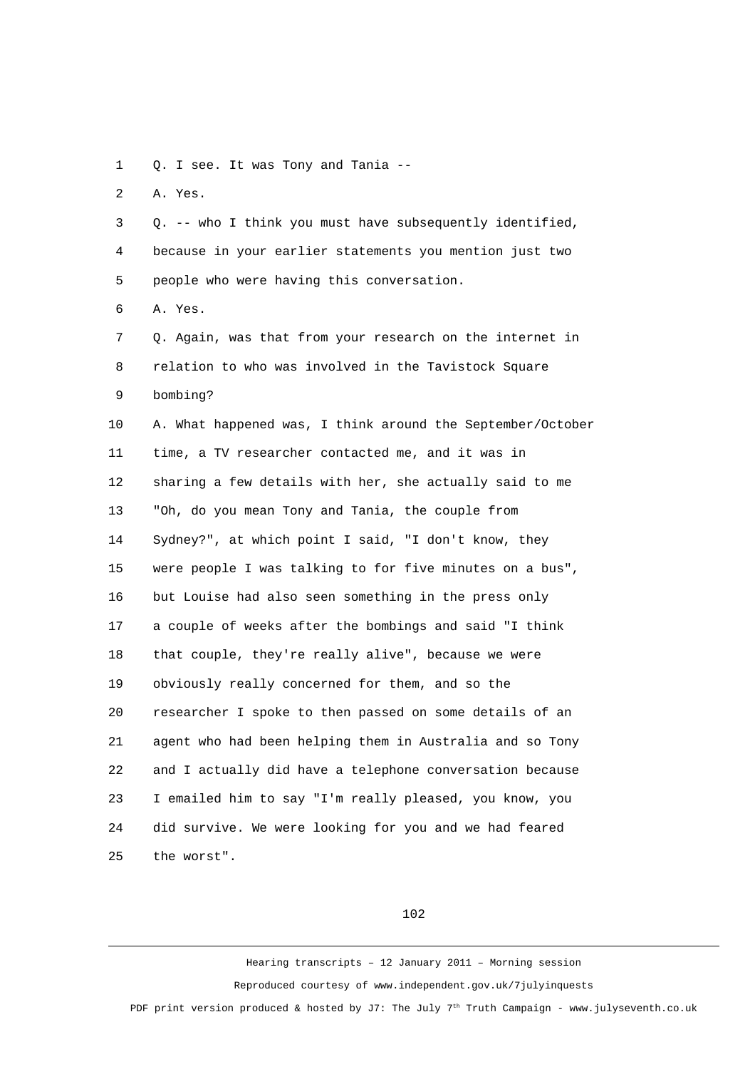Q. I see. It was Tony and Tania --

A. Yes.

Q. -- who I think you must have subsequently identified, because in your earlier statements you mention just two people who were having this conversation.

A. Yes.

Q. Again, was that from your research on the internet in relation to who was involved in the Tavistock Square bombing?

A. What happened was, I think around the September/October time, a TV researcher contacted me, and it was in sharing a few details with her, she actually said to me "Oh, do you mean Tony and Tania, the couple from Sydney?", at which point I said, "I don't know, they were people I was talking to for five minutes on a bus", but Louise had also seen something in the press only a couple of weeks after the bombings and said "I think that couple, they're really alive", because we were obviously really concerned for them, and so the researcher I spoke to then passed on some details of an agent who had been helping them in Australia and so Tony and I actually did have a telephone conversation because I emailed him to say "I'm really pleased, you know, you did survive. We were looking for you and we had feared the worst".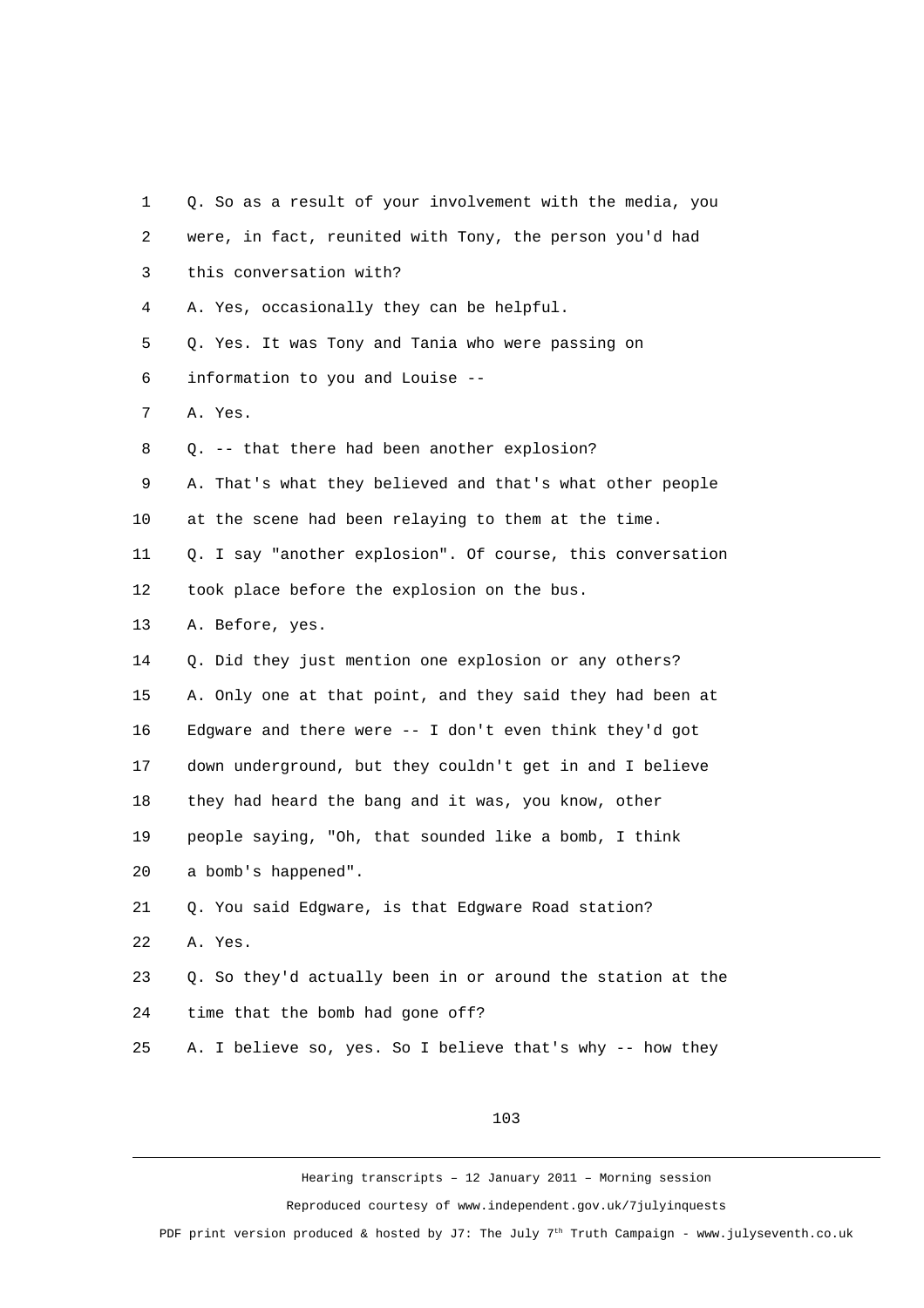Q. So as a result of your involvement with the media, you were, in fact, reunited with Tony, the person you'd had this conversation with?

A. Yes, occasionally they can be helpful.

Q. Yes. It was Tony and Tania who were passing on information to you and Louise --

A. Yes.

Q. -- that there had been another explosion?

A. That's what they believed and that's what other people at the scene had been relaying to them at the time.

Q. I say "another explosion". Of course, this conversation took place before the explosion on the bus.

A. Before, yes.

Q. Did they just mention one explosion or any others?

A. Only one at that point, and they said they had been at Edgware and there were -- I don't even think they'd got down underground, but they couldn't get in and I believe they had heard the bang and it was, you know, other people saying, "Oh, that sounded like a bomb, I think a bomb's happened".

Q. You said Edgware, is that Edgware Road station?

A. Yes.

Q. So they'd actually been in or around the station at the time that the bomb had gone off?

A. I believe so, yes. So I believe that's why -- how they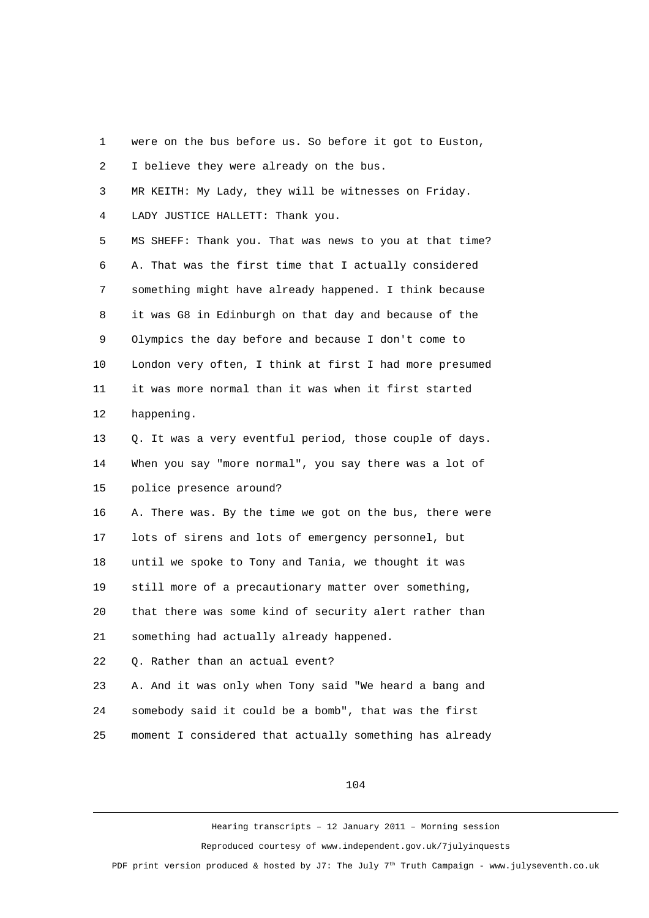were on the bus before us. So before it got to Euston, I believe they were already on the bus.

MR KEITH: My Lady, they will be witnesses on Friday.

LADY JUSTICE HALLETT: Thank you.

MS SHEFF: Thank you. That was news to you at that time?

A. That was the first time that I actually considered something might have already happened. I think because it was G8 in Edinburgh on that day and because of the Olympics the day before and because I don't come to London very often, I think at first I had more presumed it was more normal than it was when it first started happening.

Q. It was a very eventful period, those couple of days. When you say "more normal", you say there was a lot of police presence around?

A. There was. By the time we got on the bus, there were lots of sirens and lots of emergency personnel, but until we spoke to Tony and Tania, we thought it was still more of a precautionary matter over something, that there was some kind of security alert rather than something had actually already happened.

Q. Rather than an actual event?

A. And it was only when Tony said "We heard a bang and somebody said it could be a bomb", that was the first moment I considered that actually something has already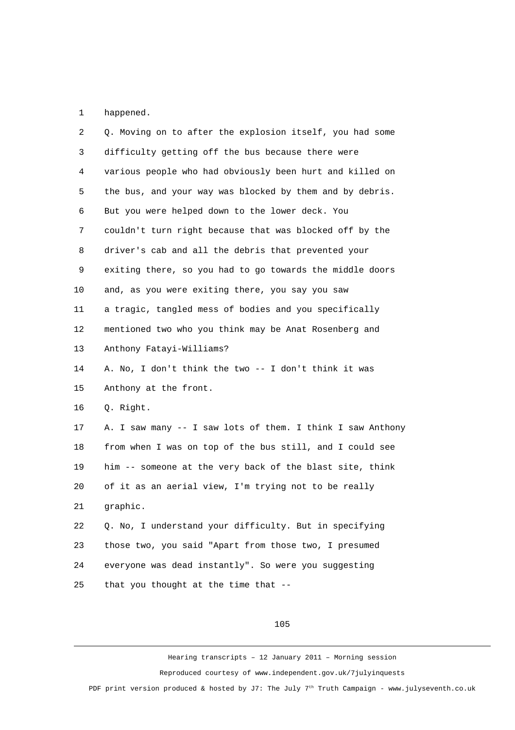happened.

Q. Moving on to after the explosion itself, you had some difficulty getting off the bus because there were various people who had obviously been hurt and killed on the bus, and your way was blocked by them and by debris. But you were helped down to the lower deck. You couldn't turn right because that was blocked off by the driver's cab and all the debris that prevented your exiting there, so you had to go towards the middle doors and, as you were exiting there, you say you saw a tragic, tangled mess of bodies and you specifically mentioned two who you think may be Anat Rosenberg and Anthony Fatayi-Williams?

A. No, I don't think the two -- I don't think it was Anthony at the front.

Q. Right.

A. I saw many -- I saw lots of them. I think I saw Anthony from when I was on top of the bus still, and I could see him -- someone at the very back of the blast site, think of it as an aerial view, I'm trying not to be really graphic.

Q. No, I understand your difficulty. But in specifying those two, you said "Apart from those two, I presumed everyone was dead instantly". So were you suggesting that you thought at the time that --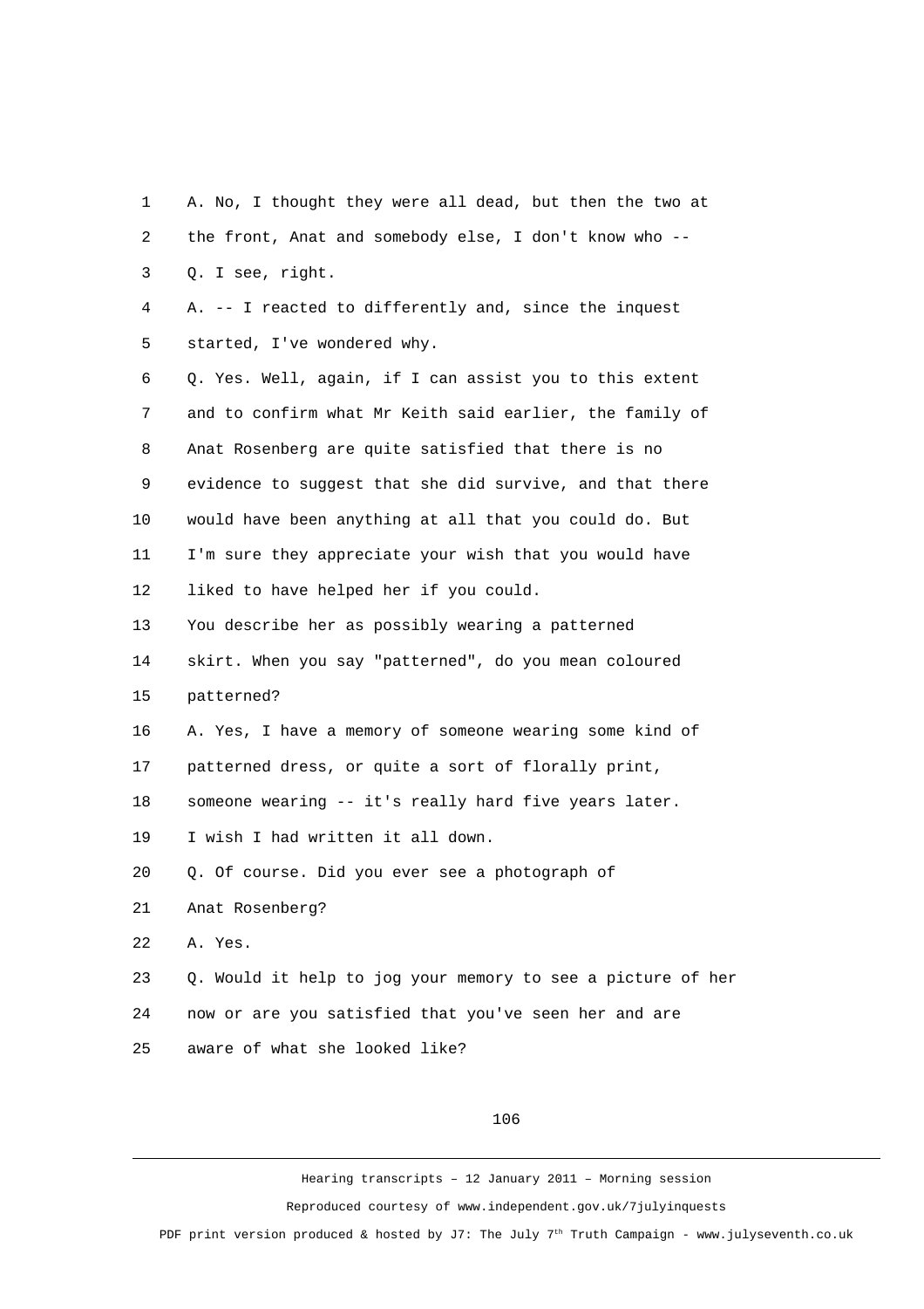A. No, I thought they were all dead, but then the two at the front, Anat and somebody else, I don't know who --

Q. I see, right.

A. -- I reacted to differently and, since the inquest started, I've wondered why.

Q. Yes. Well, again, if I can assist you to this extent and to confirm what Mr Keith said earlier, the family of Anat Rosenberg are quite satisfied that there is no evidence to suggest that she did survive, and that there would have been anything at all that you could do. But I'm sure they appreciate your wish that you would have liked to have helped her if you could.

You describe her as possibly wearing a patterned skirt. When you say "patterned", do you mean coloured patterned?

A. Yes, I have a memory of someone wearing some kind of patterned dress, or quite a sort of florally print, someone wearing -- it's really hard five years later. I wish I had written it all down.

Q. Of course. Did you ever see a photograph of Anat Rosenberg?

A. Yes.

Q. Would it help to jog your memory to see a picture of her now or are you satisfied that you've seen her and are aware of what she looked like?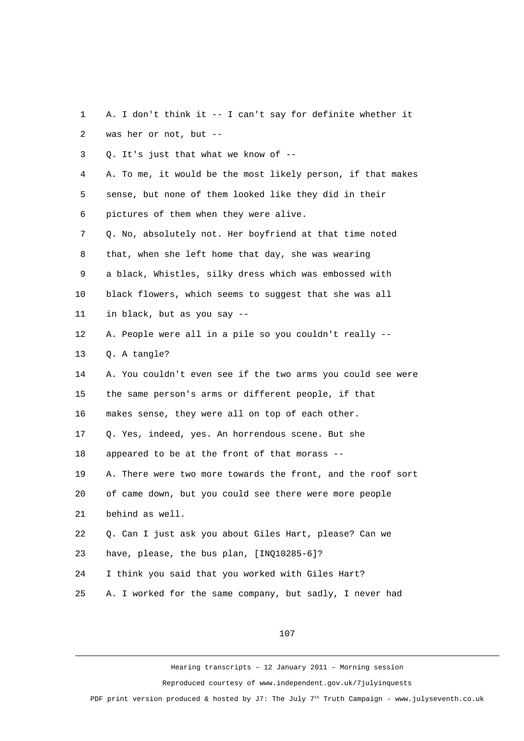A. I don't think it -- I can't say for definite whether it was her or not, but --

Q. It's just that what we know of --

A. To me, it would be the most likely person, if that makes sense, but none of them looked like they did in their pictures of them when they were alive.

Q. No, absolutely not. Her boyfriend at that time noted that, when she left home that day, she was wearing a black, Whistles, silky dress which was embossed with black flowers, which seems to suggest that she was all in black, but as you say --

A. People were all in a pile so you couldn't really --

Q. A tangle?

A. You couldn't even see if the two arms you could see were the same person's arms or different people, if that makes sense, they were all on top of each other.

Q. Yes, indeed, yes. An horrendous scene. But she appeared to be at the front of that morass --

A. There were two more towards the front, and the roof sort of came down, but you could see there were more people behind as well.

Q. Can I just ask you about Giles Hart, please? Can we have, please, the bus plan, [INQ10285-6]?

I think you said that you worked with Giles Hart?

A. I worked for the same company, but sadly, I never had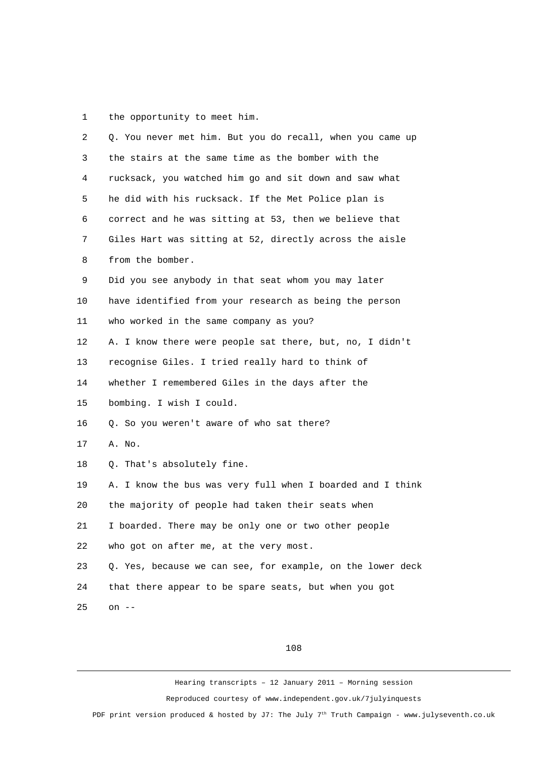1 the opportunity to meet him.

2 Q. You never met him. But you do recall, when you came up

3 the stairs at the same time as the bomber with the

4 rucksack, you watched him go and sit down and saw what

5 he did with his rucksack. If the Met Police plan is

6 correct and he was sitting at 53, then we believe that

7 Giles Hart was sitting at 52, directly across the aisle

8 from the bomber.

9 Did you see anybody in that seat whom you may later

10 have identified from your research as being the person

11 who worked in the same company as you?

12 A. I know there were people sat there, but, no, I didn't

13 recognise Giles. I tried really hard to think of

14 whether I remembered Giles in the days after the

15 bombing. I wish I could.

16 Q. So you weren't aware of who sat there?

17 A. No.

18 Q. That's absolutely fine.

19 A. I know the bus was very full when I boarded and I think

20 the majority of people had taken their seats when

21 I boarded. There may be only one or two other people

22 who got on after me, at the very most.

23 Q. Yes, because we can see, for example, on the lower deck

24 that there appear to be spare seats, but when you got

25 on --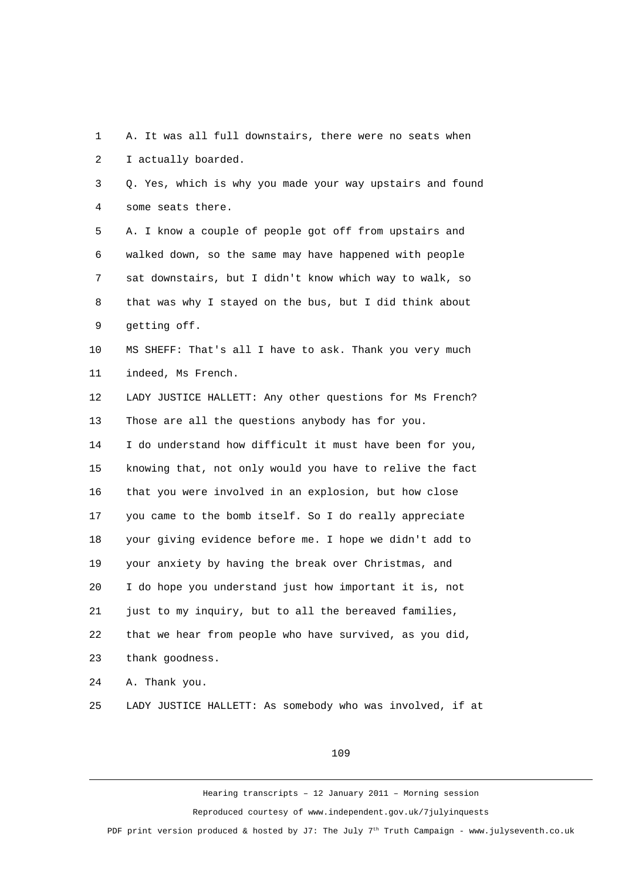1 A. It was all full downstairs, there were no seats when
2 I actually boarded.
3 Q. Yes, which is why you made your way upstairs and found
4 some seats there.
5 A. I know a couple of people got off from upstairs and
6 walked down, so the same may have happened with people
7 sat downstairs, but I didn't know which way to walk, so
8 that was why I stayed on the bus, but I did think about
9 getting off.
10 MS SHEFF: That's all I have to ask. Thank you very much
11 indeed, Ms French.
12 LADY JUSTICE HALLETT: Any other questions for Ms French?
13 Those are all the questions anybody has for you.
14 I do understand how difficult it must have been for you,
15 knowing that, not only would you have to relive the fact
16 that you were involved in an explosion, but how close
17 you came to the bomb itself. So I do really appreciate
18 your giving evidence before me. I hope we didn't add to
19 your anxiety by having the break over Christmas, and
20 I do hope you understand just how important it is, not
21 just to my inquiry, but to all the bereaved families,
22 that we hear from people who have survived, as you did,
23 thank goodness.
24 A. Thank you.
25 LADY JUSTICE HALLETT: As somebody who was involved, if at

Hearing transcripts – 12 January 2011 – Morning session

Reproduced courtesy of www.independent.gov.uk/7julyinquests

PDF print version produced & hosted by J7: The July 7th Truth Campaign - www.julyseventh.co.uk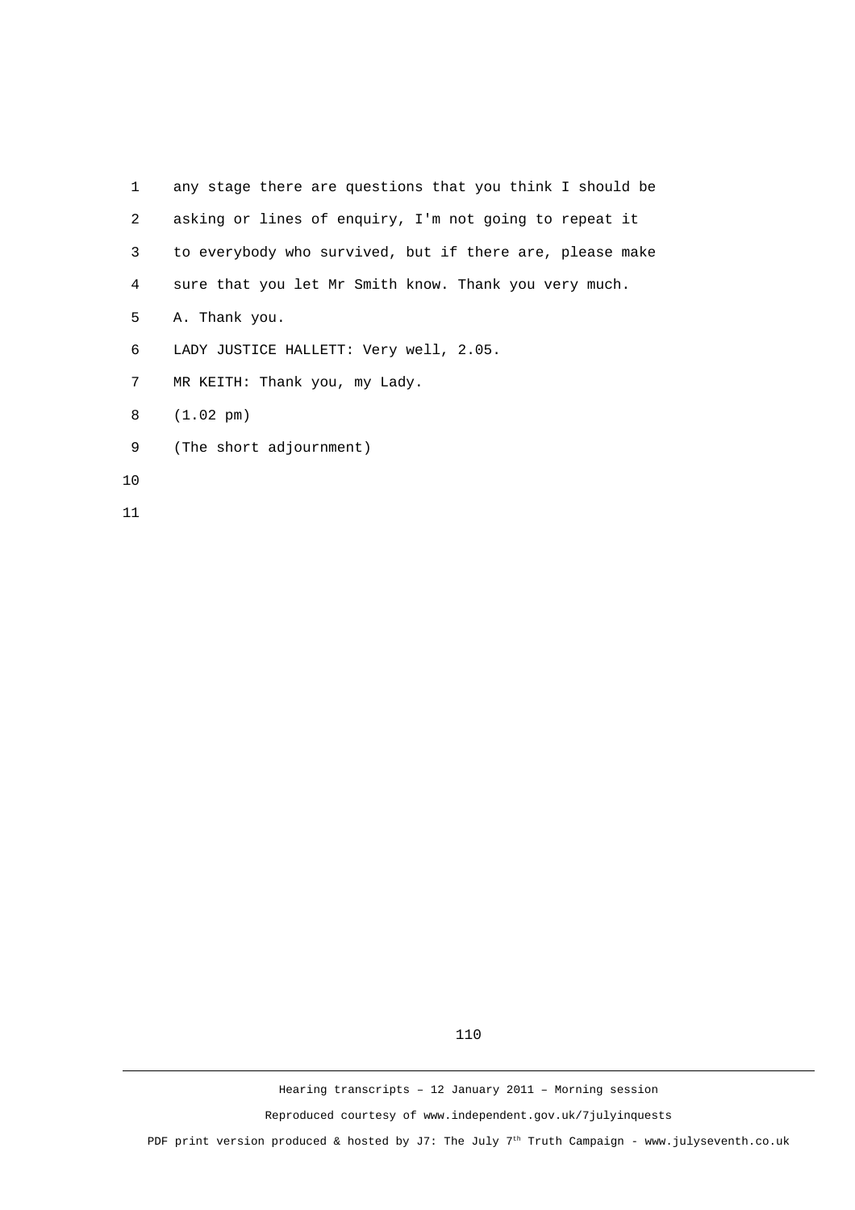any stage there are questions that you think I should be asking or lines of enquiry, I'm not going to repeat it to everybody who survived, but if there are, please make sure that you let Mr Smith know. Thank you very much.

A. Thank you.

LADY JUSTICE HALLETT: Very well, 2.05.

MR KEITH: Thank you, my Lady.

(1.02 pm)

(The short adjournment)